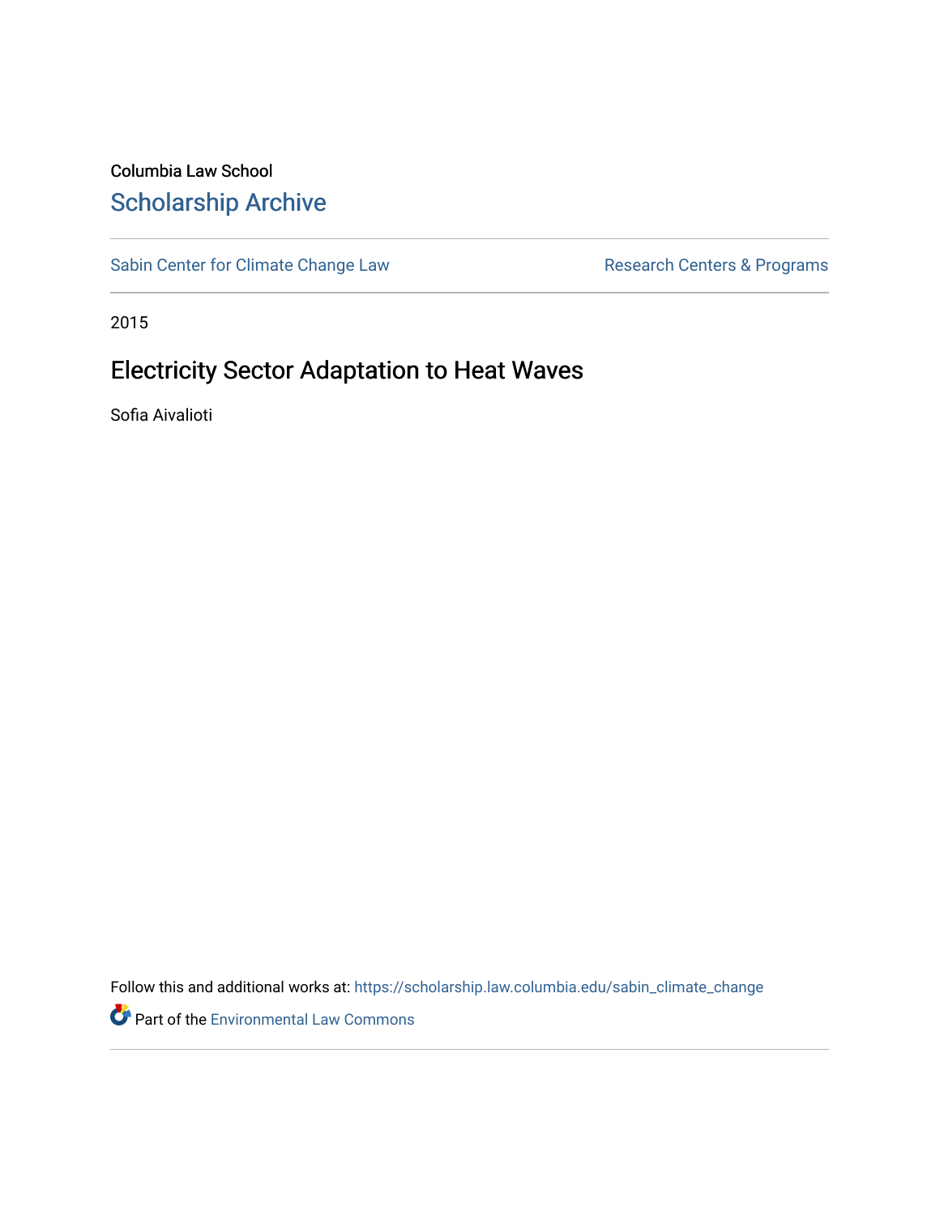Columbia Law School

Scholarship Archive

Sabin Center for Climate Change Law

Research Centers & Programs

2015

# Electricity Sector Adaptation to Heat Waves

Sofia Aivalioti

Follow this and additional works at: https://scholarship.law.columbia.edu/sabin_climate_change

Part of the Environmental Law Commons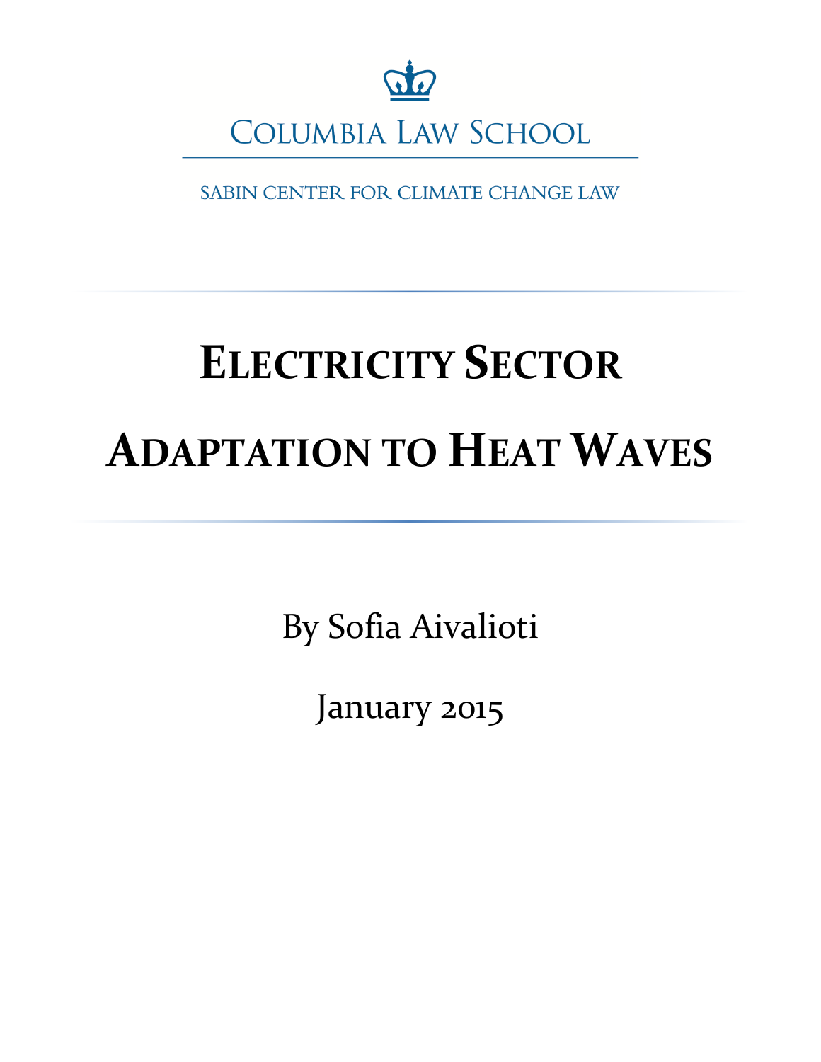COLUMBIA LAW SCHOOL

SABIN CENTER FOR CLIMATE CHANGE LAW

# ELECTRICITY SECTOR ADAPTATION TO HEAT WAVES

By Sofia Aivalioti

January 2015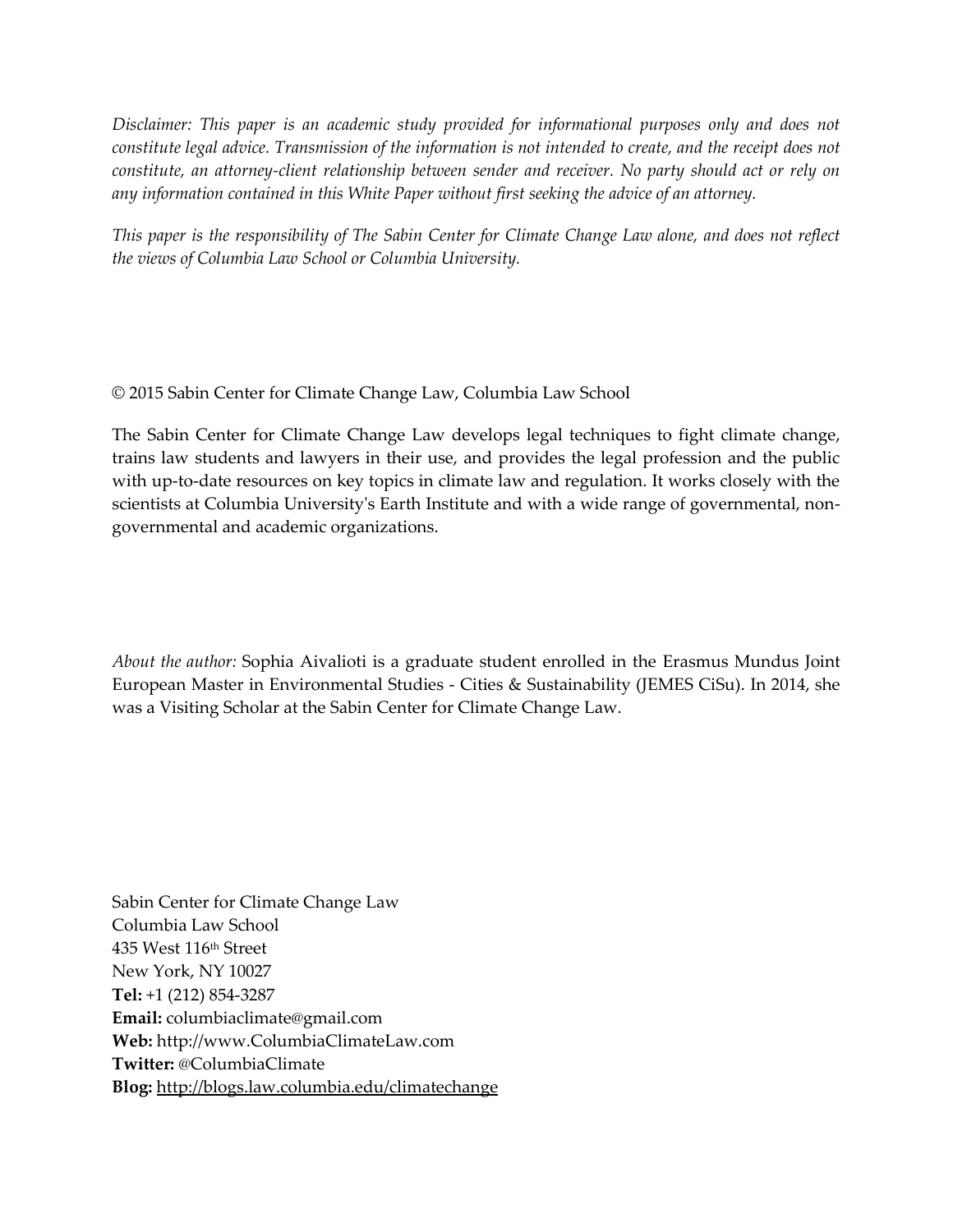*Disclaimer: This paper is an academic study provided for informational purposes only and does not constitute legal advice. Transmission of the information is not intended to create, and the receipt does not constitute, an attorney-client relationship between sender and receiver. No party should act or rely on any information contained in this White Paper without first seeking the advice of an attorney.*

*This paper is the responsibility of The Sabin Center for Climate Change Law alone, and does not reflect the views of Columbia Law School or Columbia University.*

© 2015 Sabin Center for Climate Change Law, Columbia Law School

The Sabin Center for Climate Change Law develops legal techniques to fight climate change, trains law students and lawyers in their use, and provides the legal profession and the public with up-to-date resources on key topics in climate law and regulation. It works closely with the scientists at Columbia University's Earth Institute and with a wide range of governmental, non-governmental and academic organizations.

*About the author:* Sophia Aivalioti is a graduate student enrolled in the Erasmus Mundus Joint European Master in Environmental Studies - Cities & Sustainability (JEMES CiSu). In 2014, she was a Visiting Scholar at the Sabin Center for Climate Change Law.

Sabin Center for Climate Change Law
Columbia Law School
435 West 116th Street
New York, NY 10027
**Tel:** +1 (212) 854-3287
**Email:** columbiaclimate@gmail.com
**Web:** http://www.ColumbiaClimateLaw.com
**Twitter:** @ColumbiaClimate
**Blog:** http://blogs.law.columbia.edu/climatechange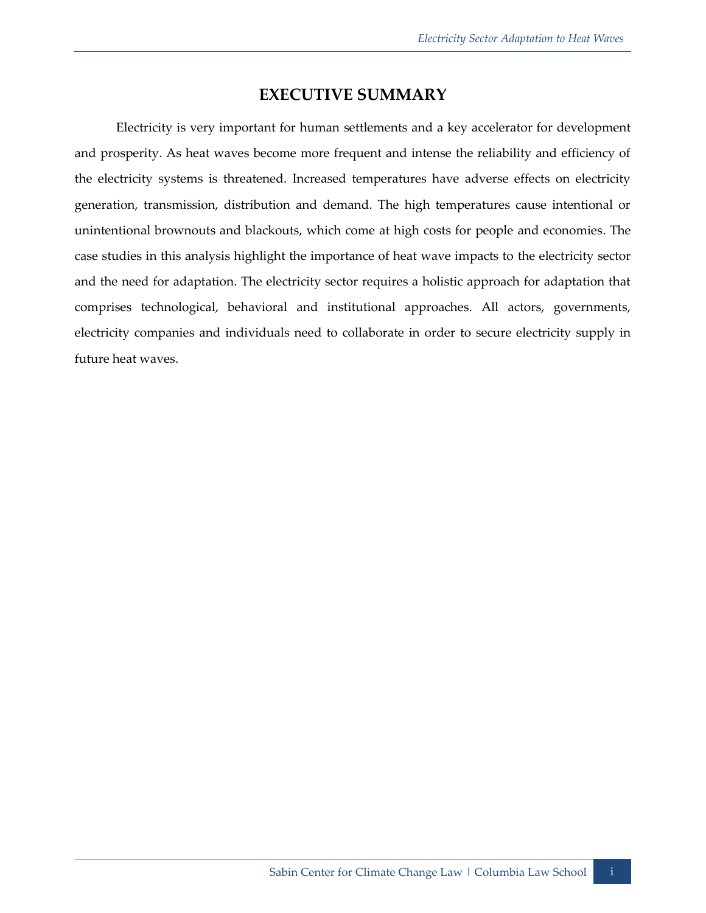# EXECUTIVE SUMMARY

Electricity is very important for human settlements and a key accelerator for development and prosperity. As heat waves become more frequent and intense the reliability and efficiency of the electricity systems is threatened. Increased temperatures have adverse effects on electricity generation, transmission, distribution and demand. The high temperatures cause intentional or unintentional brownouts and blackouts, which come at high costs for people and economies. The case studies in this analysis highlight the importance of heat wave impacts to the electricity sector and the need for adaptation. The electricity sector requires a holistic approach for adaptation that comprises technological, behavioral and institutional approaches. All actors, governments, electricity companies and individuals need to collaborate in order to secure electricity supply in future heat waves.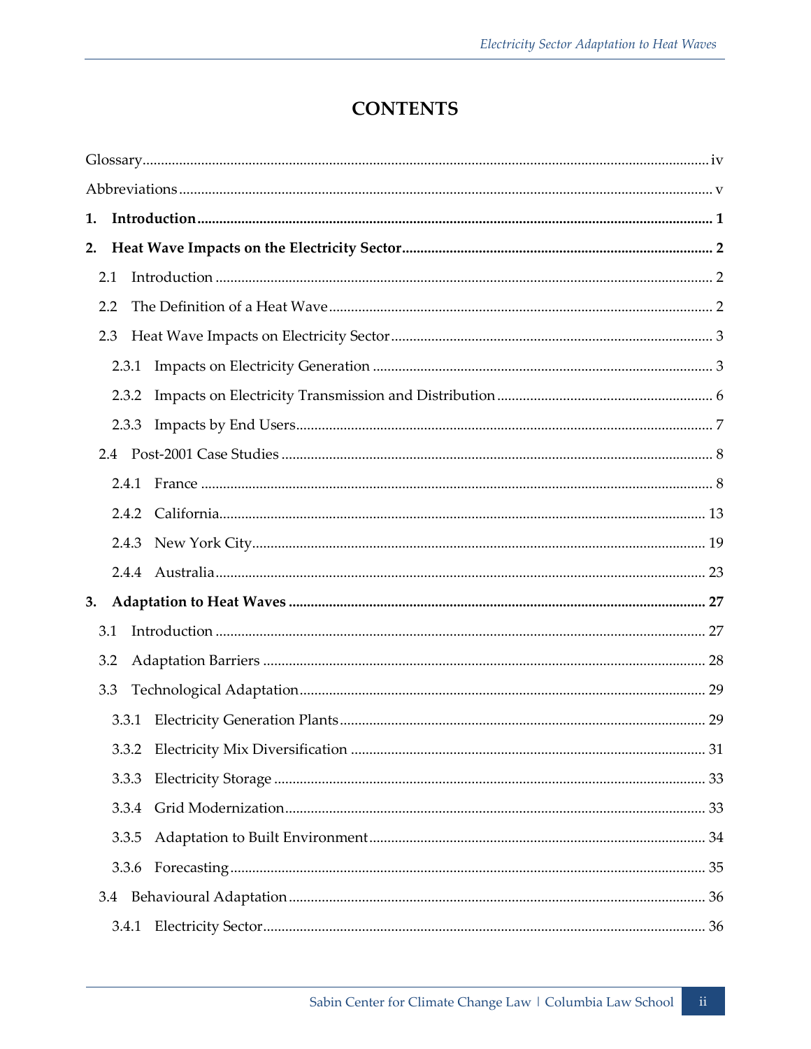# CONTENTS

Glossary ........ iv

Abbreviations ........ v

**1. Introduction ........ 1**

**2. Heat Wave Impacts on the Electricity Sector ........ 2**

- 2.1 Introduction ........ 2
- 2.2 The Definition of a Heat Wave ........ 2
- 2.3 Heat Wave Impacts on Electricity Sector ........ 3
  - 2.3.1 Impacts on Electricity Generation ........ 3
  - 2.3.2 Impacts on Electricity Transmission and Distribution ........ 6
  - 2.3.3 Impacts by End Users ........ 7
- 2.4 Post-2001 Case Studies ........ 8
  - 2.4.1 France ........ 8
  - 2.4.2 California ........ 13
  - 2.4.3 New York City ........ 19
  - 2.4.4 Australia ........ 23

**3. Adaptation to Heat Waves ........ 27**

- 3.1 Introduction ........ 27
- 3.2 Adaptation Barriers ........ 28
- 3.3 Technological Adaptation ........ 29
  - 3.3.1 Electricity Generation Plants ........ 29
  - 3.3.2 Electricity Mix Diversification ........ 31
  - 3.3.3 Electricity Storage ........ 33
  - 3.3.4 Grid Modernization ........ 33
  - 3.3.5 Adaptation to Built Environment ........ 34
  - 3.3.6 Forecasting ........ 35
- 3.4 Behavioural Adaptation ........ 36
  - 3.4.1 Electricity Sector ........ 36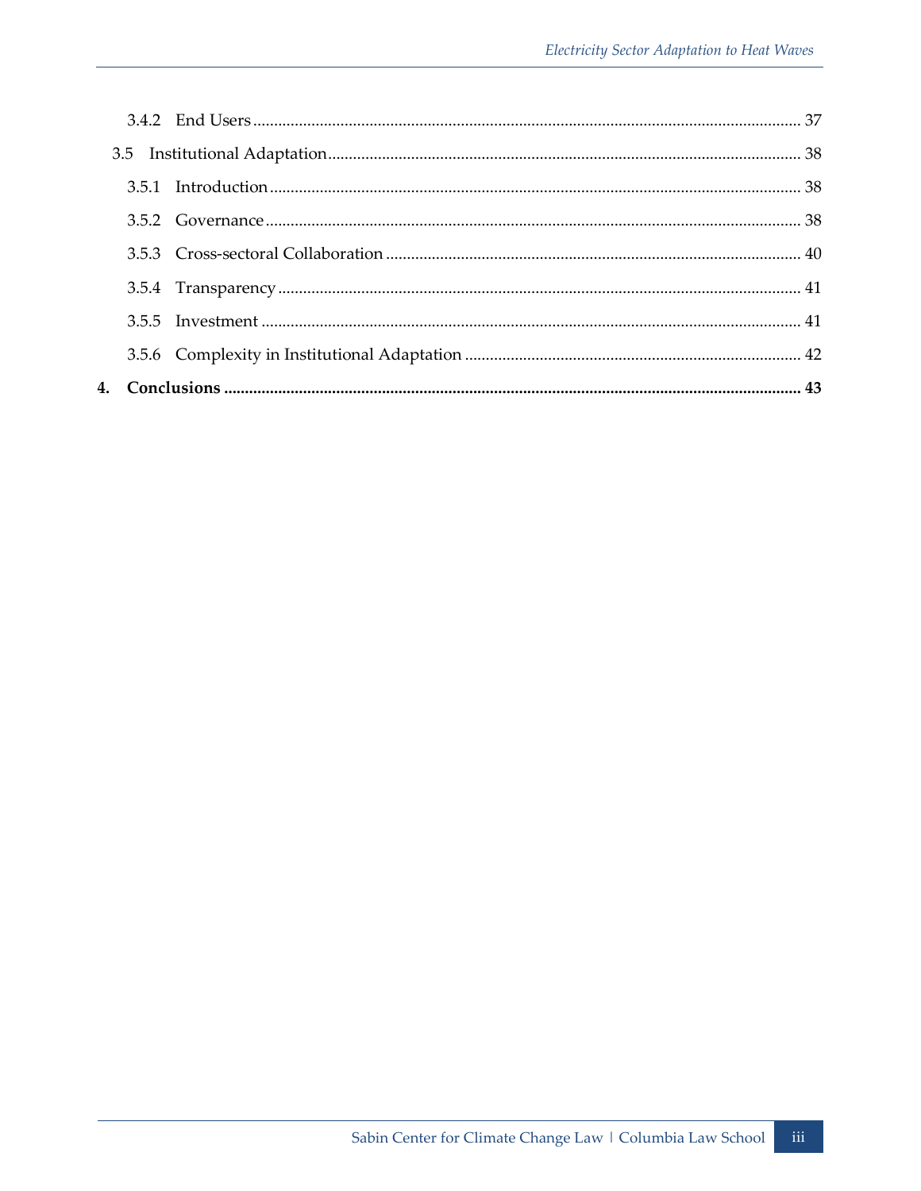3.4.2 End Users ........................................................................................................... 37

3.5 Institutional Adaptation ........................................................................................ 38

3.5.1 Introduction ...................................................................................................... 38

3.5.2 Governance ...................................................................................................... 38

3.5.3 Cross-sectoral Collaboration .......................................................................... 40

3.5.4 Transparency .................................................................................................... 41

3.5.5 Investment ........................................................................................................ 41

3.5.6 Complexity in Institutional Adaptation ........................................................ 42

**4. Conclusions ................................................................................................................ 43**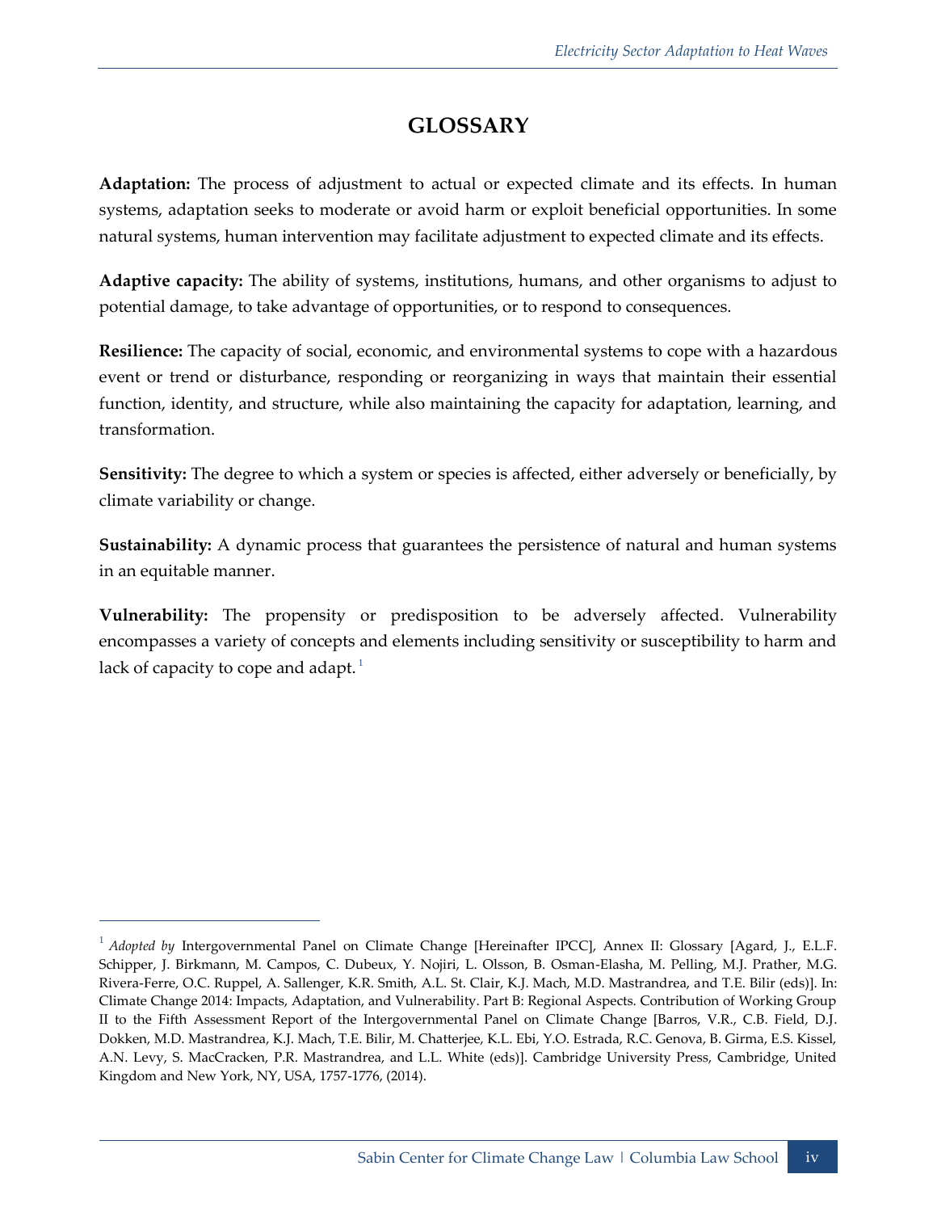# GLOSSARY

**Adaptation:** The process of adjustment to actual or expected climate and its effects. In human systems, adaptation seeks to moderate or avoid harm or exploit beneficial opportunities. In some natural systems, human intervention may facilitate adjustment to expected climate and its effects.

**Adaptive capacity:** The ability of systems, institutions, humans, and other organisms to adjust to potential damage, to take advantage of opportunities, or to respond to consequences.

**Resilience:** The capacity of social, economic, and environmental systems to cope with a hazardous event or trend or disturbance, responding or reorganizing in ways that maintain their essential function, identity, and structure, while also maintaining the capacity for adaptation, learning, and transformation.

**Sensitivity:** The degree to which a system or species is affected, either adversely or beneficially, by climate variability or change.

**Sustainability:** A dynamic process that guarantees the persistence of natural and human systems in an equitable manner.

**Vulnerability:** The propensity or predisposition to be adversely affected. Vulnerability encompasses a variety of concepts and elements including sensitivity or susceptibility to harm and lack of capacity to cope and adapt.[1]

---

[1] *Adopted by* Intergovernmental Panel on Climate Change [Hereinafter IPCC], Annex II: Glossary [Agard, J., E.L.F. Schipper, J. Birkmann, M. Campos, C. Dubeux, Y. Nojiri, L. Olsson, B. Osman-Elasha, M. Pelling, M.J. Prather, M.G. Rivera-Ferre, O.C. Ruppel, A. Sallenger, K.R. Smith, A.L. St. Clair, K.J. Mach, M.D. Mastrandrea, and T.E. Bilir (eds)]. In: Climate Change 2014: Impacts, Adaptation, and Vulnerability. Part B: Regional Aspects. Contribution of Working Group II to the Fifth Assessment Report of the Intergovernmental Panel on Climate Change [Barros, V.R., C.B. Field, D.J. Dokken, M.D. Mastrandrea, K.J. Mach, T.E. Bilir, M. Chatterjee, K.L. Ebi, Y.O. Estrada, R.C. Genova, B. Girma, E.S. Kissel, A.N. Levy, S. MacCracken, P.R. Mastrandrea, and L.L. White (eds)]. Cambridge University Press, Cambridge, United Kingdom and New York, NY, USA, 1757-1776, (2014).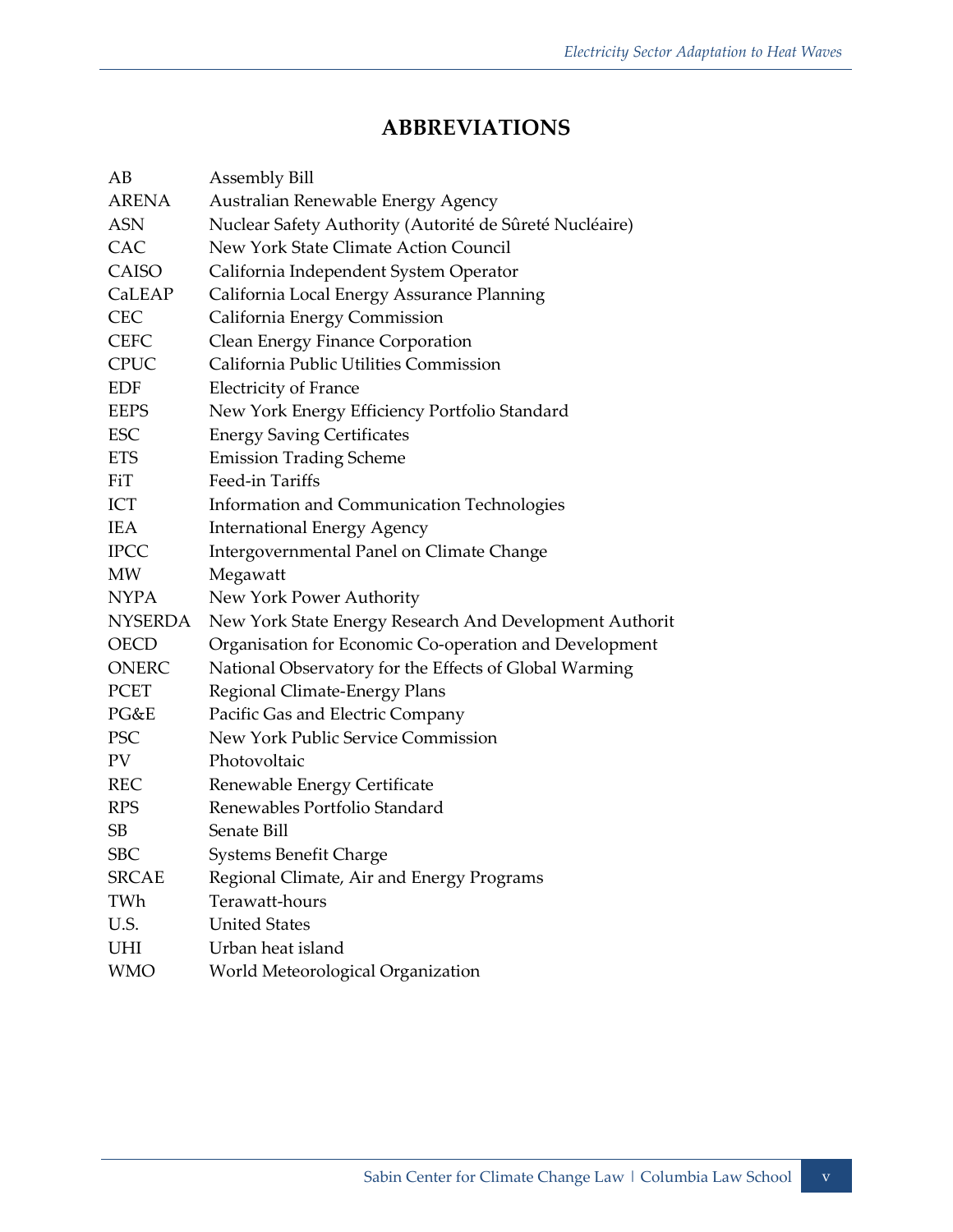# ABBREVIATIONS

| | |
|---|---|
| AB | Assembly Bill |
| ARENA | Australian Renewable Energy Agency |
| ASN | Nuclear Safety Authority (Autorité de Sûreté Nucléaire) |
| CAC | New York State Climate Action Council |
| CAISO | California Independent System Operator |
| CaLEAP | California Local Energy Assurance Planning |
| CEC | California Energy Commission |
| CEFC | Clean Energy Finance Corporation |
| CPUC | California Public Utilities Commission |
| EDF | Electricity of France |
| EEPS | New York Energy Efficiency Portfolio Standard |
| ESC | Energy Saving Certificates |
| ETS | Emission Trading Scheme |
| FiT | Feed-in Tariffs |
| ICT | Information and Communication Technologies |
| IEA | International Energy Agency |
| IPCC | Intergovernmental Panel on Climate Change |
| MW | Megawatt |
| NYPA | New York Power Authority |
| NYSERDA | New York State Energy Research And Development Authorit |
| OECD | Organisation for Economic Co-operation and Development |
| ONERC | National Observatory for the Effects of Global Warming |
| PCET | Regional Climate-Energy Plans |
| PG&E | Pacific Gas and Electric Company |
| PSC | New York Public Service Commission |
| PV | Photovoltaic |
| REC | Renewable Energy Certificate |
| RPS | Renewables Portfolio Standard |
| SB | Senate Bill |
| SBC | Systems Benefit Charge |
| SRCAE | Regional Climate, Air and Energy Programs |
| TWh | Terawatt-hours |
| U.S. | United States |
| UHI | Urban heat island |
| WMO | World Meteorological Organization |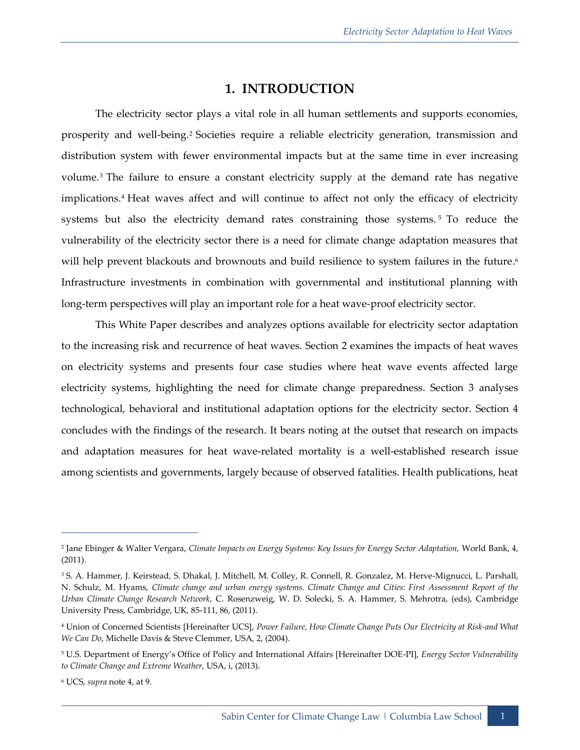# 1. INTRODUCTION

The electricity sector plays a vital role in all human settlements and supports economies, prosperity and well-being.[2] Societies require a reliable electricity generation, transmission and distribution system with fewer environmental impacts but at the same time in ever increasing volume.[3] The failure to ensure a constant electricity supply at the demand rate has negative implications.[4] Heat waves affect and will continue to affect not only the efficacy of electricity systems but also the electricity demand rates constraining those systems.[5] To reduce the vulnerability of the electricity sector there is a need for climate change adaptation measures that will help prevent blackouts and brownouts and build resilience to system failures in the future.[6] Infrastructure investments in combination with governmental and institutional planning with long-term perspectives will play an important role for a heat wave-proof electricity sector.

This White Paper describes and analyzes options available for electricity sector adaptation to the increasing risk and recurrence of heat waves. Section 2 examines the impacts of heat waves on electricity systems and presents four case studies where heat wave events affected large electricity systems, highlighting the need for climate change preparedness. Section 3 analyses technological, behavioral and institutional adaptation options for the electricity sector. Section 4 concludes with the findings of the research. It bears noting at the outset that research on impacts and adaptation measures for heat wave-related mortality is a well-established research issue among scientists and governments, largely because of observed fatalities. Health publications, heat

---

[2] Jane Ebinger & Walter Vergara, *Climate Impacts on Energy Systems: Key Issues for Energy Sector Adaptation,* World Bank, 4, (2011).

[3] S. A. Hammer, J. Keirstead, S. Dhakal, J. Mitchell, M. Colley, R. Connell, R. Gonzalez, M. Herve-Mignucci, L. Parshall, N. Schulz, M. Hyams, *Climate change and urban energy systems. Climate Change and Cities: First Assessment Report of the Urban Climate Change Research Network*, C. Rosenzweig, W. D. Solecki, S. A. Hammer, S. Mehrotra, (eds), Cambridge University Press, Cambridge, UK, 85-111, 86, (2011).

[4] Union of Concerned Scientists [Hereinafter UCS], *Power Failure, How Climate Change Puts Our Electricity at Risk-and What We Can Do*, Michelle Davis & Steve Clemmer, USA, 2, (2004).

[5] U.S. Department of Energy's Office of Policy and International Affairs [Hereinafter DOE-PI], *Energy Sector Vulnerability to Climate Change and Extreme Weather,* USA, i, (2013).

[6] UCS, *supra* note 4, at 9.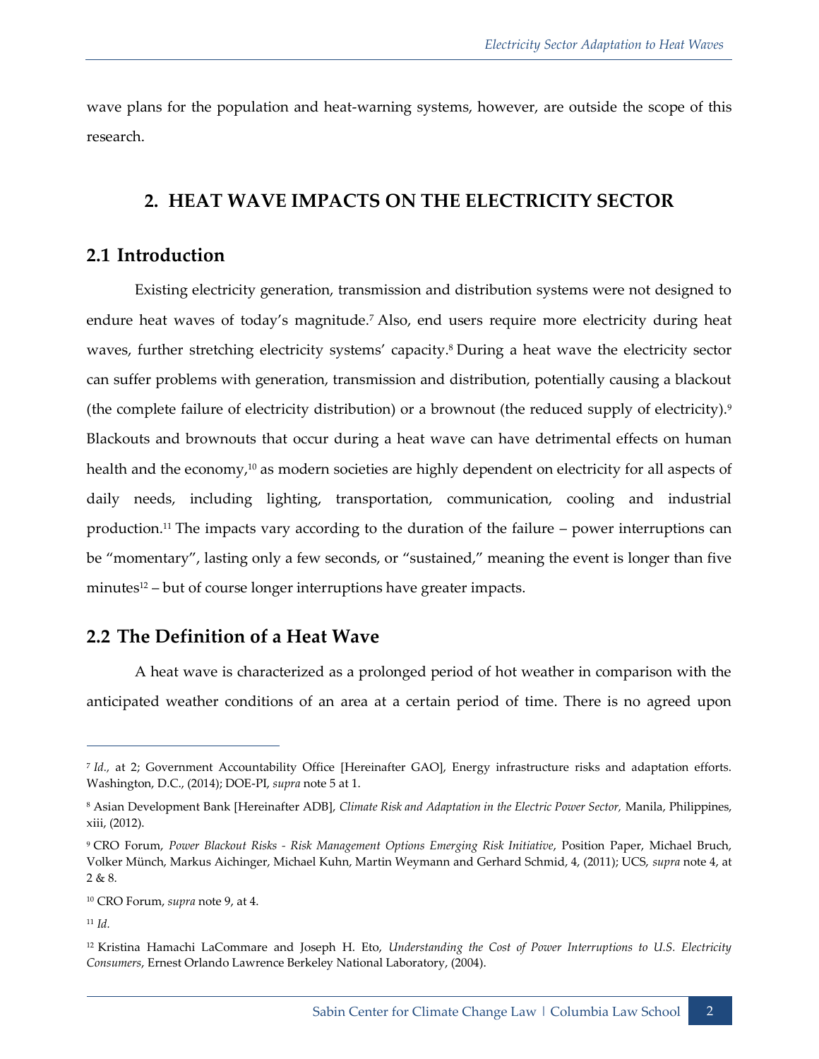wave plans for the population and heat-warning systems, however, are outside the scope of this research.

# 2. HEAT WAVE IMPACTS ON THE ELECTRICITY SECTOR

## 2.1 Introduction

Existing electricity generation, transmission and distribution systems were not designed to endure heat waves of today's magnitude.[7] Also, end users require more electricity during heat waves, further stretching electricity systems' capacity.[8] During a heat wave the electricity sector can suffer problems with generation, transmission and distribution, potentially causing a blackout (the complete failure of electricity distribution) or a brownout (the reduced supply of electricity).[9] Blackouts and brownouts that occur during a heat wave can have detrimental effects on human health and the economy,[10] as modern societies are highly dependent on electricity for all aspects of daily needs, including lighting, transportation, communication, cooling and industrial production.[11] The impacts vary according to the duration of the failure – power interruptions can be "momentary", lasting only a few seconds, or "sustained," meaning the event is longer than five minutes[12] – but of course longer interruptions have greater impacts.

## 2.2 The Definition of a Heat Wave

A heat wave is characterized as a prolonged period of hot weather in comparison with the anticipated weather conditions of an area at a certain period of time. There is no agreed upon

---

[7] *Id.*, at 2; Government Accountability Office [Hereinafter GAO], Energy infrastructure risks and adaptation efforts. Washington, D.C., (2014); DOE-PI, *supra* note 5 at 1.

[8] Asian Development Bank [Hereinafter ADB], *Climate Risk and Adaptation in the Electric Power Sector,* Manila, Philippines, xiii, (2012).

[9] CRO Forum, *Power Blackout Risks - Risk Management Options Emerging Risk Initiative*, Position Paper, Michael Bruch, Volker Münch, Markus Aichinger, Michael Kuhn, Martin Weymann and Gerhard Schmid, 4, (2011); UCS, *supra* note 4, at 2 & 8.

[10] CRO Forum, *supra* note 9, at 4.

[11] *Id.*

[12] Kristina Hamachi LaCommare and Joseph H. Eto, *Understanding the Cost of Power Interruptions to U.S. Electricity Consumers*, Ernest Orlando Lawrence Berkeley National Laboratory, (2004).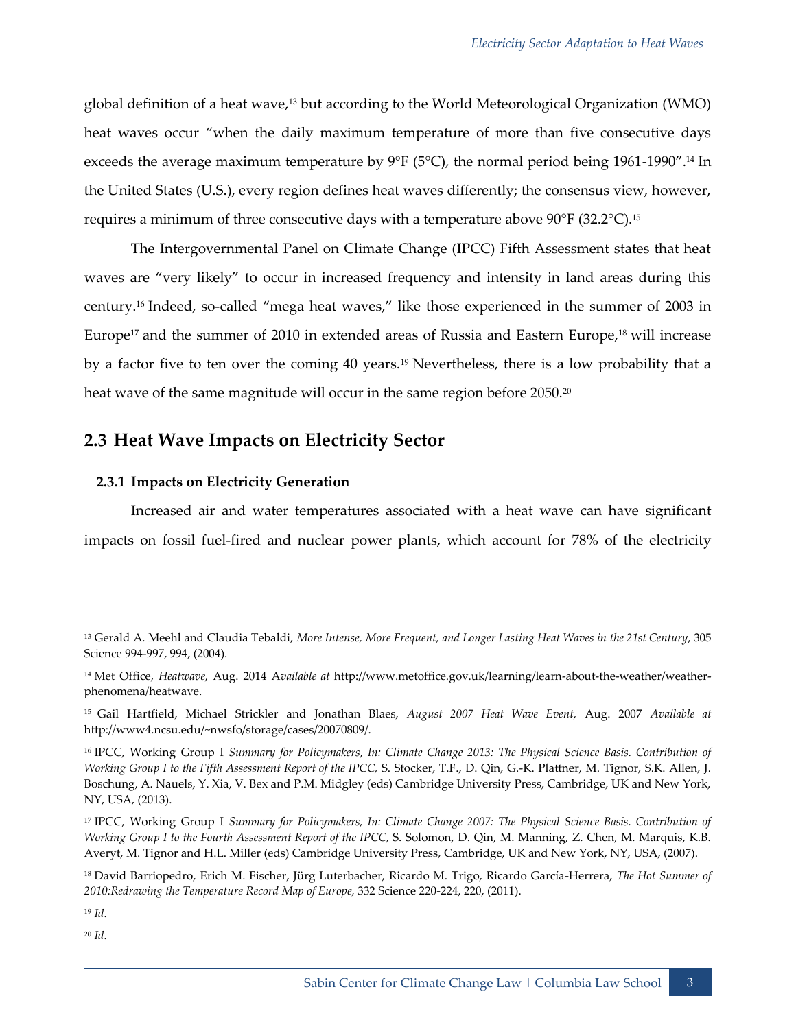global definition of a heat wave,[13] but according to the World Meteorological Organization (WMO) heat waves occur "when the daily maximum temperature of more than five consecutive days exceeds the average maximum temperature by 9°F (5°C), the normal period being 1961-1990".[14] In the United States (U.S.), every region defines heat waves differently; the consensus view, however, requires a minimum of three consecutive days with a temperature above 90°F (32.2°C).[15]

The Intergovernmental Panel on Climate Change (IPCC) Fifth Assessment states that heat waves are "very likely" to occur in increased frequency and intensity in land areas during this century.[16] Indeed, so-called "mega heat waves," like those experienced in the summer of 2003 in Europe[17] and the summer of 2010 in extended areas of Russia and Eastern Europe,[18] will increase by a factor five to ten over the coming 40 years.[19] Nevertheless, there is a low probability that a heat wave of the same magnitude will occur in the same region before 2050.[20]

## 2.3 Heat Wave Impacts on Electricity Sector

### 2.3.1 Impacts on Electricity Generation

Increased air and water temperatures associated with a heat wave can have significant impacts on fossil fuel-fired and nuclear power plants, which account for 78% of the electricity

---

[13] Gerald A. Meehl and Claudia Tebaldi, *More Intense, More Frequent, and Longer Lasting Heat Waves in the 21st Century*, 305 Science 994-997, 994, (2004).

[14] Met Office, *Heatwave,* Aug. 2014 *Available at* http://www.metoffice.gov.uk/learning/learn-about-the-weather/weather-phenomena/heatwave.

[15] Gail Hartfield, Michael Strickler and Jonathan Blaes, *August 2007 Heat Wave Event,* Aug. 2007 *Available at* http://www4.ncsu.edu/~nwsfo/storage/cases/20070809/.

[16] IPCC, Working Group I *Summary for Policymakers*, *In: Climate Change 2013: The Physical Science Basis. Contribution of Working Group I to the Fifth Assessment Report of the IPCC,* S. Stocker, T.F., D. Qin, G.-K. Plattner, M. Tignor, S.K. Allen, J. Boschung, A. Nauels, Y. Xia, V. Bex and P.M. Midgley (eds) Cambridge University Press, Cambridge, UK and New York, NY, USA, (2013).

[17] IPCC, Working Group I *Summary for Policymakers, In: Climate Change 2007: The Physical Science Basis. Contribution of Working Group I to the Fourth Assessment Report of the IPCC,* S. Solomon, D. Qin, M. Manning, Z. Chen, M. Marquis, K.B. Averyt, M. Tignor and H.L. Miller (eds) Cambridge University Press, Cambridge, UK and New York, NY, USA, (2007).

[18] David Barriopedro, Erich M. Fischer, Jürg Luterbacher, Ricardo M. Trigo, Ricardo García-Herrera, *The Hot Summer of 2010:Redrawing the Temperature Record Map of Europe,* 332 Science 220-224, 220, (2011).

[19] *Id*.

[20] *Id*.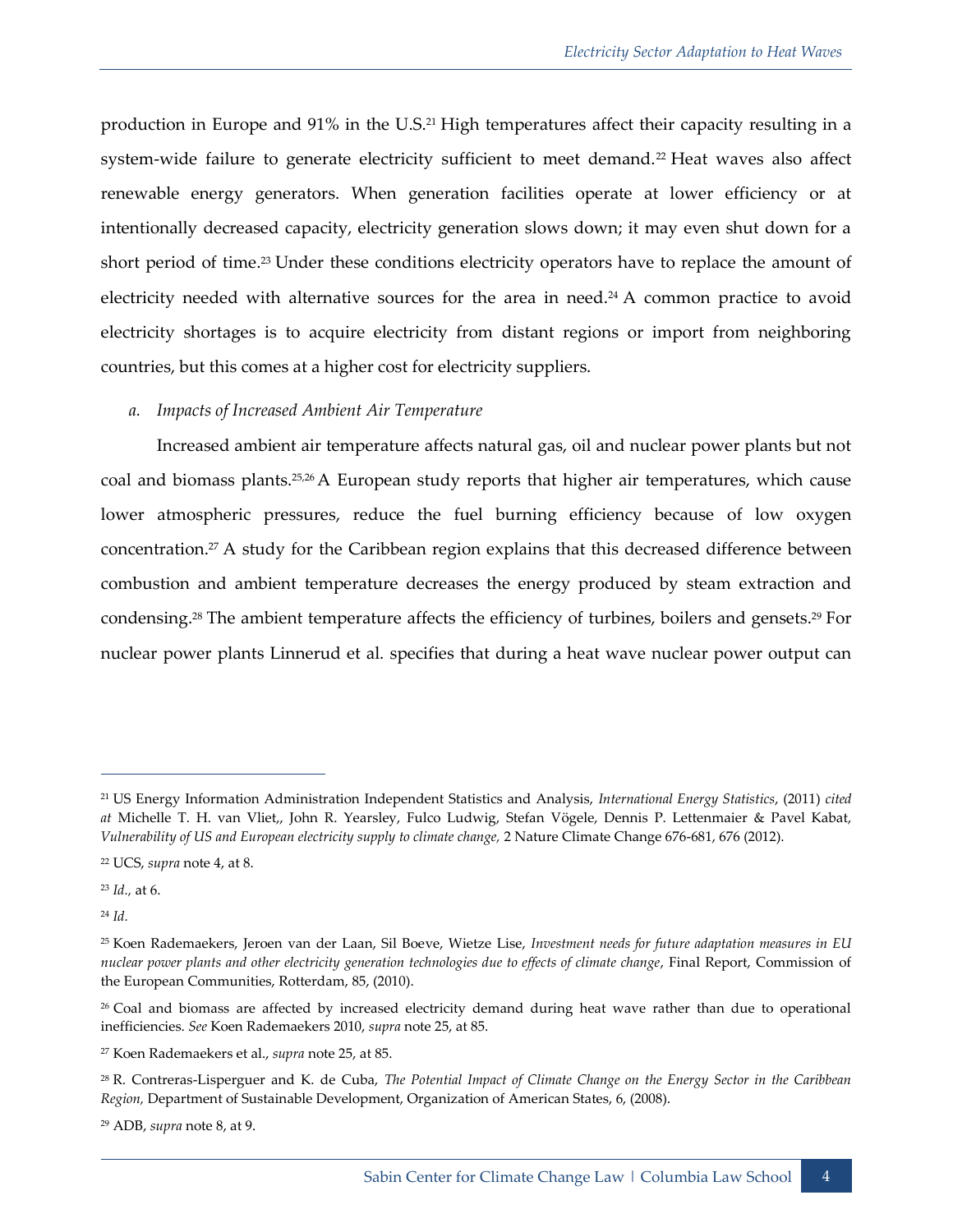production in Europe and 91% in the U.S.[21] High temperatures affect their capacity resulting in a system-wide failure to generate electricity sufficient to meet demand.[22] Heat waves also affect renewable energy generators. When generation facilities operate at lower efficiency or at intentionally decreased capacity, electricity generation slows down; it may even shut down for a short period of time.[23] Under these conditions electricity operators have to replace the amount of electricity needed with alternative sources for the area in need.[24] A common practice to avoid electricity shortages is to acquire electricity from distant regions or import from neighboring countries, but this comes at a higher cost for electricity suppliers.

### a. *Impacts of Increased Ambient Air Temperature*

Increased ambient air temperature affects natural gas, oil and nuclear power plants but not coal and biomass plants.[25,26] A European study reports that higher air temperatures, which cause lower atmospheric pressures, reduce the fuel burning efficiency because of low oxygen concentration.[27] A study for the Caribbean region explains that this decreased difference between combustion and ambient temperature decreases the energy produced by steam extraction and condensing.[28] The ambient temperature affects the efficiency of turbines, boilers and gensets.[29] For nuclear power plants Linnerud et al. specifies that during a heat wave nuclear power output can

---

[21] US Energy Information Administration Independent Statistics and Analysis, *International Energy Statistics*, (2011) *cited at* Michelle T. H. van Vliet,, John R. Yearsley, Fulco Ludwig, Stefan Vögele, Dennis P. Lettenmaier & Pavel Kabat, *Vulnerability of US and European electricity supply to climate change,* 2 Nature Climate Change 676-681, 676 (2012).

[22] UCS, *supra* note 4, at 8.

[23] *Id.,* at 6.

[24] *Id.*

[25] Koen Rademaekers, Jeroen van der Laan, Sil Boeve, Wietze Lise, *Investment needs for future adaptation measures in EU nuclear power plants and other electricity generation technologies due to effects of climate change*, Final Report, Commission of the European Communities, Rotterdam, 85, (2010).

[26] Coal and biomass are affected by increased electricity demand during heat wave rather than due to operational inefficiencies. *See* Koen Rademaekers 2010, *supra* note 25, at 85.

[27] Koen Rademaekers et al., *supra* note 25, at 85.

[28] R. Contreras-Lisperguer and K. de Cuba, *The Potential Impact of Climate Change on the Energy Sector in the Caribbean Region,* Department of Sustainable Development, Organization of American States, 6, (2008).

[29] ADB, *supra* note 8, at 9.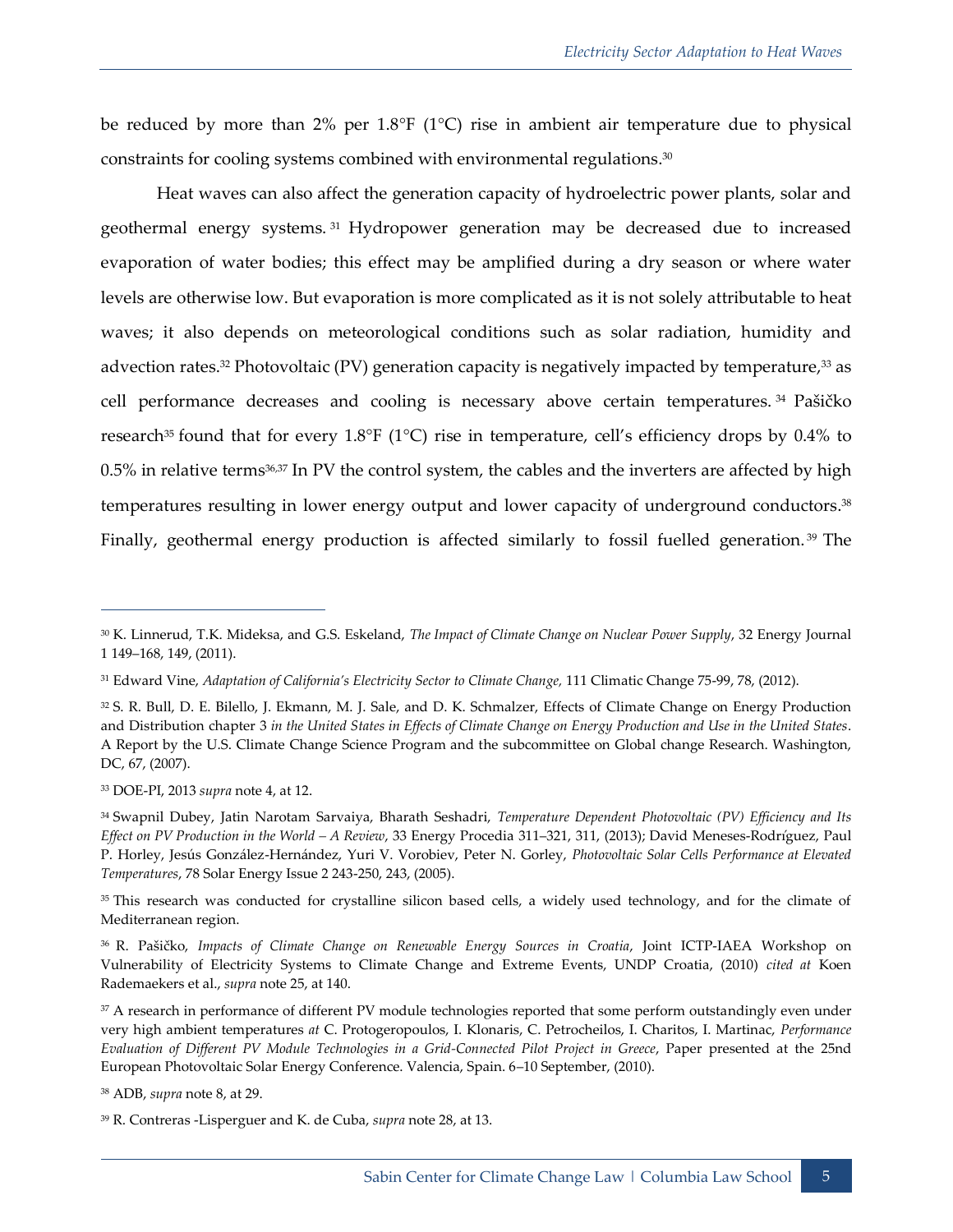be reduced by more than 2% per 1.8°F (1°C) rise in ambient air temperature due to physical constraints for cooling systems combined with environmental regulations.[30]

Heat waves can also affect the generation capacity of hydroelectric power plants, solar and geothermal energy systems.[31] Hydropower generation may be decreased due to increased evaporation of water bodies; this effect may be amplified during a dry season or where water levels are otherwise low. But evaporation is more complicated as it is not solely attributable to heat waves; it also depends on meteorological conditions such as solar radiation, humidity and advection rates.[32] Photovoltaic (PV) generation capacity is negatively impacted by temperature,[33] as cell performance decreases and cooling is necessary above certain temperatures.[34] Pašičko research[35] found that for every 1.8°F (1°C) rise in temperature, cell's efficiency drops by 0.4% to 0.5% in relative terms[36,37] In PV the control system, the cables and the inverters are affected by high temperatures resulting in lower energy output and lower capacity of underground conductors.[38] Finally, geothermal energy production is affected similarly to fossil fuelled generation.[39] The

---

[30] K. Linnerud, T.K. Mideksa, and G.S. Eskeland, *The Impact of Climate Change on Nuclear Power Supply*, 32 Energy Journal 1 149–168, 149, (2011).

[31] Edward Vine, *Adaptation of California's Electricity Sector to Climate Change,* 111 Climatic Change 75-99, 78, (2012).

[32] S. R. Bull, D. E. Bilello, J. Ekmann, M. J. Sale, and D. K. Schmalzer, Effects of Climate Change on Energy Production and Distribution chapter 3 *in the United States in Effects of Climate Change on Energy Production and Use in the United States*. A Report by the U.S. Climate Change Science Program and the subcommittee on Global change Research. Washington, DC, 67, (2007).

[33] DOE-PI, 2013 *supra* note 4, at 12.

[34] Swapnil Dubey, Jatin Narotam Sarvaiya, Bharath Seshadri, *Temperature Dependent Photovoltaic (PV) Efficiency and Its Effect on PV Production in the World – A Review,* 33 Energy Procedia 311–321, 311, (2013); David Meneses-Rodríguez, Paul P. Horley, Jesús González-Hernández, Yuri V. Vorobiev, Peter N. Gorley, *Photovoltaic Solar Cells Performance at Elevated Temperatures*, 78 Solar Energy Issue 2 243-250, 243, (2005).

[35] This research was conducted for crystalline silicon based cells, a widely used technology, and for the climate of Mediterranean region.

[36] R. Pašičko, *Impacts of Climate Change on Renewable Energy Sources in Croatia*, Joint ICTP-IAEA Workshop on Vulnerability of Electricity Systems to Climate Change and Extreme Events, UNDP Croatia, (2010) *cited at* Koen Rademaekers et al., *supra* note 25, at 140.

[37] A research in performance of different PV module technologies reported that some perform outstandingly even under very high ambient temperatures *at* C. Protogeropoulos, I. Klonaris, C. Petrocheilos, I. Charitos, I. Martinac, *Performance Evaluation of Different PV Module Technologies in a Grid-Connected Pilot Project in Greece*, Paper presented at the 25nd European Photovoltaic Solar Energy Conference. Valencia, Spain. 6–10 September, (2010).

[38] ADB, *supra* note 8, at 29.

[39] R. Contreras -Lisperguer and K. de Cuba, *supra* note 28, at 13.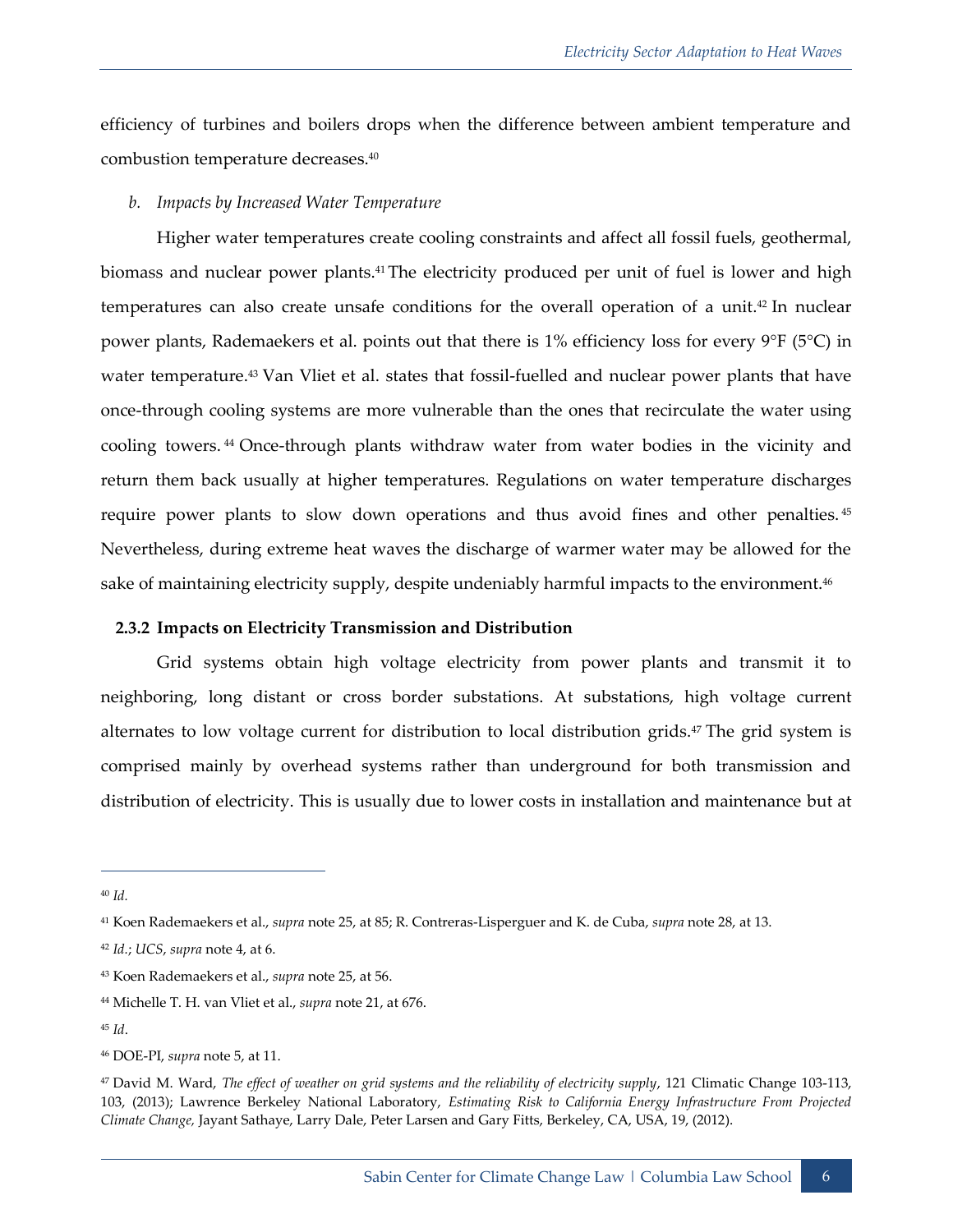efficiency of turbines and boilers drops when the difference between ambient temperature and combustion temperature decreases.[40]

*b. Impacts by Increased Water Temperature*

Higher water temperatures create cooling constraints and affect all fossil fuels, geothermal, biomass and nuclear power plants.[41] The electricity produced per unit of fuel is lower and high temperatures can also create unsafe conditions for the overall operation of a unit.[42] In nuclear power plants, Rademaekers et al. points out that there is 1% efficiency loss for every 9°F (5°C) in water temperature.[43] Van Vliet et al. states that fossil-fuelled and nuclear power plants that have once-through cooling systems are more vulnerable than the ones that recirculate the water using cooling towers.[44] Once-through plants withdraw water from water bodies in the vicinity and return them back usually at higher temperatures. Regulations on water temperature discharges require power plants to slow down operations and thus avoid fines and other penalties.[45] Nevertheless, during extreme heat waves the discharge of warmer water may be allowed for the sake of maintaining electricity supply, despite undeniably harmful impacts to the environment.[46]

### 2.3.2 Impacts on Electricity Transmission and Distribution

Grid systems obtain high voltage electricity from power plants and transmit it to neighboring, long distant or cross border substations. At substations, high voltage current alternates to low voltage current for distribution to local distribution grids.[47] The grid system is comprised mainly by overhead systems rather than underground for both transmission and distribution of electricity. This is usually due to lower costs in installation and maintenance but at

---

[40] *Id.*

[41] Koen Rademaekers et al., *supra* note 25, at 85; R. Contreras-Lisperguer and K. de Cuba, *supra* note 28, at 13.

[42] *Id.*; *UCS*, *supra* note 4, at 6.

[43] Koen Rademaekers et al., *supra* note 25, at 56.

[44] Michelle T. H. van Vliet et al., *supra* note 21, at 676.

[45] *Id*.

[46] DOE-PI, *supra* note 5, at 11.

[47] David M. Ward, *The effect of weather on grid systems and the reliability of electricity supply*, 121 Climatic Change 103-113, 103, (2013); Lawrence Berkeley National Laboratory, *Estimating Risk to California Energy Infrastructure From Projected Climate Change,* Jayant Sathaye, Larry Dale, Peter Larsen and Gary Fitts, Berkeley, CA, USA, 19, (2012).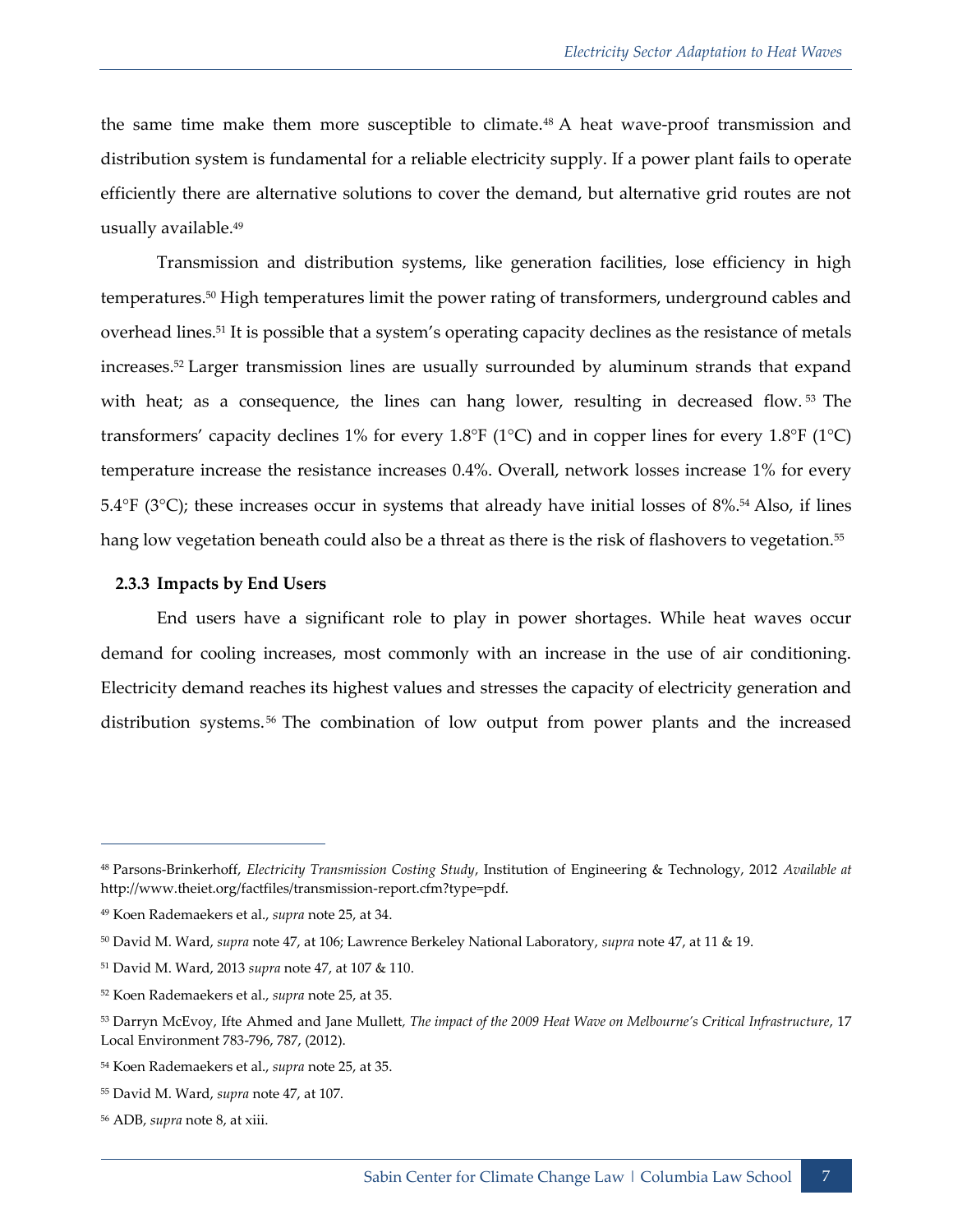the same time make them more susceptible to climate.[48] A heat wave-proof transmission and distribution system is fundamental for a reliable electricity supply. If a power plant fails to operate efficiently there are alternative solutions to cover the demand, but alternative grid routes are not usually available.[49]

Transmission and distribution systems, like generation facilities, lose efficiency in high temperatures.[50] High temperatures limit the power rating of transformers, underground cables and overhead lines.[51] It is possible that a system's operating capacity declines as the resistance of metals increases.[52] Larger transmission lines are usually surrounded by aluminum strands that expand with heat; as a consequence, the lines can hang lower, resulting in decreased flow.[53] The transformers' capacity declines 1% for every 1.8°F (1°C) and in copper lines for every 1.8°F (1°C) temperature increase the resistance increases 0.4%. Overall, network losses increase 1% for every 5.4°F (3°C); these increases occur in systems that already have initial losses of 8%.[54] Also, if lines hang low vegetation beneath could also be a threat as there is the risk of flashovers to vegetation.[55]

### 2.3.3 Impacts by End Users

End users have a significant role to play in power shortages. While heat waves occur demand for cooling increases, most commonly with an increase in the use of air conditioning. Electricity demand reaches its highest values and stresses the capacity of electricity generation and distribution systems.[56] The combination of low output from power plants and the increased

---

[48] Parsons-Brinkerhoff, *Electricity Transmission Costing Study*, Institution of Engineering & Technology, 2012 *Available at* http://www.theiet.org/factfiles/transmission-report.cfm?type=pdf.

[49] Koen Rademaekers et al., *supra* note 25, at 34.

[50] David M. Ward, *supra* note 47, at 106; Lawrence Berkeley National Laboratory, *supra* note 47, at 11 & 19.

[51] David M. Ward, 2013 *supra* note 47, at 107 & 110.

[52] Koen Rademaekers et al., *supra* note 25, at 35.

[53] Darryn McEvoy, Ifte Ahmed and Jane Mullett, *The impact of the 2009 Heat Wave on Melbourne's Critical Infrastructure*, 17 Local Environment 783-796, 787, (2012).

[54] Koen Rademaekers et al., *supra* note 25, at 35.

[55] David M. Ward, *supra* note 47, at 107.

[56] ADB, *supra* note 8, at xiii.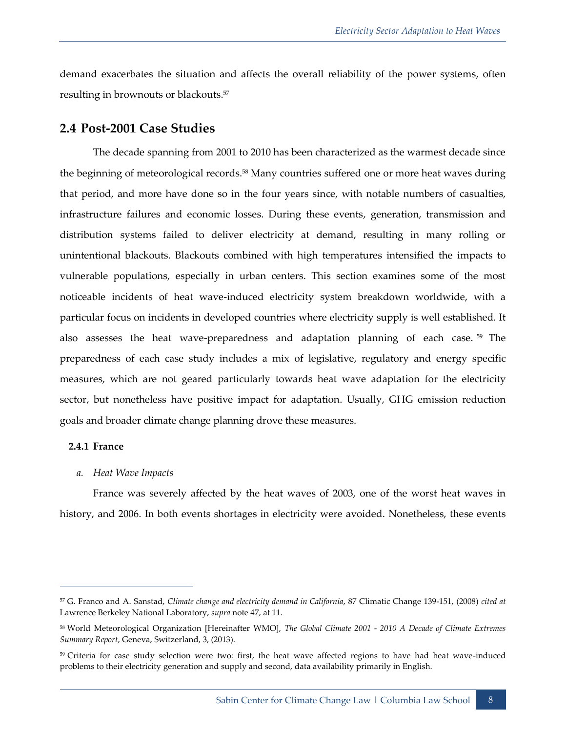demand exacerbates the situation and affects the overall reliability of the power systems, often resulting in brownouts or blackouts.[57]

## 2.4 Post-2001 Case Studies

The decade spanning from 2001 to 2010 has been characterized as the warmest decade since the beginning of meteorological records.[58] Many countries suffered one or more heat waves during that period, and more have done so in the four years since, with notable numbers of casualties, infrastructure failures and economic losses. During these events, generation, transmission and distribution systems failed to deliver electricity at demand, resulting in many rolling or unintentional blackouts. Blackouts combined with high temperatures intensified the impacts to vulnerable populations, especially in urban centers. This section examines some of the most noticeable incidents of heat wave-induced electricity system breakdown worldwide, with a particular focus on incidents in developed countries where electricity supply is well established. It also assesses the heat wave-preparedness and adaptation planning of each case.[59] The preparedness of each case study includes a mix of legislative, regulatory and energy specific measures, which are not geared particularly towards heat wave adaptation for the electricity sector, but nonetheless have positive impact for adaptation. Usually, GHG emission reduction goals and broader climate change planning drove these measures.

### 2.4.1 France

*a. Heat Wave Impacts*

France was severely affected by the heat waves of 2003, one of the worst heat waves in history, and 2006. In both events shortages in electricity were avoided. Nonetheless, these events

---

[57] G. Franco and A. Sanstad, *Climate change and electricity demand in California*, 87 Climatic Change 139-151, (2008) *cited at* Lawrence Berkeley National Laboratory, *supra* note 47, at 11.

[58] World Meteorological Organization [Hereinafter WMO], *The Global Climate 2001 - 2010 A Decade of Climate Extremes Summary Report*, Geneva, Switzerland, 3, (2013).

[59] Criteria for case study selection were two: first, the heat wave affected regions to have had heat wave-induced problems to their electricity generation and supply and second, data availability primarily in English.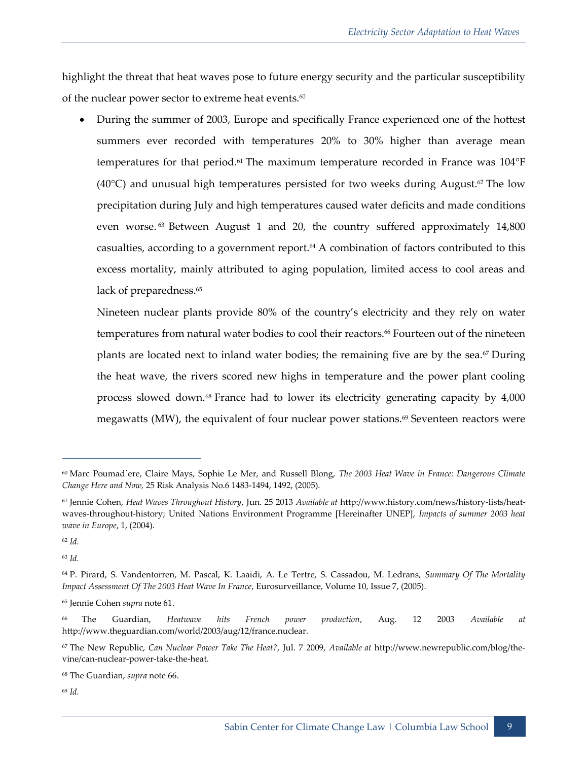highlight the threat that heat waves pose to future energy security and the particular susceptibility of the nuclear power sector to extreme heat events.[60]

- During the summer of 2003, Europe and specifically France experienced one of the hottest summers ever recorded with temperatures 20% to 30% higher than average mean temperatures for that period.[61] The maximum temperature recorded in France was 104°F (40°C) and unusual high temperatures persisted for two weeks during August.[62] The low precipitation during July and high temperatures caused water deficits and made conditions even worse.[63] Between August 1 and 20, the country suffered approximately 14,800 casualties, according to a government report.[64] A combination of factors contributed to this excess mortality, mainly attributed to aging population, limited access to cool areas and lack of preparedness.[65]

  Nineteen nuclear plants provide 80% of the country's electricity and they rely on water temperatures from natural water bodies to cool their reactors.[66] Fourteen out of the nineteen plants are located next to inland water bodies; the remaining five are by the sea.[67] During the heat wave, the rivers scored new highs in temperature and the power plant cooling process slowed down.[68] France had to lower its electricity generating capacity by 4,000 megawatts (MW), the equivalent of four nuclear power stations.[69] Seventeen reactors were

---

[60] Marc Poumad`ere, Claire Mays, Sophie Le Mer, and Russell Blong, *The 2003 Heat Wave in France: Dangerous Climate Change Here and Now,* 25 Risk Analysis No.6 1483-1494, 1492, (2005).

[61] Jennie Cohen, *Heat Waves Throughout History*, Jun. 25 2013 *Available at* http://www.history.com/news/history-lists/heat-waves-throughout-history; United Nations Environment Programme [Hereinafter UNEP], *Impacts of summer 2003 heat wave in Europe*, 1, (2004).

[62] *Id.*

[63] *Id.*

[64] P. Pirard, S. Vandentorren, M. Pascal, K. Laaidi, A. Le Tertre, S. Cassadou, M. Ledrans, *Summary Of The Mortality Impact Assessment Of The 2003 Heat Wave In France*, Eurosurveillance, Volume 10, Issue 7, (2005).

[65] Jennie Cohen *supra* note 61.

[66] The Guardian, *Heatwave hits French power production*, Aug. 12 2003 *Available at* http://www.theguardian.com/world/2003/aug/12/france.nuclear.

[67] The New Republic, *Can Nuclear Power Take The Heat?*, Jul. 7 2009, *Available at* http://www.newrepublic.com/blog/the-vine/can-nuclear-power-take-the-heat.

[68] The Guardian, *supra* note 66.

[69] *Id.*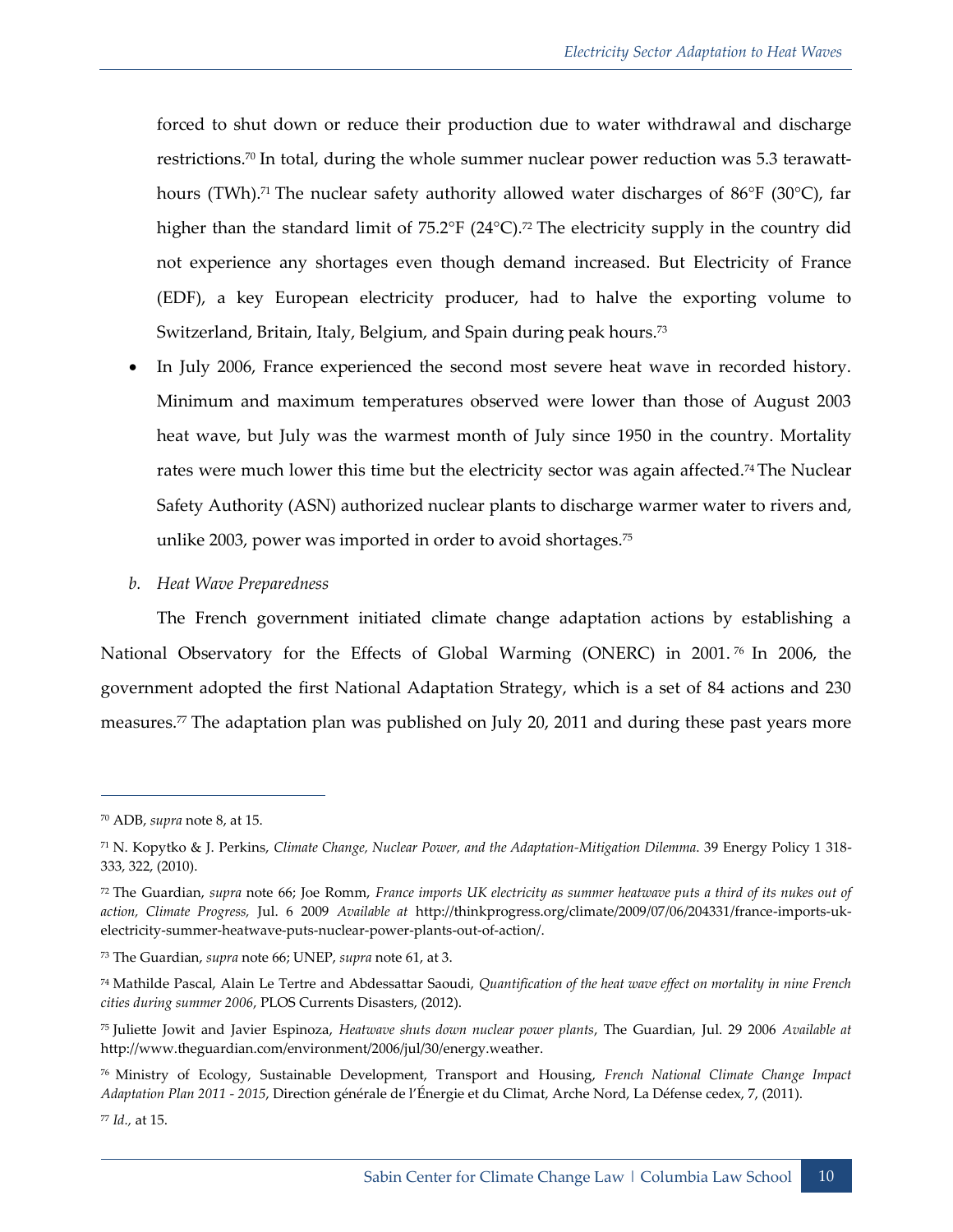forced to shut down or reduce their production due to water withdrawal and discharge restrictions.[70] In total, during the whole summer nuclear power reduction was 5.3 terawatt-hours (TWh).[71] The nuclear safety authority allowed water discharges of 86°F (30°C), far higher than the standard limit of 75.2°F (24°C).[72] The electricity supply in the country did not experience any shortages even though demand increased. But Electricity of France (EDF), a key European electricity producer, had to halve the exporting volume to Switzerland, Britain, Italy, Belgium, and Spain during peak hours.[73]

- In July 2006, France experienced the second most severe heat wave in recorded history. Minimum and maximum temperatures observed were lower than those of August 2003 heat wave, but July was the warmest month of July since 1950 in the country. Mortality rates were much lower this time but the electricity sector was again affected.[74] The Nuclear Safety Authority (ASN) authorized nuclear plants to discharge warmer water to rivers and, unlike 2003, power was imported in order to avoid shortages.[75]

*b. Heat Wave Preparedness*

The French government initiated climate change adaptation actions by establishing a National Observatory for the Effects of Global Warming (ONERC) in 2001.[76] In 2006, the government adopted the first National Adaptation Strategy, which is a set of 84 actions and 230 measures.[77] The adaptation plan was published on July 20, 2011 and during these past years more

---

[70] ADB, *supra* note 8, at 15.

[71] N. Kopytko & J. Perkins, *Climate Change, Nuclear Power, and the Adaptation-Mitigation Dilemma*. 39 Energy Policy 1 318-333, 322, (2010).

[72] The Guardian, *supra* note 66; Joe Romm, *France imports UK electricity as summer heatwave puts a third of its nukes out of action, Climate Progress,* Jul. 6 2009 *Available at* http://thinkprogress.org/climate/2009/07/06/204331/france-imports-uk-electricity-summer-heatwave-puts-nuclear-power-plants-out-of-action/.

[73] The Guardian, *supra* note 66; UNEP, *supra* note 61, at 3.

[74] Mathilde Pascal, Alain Le Tertre and Abdessattar Saoudi, *Quantification of the heat wave effect on mortality in nine French cities during summer 2006*, PLOS Currents Disasters, (2012).

[75] Juliette Jowit and Javier Espinoza, *Heatwave shuts down nuclear power plants*, The Guardian, Jul. 29 2006 *Available at* http://www.theguardian.com/environment/2006/jul/30/energy.weather.

[76] Ministry of Ecology, Sustainable Development, Transport and Housing, *French National Climate Change Impact Adaptation Plan 2011 - 2015*, Direction générale de l'Énergie et du Climat, Arche Nord, La Défense cedex, 7, (2011).

[77] *Id.,* at 15.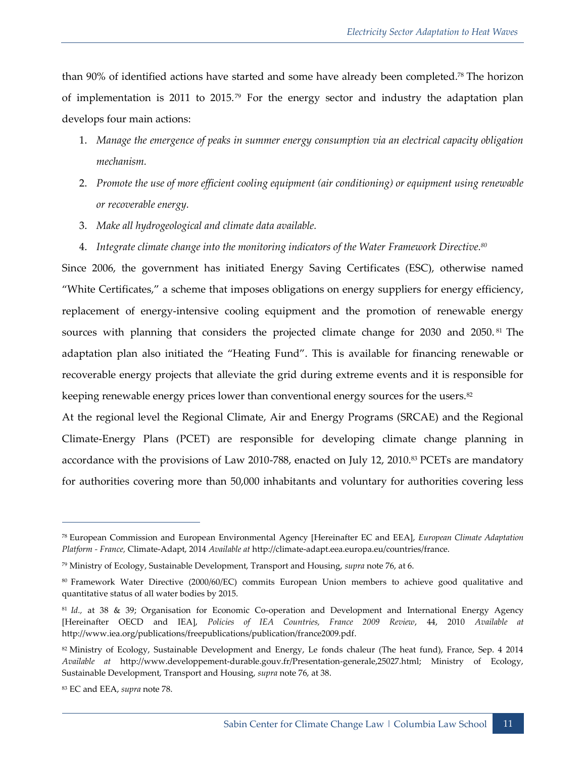than 90% of identified actions have started and some have already been completed.[78] The horizon of implementation is 2011 to 2015.[79] For the energy sector and industry the adaptation plan develops four main actions:

1. *Manage the emergence of peaks in summer energy consumption via an electrical capacity obligation mechanism.*
2. *Promote the use of more efficient cooling equipment (air conditioning) or equipment using renewable or recoverable energy.*
3. *Make all hydrogeological and climate data available.*
4. *Integrate climate change into the monitoring indicators of the Water Framework Directive.*[80]

Since 2006, the government has initiated Energy Saving Certificates (ESC), otherwise named "White Certificates," a scheme that imposes obligations on energy suppliers for energy efficiency, replacement of energy-intensive cooling equipment and the promotion of renewable energy sources with planning that considers the projected climate change for 2030 and 2050.[81] The adaptation plan also initiated the "Heating Fund". This is available for financing renewable or recoverable energy projects that alleviate the grid during extreme events and it is responsible for keeping renewable energy prices lower than conventional energy sources for the users.[82]

At the regional level the Regional Climate, Air and Energy Programs (SRCAE) and the Regional Climate-Energy Plans (PCET) are responsible for developing climate change planning in accordance with the provisions of Law 2010-788, enacted on July 12, 2010.[83] PCETs are mandatory for authorities covering more than 50,000 inhabitants and voluntary for authorities covering less

---

[78] European Commission and European Environmental Agency [Hereinafter EC and EEA], *European Climate Adaptation Platform - France,* Climate-Adapt, 2014 *Available at* http://climate-adapt.eea.europa.eu/countries/france.

[79] Ministry of Ecology, Sustainable Development, Transport and Housing, *supra* note 76, at 6.

[80] Framework Water Directive (2000/60/EC) commits European Union members to achieve good qualitative and quantitative status of all water bodies by 2015.

[81] *Id.,* at 38 & 39; Organisation for Economic Co-operation and Development and International Energy Agency [Hereinafter OECD and IEA], *Policies of IEA Countries, France 2009 Review*, 44, 2010 *Available at* http://www.iea.org/publications/freepublications/publication/france2009.pdf.

[82] Ministry of Ecology, Sustainable Development and Energy, Le fonds chaleur (The heat fund), France, Sep. 4 2014 *Available at* http://www.developpement-durable.gouv.fr/Presentation-generale,25027.html; Ministry of Ecology, Sustainable Development, Transport and Housing, *supra* note 76, at 38.

[83] EC and EEA, *supra* note 78.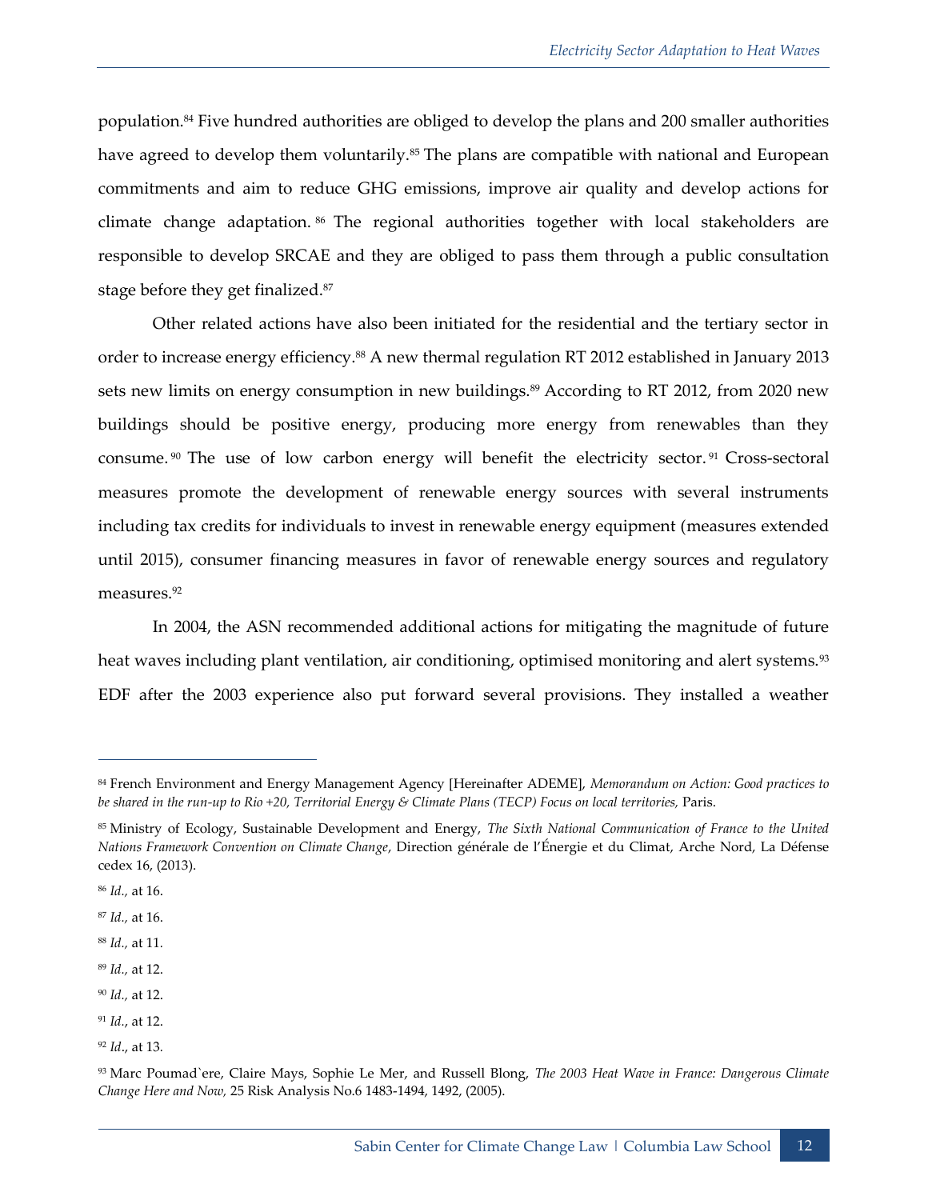population.[84] Five hundred authorities are obliged to develop the plans and 200 smaller authorities have agreed to develop them voluntarily.[85] The plans are compatible with national and European commitments and aim to reduce GHG emissions, improve air quality and develop actions for climate change adaptation.[86] The regional authorities together with local stakeholders are responsible to develop SRCAE and they are obliged to pass them through a public consultation stage before they get finalized.[87]

Other related actions have also been initiated for the residential and the tertiary sector in order to increase energy efficiency.[88] A new thermal regulation RT 2012 established in January 2013 sets new limits on energy consumption in new buildings.[89] According to RT 2012, from 2020 new buildings should be positive energy, producing more energy from renewables than they consume.[90] The use of low carbon energy will benefit the electricity sector.[91] Cross-sectoral measures promote the development of renewable energy sources with several instruments including tax credits for individuals to invest in renewable energy equipment (measures extended until 2015), consumer financing measures in favor of renewable energy sources and regulatory measures.[92]

In 2004, the ASN recommended additional actions for mitigating the magnitude of future heat waves including plant ventilation, air conditioning, optimised monitoring and alert systems.[93] EDF after the 2003 experience also put forward several provisions. They installed a weather

---

[84] French Environment and Energy Management Agency [Hereinafter ADEME], *Memorandum on Action: Good practices to be shared in the run-up to Rio +20, Territorial Energy & Climate Plans (TECP) Focus on local territories,* Paris.

[85] Ministry of Ecology, Sustainable Development and Energy, *The Sixth National Communication of France to the United Nations Framework Convention on Climate Change*, Direction générale de l'Énergie et du Climat, Arche Nord, La Défense cedex 16, (2013).

[86] *Id.,* at 16.

[87] *Id.,* at 16.

[88] *Id.,* at 11.

[89] *Id.,* at 12.

[90] *Id.,* at 12.

[91] *Id.*, at 12.

[92] *Id.*, at 13.

[93] Marc Poumad`ere, Claire Mays, Sophie Le Mer, and Russell Blong, *The 2003 Heat Wave in France: Dangerous Climate Change Here and Now,* 25 Risk Analysis No.6 1483-1494, 1492, (2005).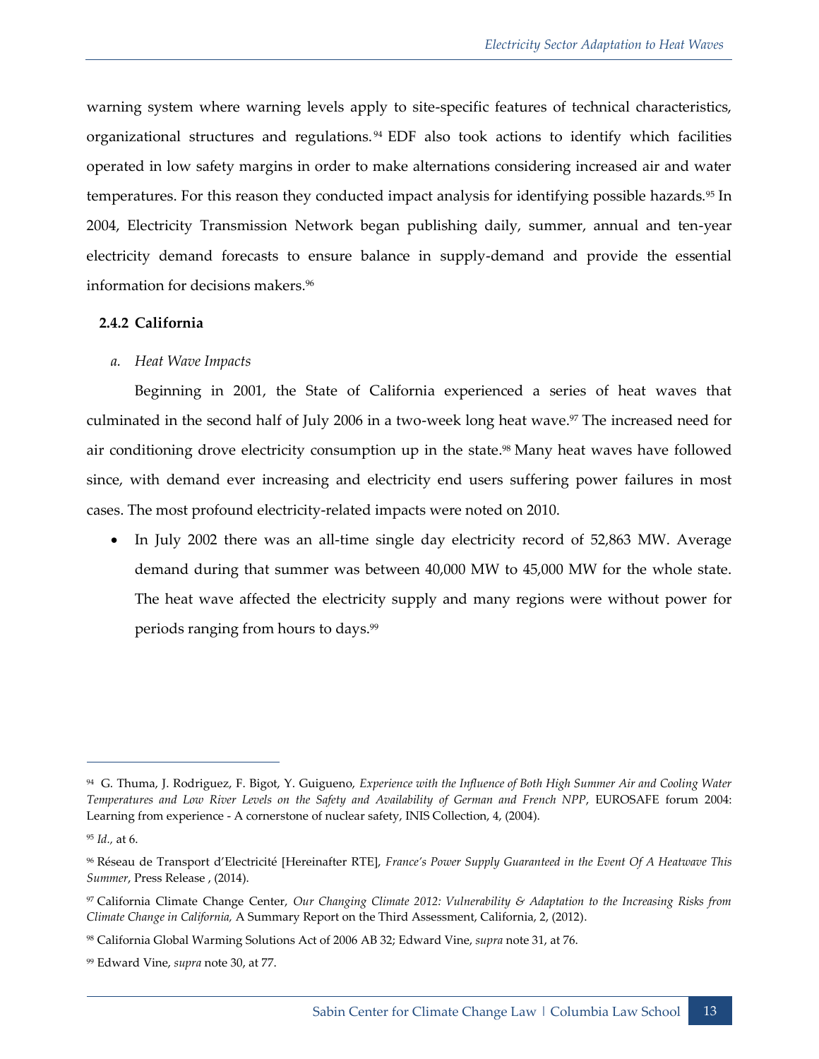warning system where warning levels apply to site-specific features of technical characteristics, organizational structures and regulations.[94] EDF also took actions to identify which facilities operated in low safety margins in order to make alternations considering increased air and water temperatures. For this reason they conducted impact analysis for identifying possible hazards.[95] In 2004, Electricity Transmission Network began publishing daily, summer, annual and ten-year electricity demand forecasts to ensure balance in supply-demand and provide the essential information for decisions makers.[96]

### 2.4.2 California

*a. Heat Wave Impacts*

Beginning in 2001, the State of California experienced a series of heat waves that culminated in the second half of July 2006 in a two-week long heat wave.[97] The increased need for air conditioning drove electricity consumption up in the state.[98] Many heat waves have followed since, with demand ever increasing and electricity end users suffering power failures in most cases. The most profound electricity-related impacts were noted on 2010.

- In July 2002 there was an all-time single day electricity record of 52,863 MW. Average demand during that summer was between 40,000 MW to 45,000 MW for the whole state. The heat wave affected the electricity supply and many regions were without power for periods ranging from hours to days.[99]

---

[94] G. Thuma, J. Rodriguez, F. Bigot, Y. Guigueno, *Experience with the Influence of Both High Summer Air and Cooling Water Temperatures and Low River Levels on the Safety and Availability of German and French NPP*, EUROSAFE forum 2004: Learning from experience - A cornerstone of nuclear safety, INIS Collection, 4, (2004).

[95] *Id.,* at 6.

[96] Réseau de Transport d'Electricité [Hereinafter RTE], *France's Power Supply Guaranteed in the Event Of A Heatwave This Summer*, Press Release , (2014).

[97] California Climate Change Center, *Our Changing Climate 2012: Vulnerability & Adaptation to the Increasing Risks from Climate Change in California,* A Summary Report on the Third Assessment, California, 2, (2012).

[98] California Global Warming Solutions Act of 2006 AB 32; Edward Vine, *supra* note 31, at 76.

[99] Edward Vine, *supra* note 30, at 77.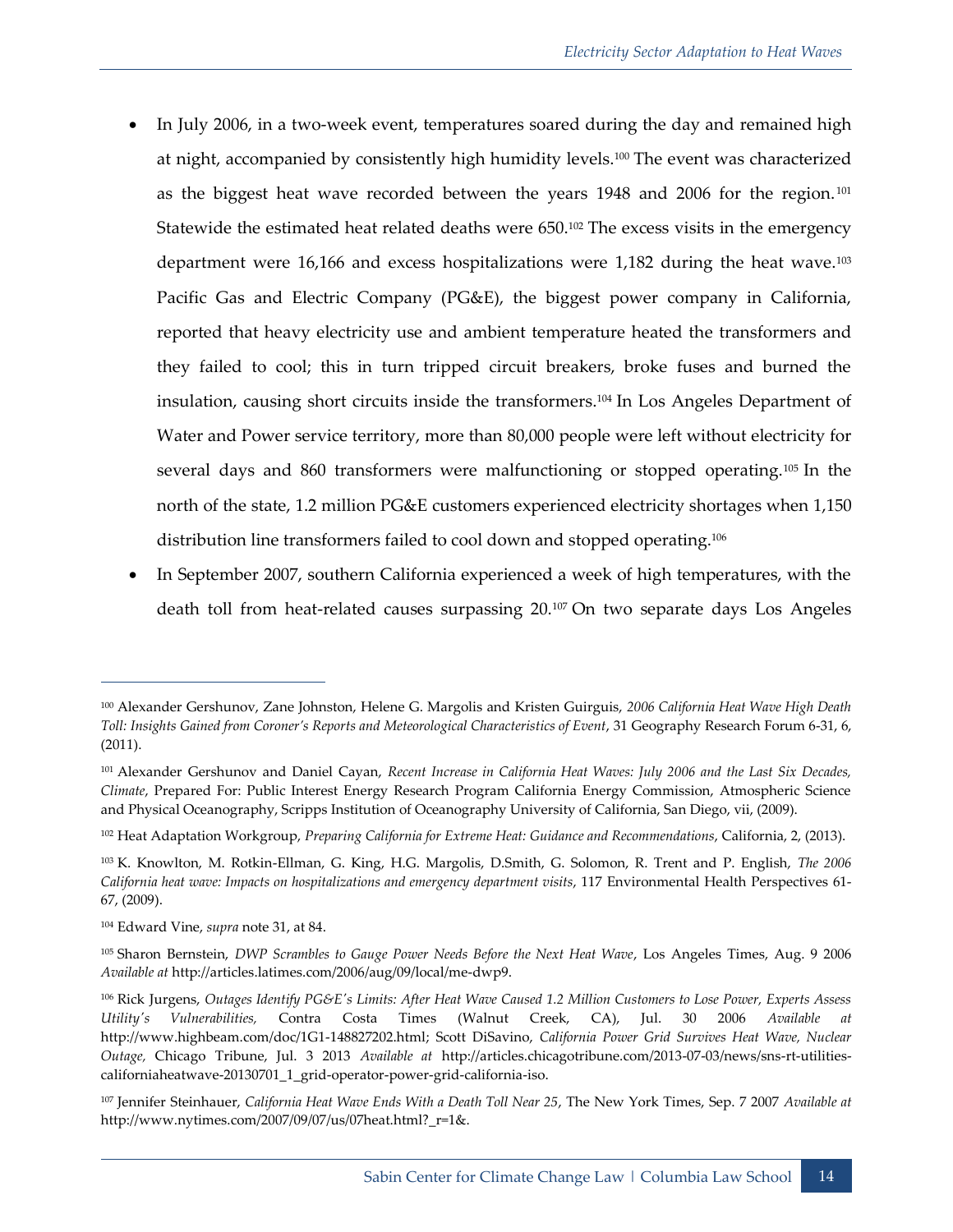- In July 2006, in a two-week event, temperatures soared during the day and remained high at night, accompanied by consistently high humidity levels.[100] The event was characterized as the biggest heat wave recorded between the years 1948 and 2006 for the region.[101] Statewide the estimated heat related deaths were 650.[102] The excess visits in the emergency department were 16,166 and excess hospitalizations were 1,182 during the heat wave.[103] Pacific Gas and Electric Company (PG&E), the biggest power company in California, reported that heavy electricity use and ambient temperature heated the transformers and they failed to cool; this in turn tripped circuit breakers, broke fuses and burned the insulation, causing short circuits inside the transformers.[104] In Los Angeles Department of Water and Power service territory, more than 80,000 people were left without electricity for several days and 860 transformers were malfunctioning or stopped operating.[105] In the north of the state, 1.2 million PG&E customers experienced electricity shortages when 1,150 distribution line transformers failed to cool down and stopped operating.[106]
- In September 2007, southern California experienced a week of high temperatures, with the death toll from heat-related causes surpassing 20.[107] On two separate days Los Angeles

---

[100] Alexander Gershunov, Zane Johnston, Helene G. Margolis and Kristen Guirguis, *2006 California Heat Wave High Death Toll: Insights Gained from Coroner's Reports and Meteorological Characteristics of Event*, 31 Geography Research Forum 6-31, 6, (2011).

[101] Alexander Gershunov and Daniel Cayan, *Recent Increase in California Heat Waves: July 2006 and the Last Six Decades, Climate*, Prepared For: Public Interest Energy Research Program California Energy Commission, Atmospheric Science and Physical Oceanography, Scripps Institution of Oceanography University of California, San Diego, vii, (2009).

[102] Heat Adaptation Workgroup, *Preparing California for Extreme Heat: Guidance and Recommendations*, California, 2, (2013).

[103] K. Knowlton, M. Rotkin-Ellman, G. King, H.G. Margolis, D.Smith, G. Solomon, R. Trent and P. English, *The 2006 California heat wave: Impacts on hospitalizations and emergency department visits*, 117 Environmental Health Perspectives 61-67, (2009).

[104] Edward Vine, *supra* note 31, at 84.

[105] Sharon Bernstein, *DWP Scrambles to Gauge Power Needs Before the Next Heat Wave*, Los Angeles Times, Aug. 9 2006 *Available at* http://articles.latimes.com/2006/aug/09/local/me-dwp9.

[106] Rick Jurgens, *Outages Identify PG&E's Limits: After Heat Wave Caused 1.2 Million Customers to Lose Power, Experts Assess Utility's Vulnerabilities,* Contra Costa Times (Walnut Creek, CA), Jul. 30 2006 *Available at* http://www.highbeam.com/doc/1G1-148827202.html; Scott DiSavino, *California Power Grid Survives Heat Wave, Nuclear Outage,* Chicago Tribune, Jul. 3 2013 *Available at* http://articles.chicagotribune.com/2013-07-03/news/sns-rt-utilities-californiaheatwave-20130701_1_grid-operator-power-grid-california-iso.

[107] Jennifer Steinhauer, *California Heat Wave Ends With a Death Toll Near 25*, The New York Times, Sep. 7 2007 *Available at* http://www.nytimes.com/2007/09/07/us/07heat.html?_r=1&.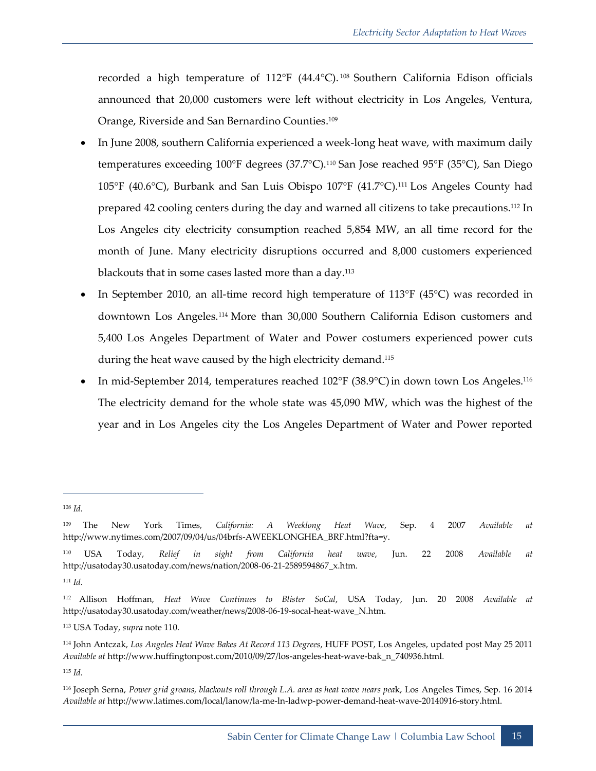recorded a high temperature of 112°F (44.4°C).[108] Southern California Edison officials announced that 20,000 customers were left without electricity in Los Angeles, Ventura, Orange, Riverside and San Bernardino Counties.[109]

- In June 2008, southern California experienced a week-long heat wave, with maximum daily temperatures exceeding 100°F degrees (37.7°C).[110] San Jose reached 95°F (35°C), San Diego 105°F (40.6°C), Burbank and San Luis Obispo 107°F (41.7°C).[111] Los Angeles County had prepared 42 cooling centers during the day and warned all citizens to take precautions.[112] In Los Angeles city electricity consumption reached 5,854 MW, an all time record for the month of June. Many electricity disruptions occurred and 8,000 customers experienced blackouts that in some cases lasted more than a day.[113]
- In September 2010, an all-time record high temperature of 113°F (45°C) was recorded in downtown Los Angeles.[114] More than 30,000 Southern California Edison customers and 5,400 Los Angeles Department of Water and Power costumers experienced power cuts during the heat wave caused by the high electricity demand.[115]
- In mid-September 2014, temperatures reached 102°F (38.9°C) in down town Los Angeles.[116] The electricity demand for the whole state was 45,090 MW, which was the highest of the year and in Los Angeles city the Los Angeles Department of Water and Power reported

---

[108] *Id.*

[109] The New York Times, *California: A Weeklong Heat Wave*, Sep. 4 2007 *Available at* http://www.nytimes.com/2007/09/04/us/04brfs-AWEEKLONGHEA_BRF.html?fta=y.

[110] USA Today, *Relief in sight from California heat wave*, Jun. 22 2008 *Available at* http://usatoday30.usatoday.com/news/nation/2008-06-21-2589594867_x.htm.

[111] *Id.*

[112] Allison Hoffman, *Heat Wave Continues to Blister SoCal*, USA Today, Jun. 20 2008 *Available at* http://usatoday30.usatoday.com/weather/news/2008-06-19-socal-heat-wave_N.htm.

[113] USA Today, *supra* note 110.

[114] John Antczak, *Los Angeles Heat Wave Bakes At Record 113 Degrees*, HUFF POST, Los Angeles, updated post May 25 2011 *Available at* http://www.huffingtonpost.com/2010/09/27/los-angeles-heat-wave-bak_n_740936.html.

[115] *Id.*

[116] Joseph Serna, *Power grid groans, blackouts roll through L.A. area as heat wave nears peak*, Los Angeles Times, Sep. 16 2014 *Available at* http://www.latimes.com/local/lanow/la-me-ln-ladwp-power-demand-heat-wave-20140916-story.html.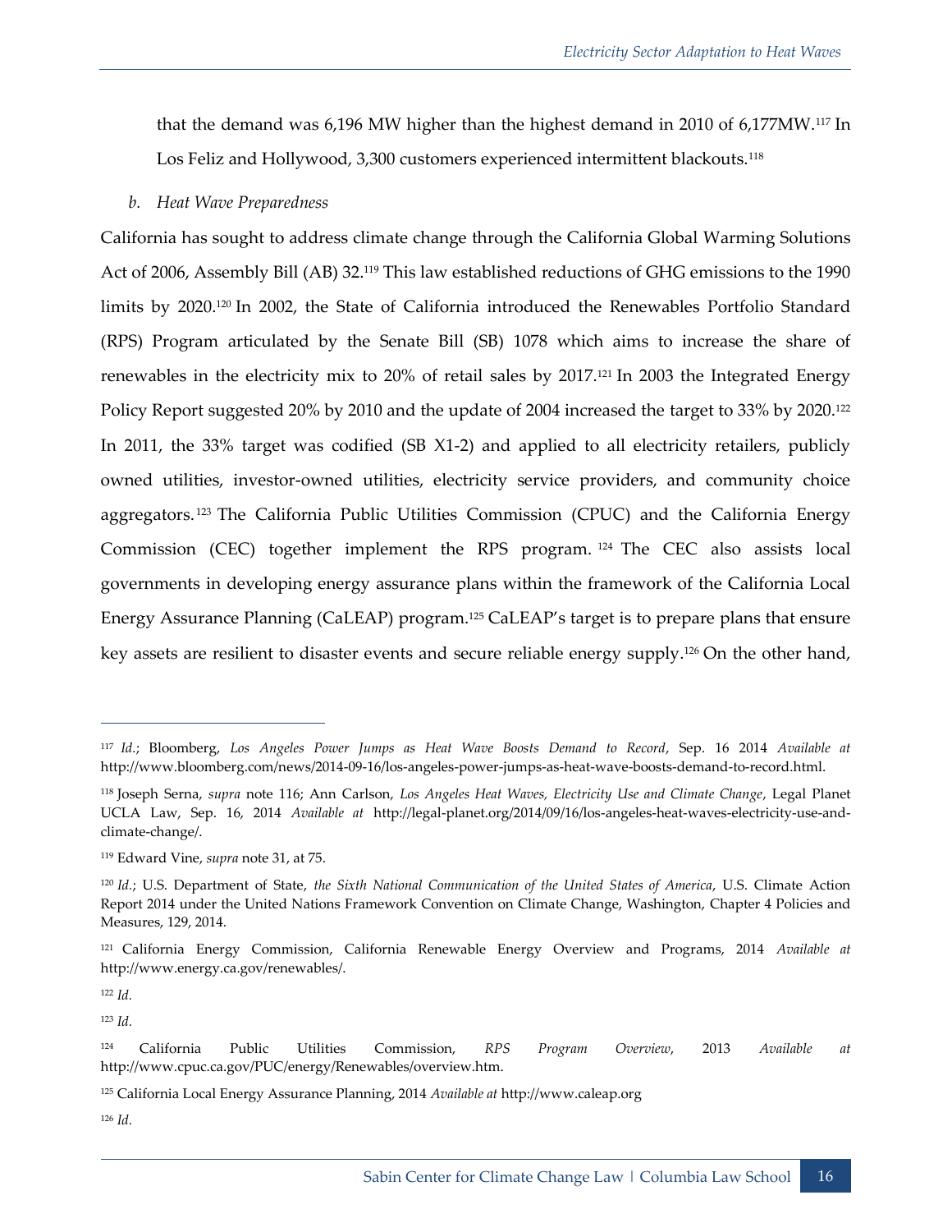that the demand was 6,196 MW higher than the highest demand in 2010 of 6,177MW.[117] In Los Feliz and Hollywood, 3,300 customers experienced intermittent blackouts.[118]

*b. Heat Wave Preparedness*

California has sought to address climate change through the California Global Warming Solutions Act of 2006, Assembly Bill (AB) 32.[119] This law established reductions of GHG emissions to the 1990 limits by 2020.[120] In 2002, the State of California introduced the Renewables Portfolio Standard (RPS) Program articulated by the Senate Bill (SB) 1078 which aims to increase the share of renewables in the electricity mix to 20% of retail sales by 2017.[121] In 2003 the Integrated Energy Policy Report suggested 20% by 2010 and the update of 2004 increased the target to 33% by 2020.[122] In 2011, the 33% target was codified (SB X1-2) and applied to all electricity retailers, publicly owned utilities, investor-owned utilities, electricity service providers, and community choice aggregators.[123] The California Public Utilities Commission (CPUC) and the California Energy Commission (CEC) together implement the RPS program.[124] The CEC also assists local governments in developing energy assurance plans within the framework of the California Local Energy Assurance Planning (CaLEAP) program.[125] CaLEAP's target is to prepare plans that ensure key assets are resilient to disaster events and secure reliable energy supply.[126] On the other hand,

---

[117] *Id.*; Bloomberg, *Los Angeles Power Jumps as Heat Wave Boosts Demand to Record*, Sep. 16 2014 *Available at* http://www.bloomberg.com/news/2014-09-16/los-angeles-power-jumps-as-heat-wave-boosts-demand-to-record.html.

[118] Joseph Serna, *supra* note 116; Ann Carlson, *Los Angeles Heat Waves, Electricity Use and Climate Change*, Legal Planet UCLA Law, Sep. 16, 2014 *Available at* http://legal-planet.org/2014/09/16/los-angeles-heat-waves-electricity-use-and-climate-change/.

[119] Edward Vine, *supra* note 31, at 75.

[120] *Id.*; U.S. Department of State, *the Sixth National Communication of the United States of America*, U.S. Climate Action Report 2014 under the United Nations Framework Convention on Climate Change, Washington, Chapter 4 Policies and Measures, 129, 2014.

[121] California Energy Commission, California Renewable Energy Overview and Programs, 2014 *Available at* http://www.energy.ca.gov/renewables/.

[122] *Id.*

[123] *Id.*

[124] California Public Utilities Commission, *RPS Program Overview*, 2013 *Available at* http://www.cpuc.ca.gov/PUC/energy/Renewables/overview.htm.

[125] California Local Energy Assurance Planning, 2014 *Available at* http://www.caleap.org

[126] *Id.*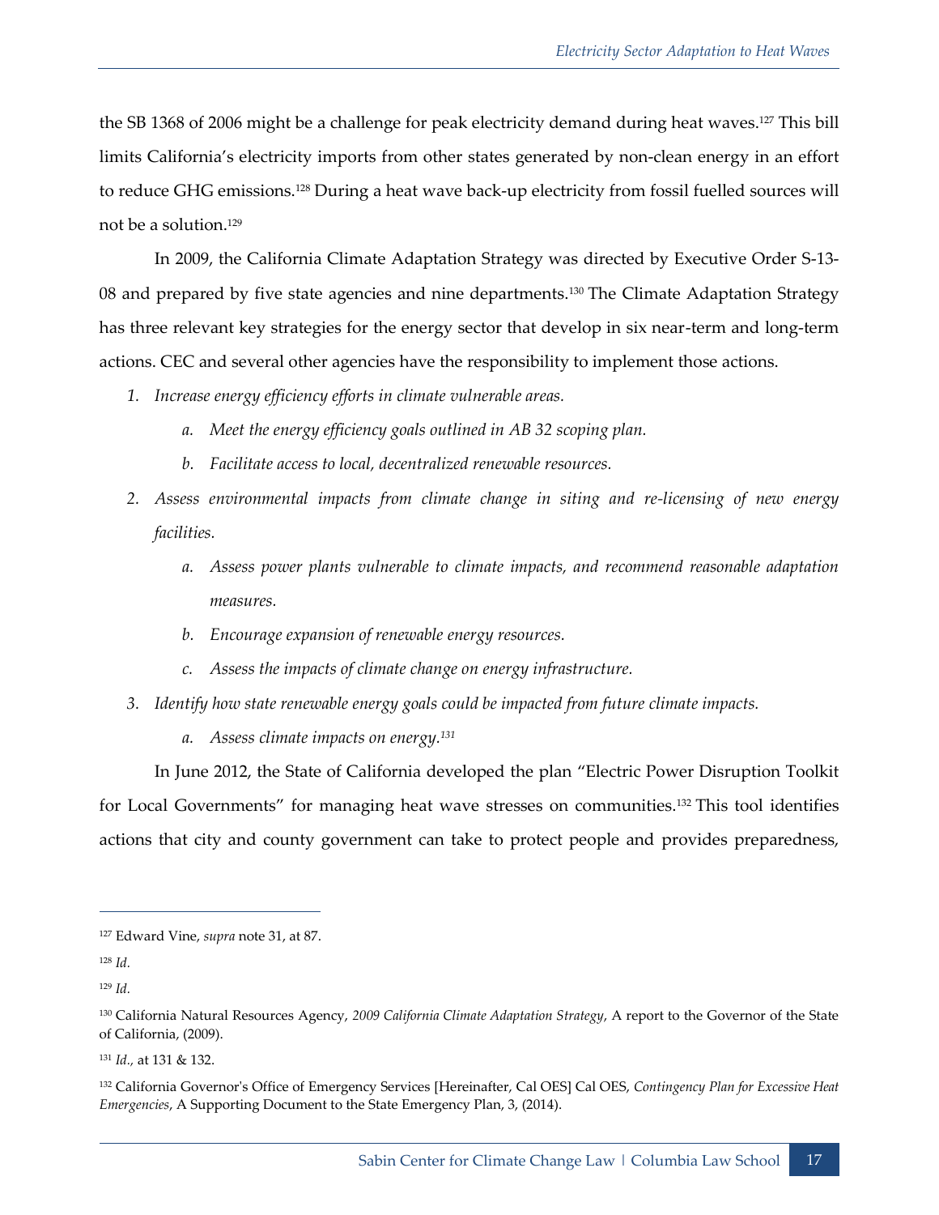the SB 1368 of 2006 might be a challenge for peak electricity demand during heat waves.[127] This bill limits California's electricity imports from other states generated by non-clean energy in an effort to reduce GHG emissions.[128] During a heat wave back-up electricity from fossil fuelled sources will not be a solution.[129]

In 2009, the California Climate Adaptation Strategy was directed by Executive Order S-13-08 and prepared by five state agencies and nine departments.[130] The Climate Adaptation Strategy has three relevant key strategies for the energy sector that develop in six near-term and long-term actions. CEC and several other agencies have the responsibility to implement those actions.

1. *Increase energy efficiency efforts in climate vulnerable areas.*
   a. *Meet the energy efficiency goals outlined in AB 32 scoping plan.*
   b. *Facilitate access to local, decentralized renewable resources.*
2. *Assess environmental impacts from climate change in siting and re-licensing of new energy facilities.*
   a. *Assess power plants vulnerable to climate impacts, and recommend reasonable adaptation measures.*
   b. *Encourage expansion of renewable energy resources.*
   c. *Assess the impacts of climate change on energy infrastructure.*
3. *Identify how state renewable energy goals could be impacted from future climate impacts.*
   a. *Assess climate impacts on energy.*[131]

In June 2012, the State of California developed the plan "Electric Power Disruption Toolkit for Local Governments" for managing heat wave stresses on communities.[132] This tool identifies actions that city and county government can take to protect people and provides preparedness,

---

[127] Edward Vine, *supra* note 31, at 87.

[128] *Id.*

[129] *Id.*

[130] California Natural Resources Agency, *2009 California Climate Adaptation Strategy*, A report to the Governor of the State of California, (2009).

[131] *Id.*, at 131 & 132.

[132] California Governor's Office of Emergency Services [Hereinafter, Cal OES] Cal OES, *Contingency Plan for Excessive Heat Emergencies*, A Supporting Document to the State Emergency Plan, 3, (2014).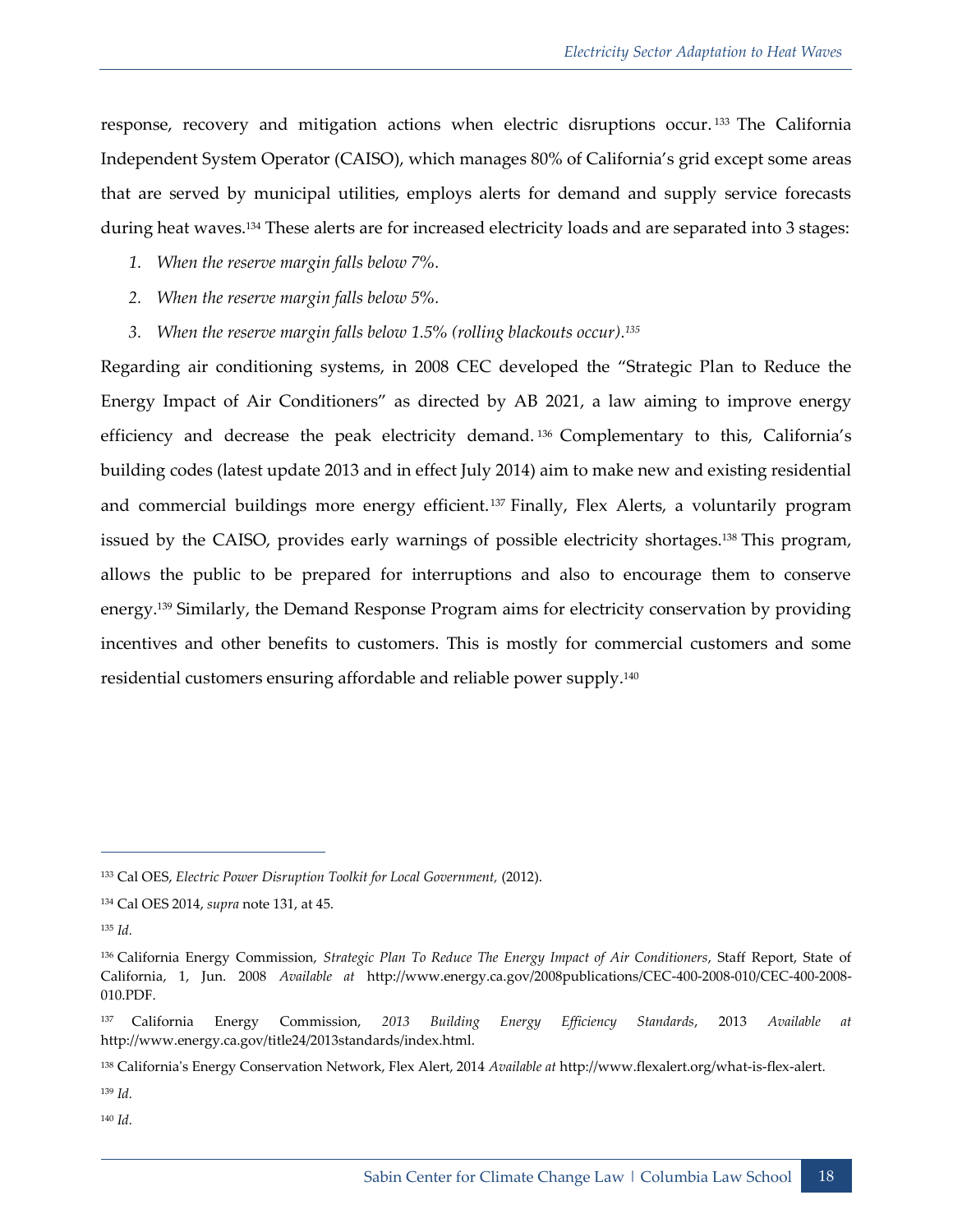response, recovery and mitigation actions when electric disruptions occur.[133] The California Independent System Operator (CAISO), which manages 80% of California's grid except some areas that are served by municipal utilities, employs alerts for demand and supply service forecasts during heat waves.[134] These alerts are for increased electricity loads and are separated into 3 stages:

1. *When the reserve margin falls below 7%.*
2. *When the reserve margin falls below 5%.*
3. *When the reserve margin falls below 1.5% (rolling blackouts occur).*[135]

Regarding air conditioning systems, in 2008 CEC developed the "Strategic Plan to Reduce the Energy Impact of Air Conditioners" as directed by AB 2021, a law aiming to improve energy efficiency and decrease the peak electricity demand.[136] Complementary to this, California's building codes (latest update 2013 and in effect July 2014) aim to make new and existing residential and commercial buildings more energy efficient.[137] Finally, Flex Alerts, a voluntarily program issued by the CAISO, provides early warnings of possible electricity shortages.[138] This program, allows the public to be prepared for interruptions and also to encourage them to conserve energy.[139] Similarly, the Demand Response Program aims for electricity conservation by providing incentives and other benefits to customers. This is mostly for commercial customers and some residential customers ensuring affordable and reliable power supply.[140]

---

[133] Cal OES, *Electric Power Disruption Toolkit for Local Government,* (2012).

[134] Cal OES 2014, *supra* note 131, at 45.

[135] *Id.*

[136] California Energy Commission, *Strategic Plan To Reduce The Energy Impact of Air Conditioners*, Staff Report, State of California, 1, Jun. 2008 *Available at* http://www.energy.ca.gov/2008publications/CEC-400-2008-010/CEC-400-2008-010.PDF.

[137] California Energy Commission, *2013 Building Energy Efficiency Standards*, 2013 *Available at* http://www.energy.ca.gov/title24/2013standards/index.html.

[138] California's Energy Conservation Network, Flex Alert, 2014 *Available at* http://www.flexalert.org/what-is-flex-alert.

[139] *Id.*

[140] *Id.*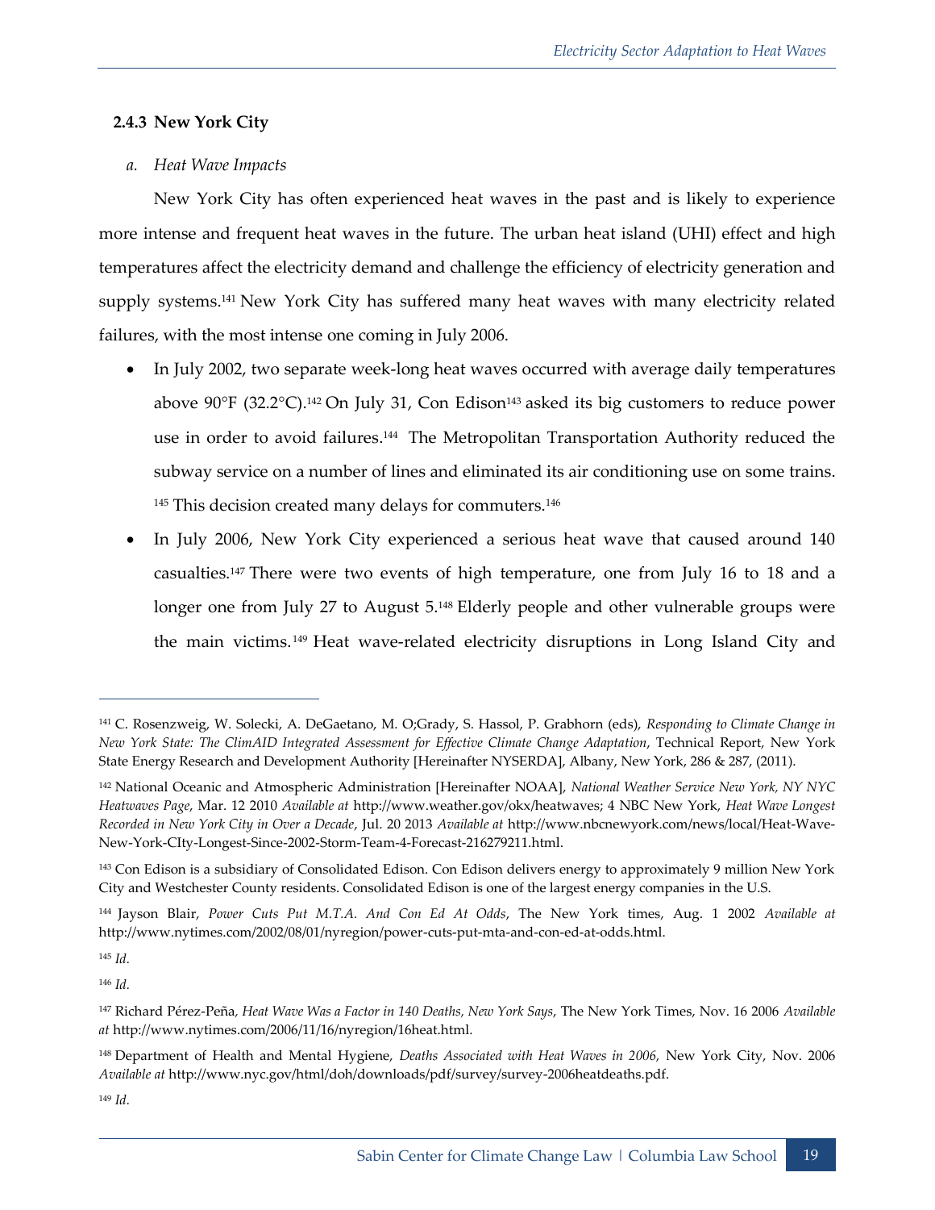### 2.4.3 New York City

*a. Heat Wave Impacts*

New York City has often experienced heat waves in the past and is likely to experience more intense and frequent heat waves in the future. The urban heat island (UHI) effect and high temperatures affect the electricity demand and challenge the efficiency of electricity generation and supply systems.[141] New York City has suffered many heat waves with many electricity related failures, with the most intense one coming in July 2006.

- In July 2002, two separate week-long heat waves occurred with average daily temperatures above 90°F (32.2°C).[142] On July 31, Con Edison[143] asked its big customers to reduce power use in order to avoid failures.[144] The Metropolitan Transportation Authority reduced the subway service on a number of lines and eliminated its air conditioning use on some trains.[145] This decision created many delays for commuters.[146]
- In July 2006, New York City experienced a serious heat wave that caused around 140 casualties.[147] There were two events of high temperature, one from July 16 to 18 and a longer one from July 27 to August 5.[148] Elderly people and other vulnerable groups were the main victims.[149] Heat wave-related electricity disruptions in Long Island City and

---

[141] C. Rosenzweig, W. Solecki, A. DeGaetano, M. O;Grady, S. Hassol, P. Grabhorn (eds), *Responding to Climate Change in New York State: The ClimAID Integrated Assessment for Effective Climate Change Adaptation*, Technical Report, New York State Energy Research and Development Authority [Hereinafter NYSERDA], Albany, New York, 286 & 287, (2011).

[142] National Oceanic and Atmospheric Administration [Hereinafter NOAA], *National Weather Service New York, NY NYC Heatwaves Page*, Mar. 12 2010 *Available at* http://www.weather.gov/okx/heatwaves; 4 NBC New York, *Heat Wave Longest Recorded in New York City in Over a Decade*, Jul. 20 2013 *Available at* http://www.nbcnewyork.com/news/local/Heat-Wave-New-York-CIty-Longest-Since-2002-Storm-Team-4-Forecast-216279211.html.

[143] Con Edison is a subsidiary of Consolidated Edison. Con Edison delivers energy to approximately 9 million New York City and Westchester County residents. Consolidated Edison is one of the largest energy companies in the U.S.

[144] Jayson Blair, *Power Cuts Put M.T.A. And Con Ed At Odds*, The New York times, Aug. 1 2002 *Available at* http://www.nytimes.com/2002/08/01/nyregion/power-cuts-put-mta-and-con-ed-at-odds.html.

[145] *Id.*

[146] *Id.*

[147] Richard Pérez-Peña, *Heat Wave Was a Factor in 140 Deaths, New York Says*, The New York Times, Nov. 16 2006 *Available at* http://www.nytimes.com/2006/11/16/nyregion/16heat.html.

[148] Department of Health and Mental Hygiene, *Deaths Associated with Heat Waves in 2006,* New York City, Nov. 2006 *Available at* http://www.nyc.gov/html/doh/downloads/pdf/survey/survey-2006heatdeaths.pdf.

[149] *Id.*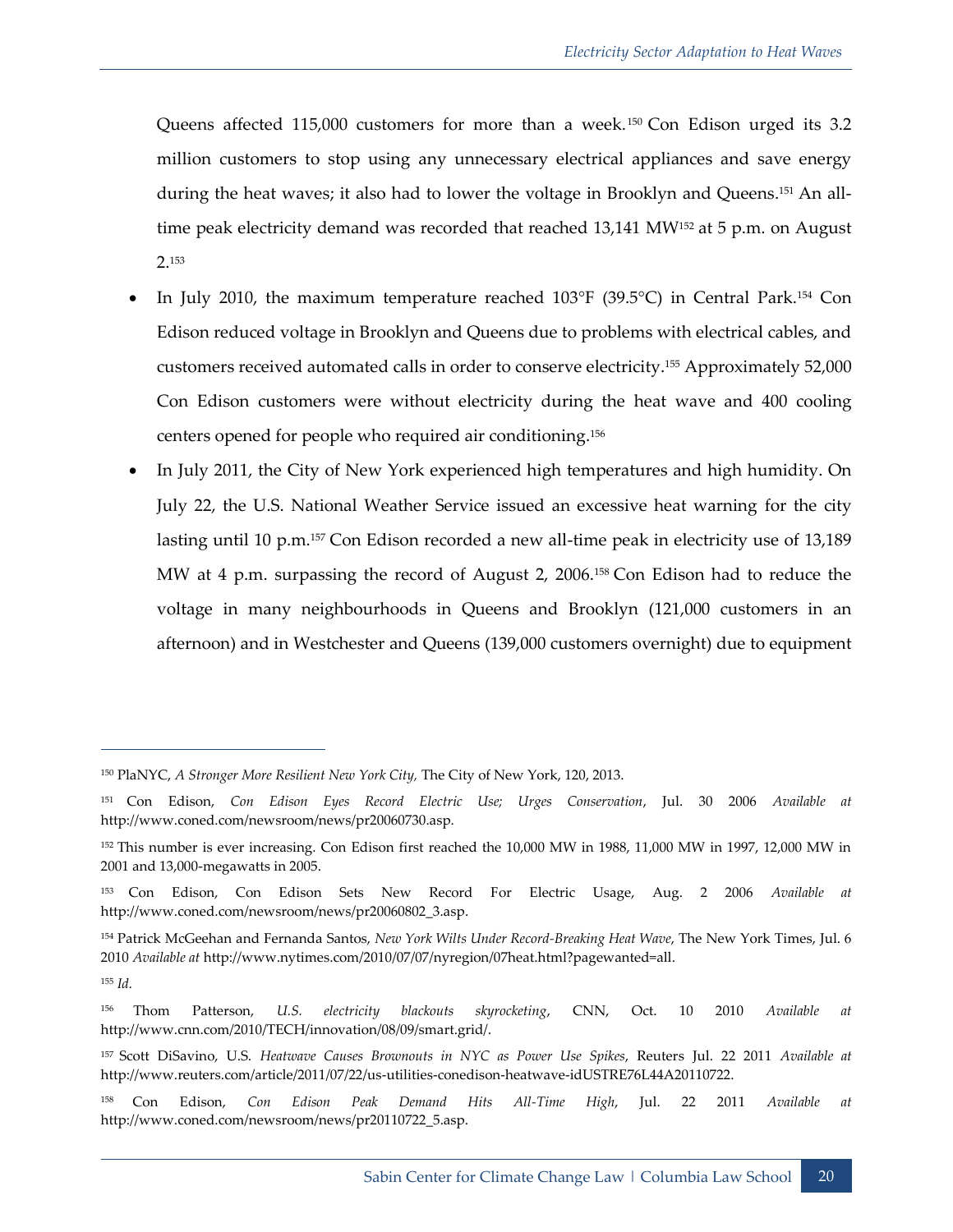Queens affected 115,000 customers for more than a week.[150] Con Edison urged its 3.2 million customers to stop using any unnecessary electrical appliances and save energy during the heat waves; it also had to lower the voltage in Brooklyn and Queens.[151] An all-time peak electricity demand was recorded that reached 13,141 MW[152] at 5 p.m. on August 2.[153]

- In July 2010, the maximum temperature reached 103°F (39.5°C) in Central Park.[154] Con Edison reduced voltage in Brooklyn and Queens due to problems with electrical cables, and customers received automated calls in order to conserve electricity.[155] Approximately 52,000 Con Edison customers were without electricity during the heat wave and 400 cooling centers opened for people who required air conditioning.[156]
- In July 2011, the City of New York experienced high temperatures and high humidity. On July 22, the U.S. National Weather Service issued an excessive heat warning for the city lasting until 10 p.m.[157] Con Edison recorded a new all-time peak in electricity use of 13,189 MW at 4 p.m. surpassing the record of August 2, 2006.[158] Con Edison had to reduce the voltage in many neighbourhoods in Queens and Brooklyn (121,000 customers in an afternoon) and in Westchester and Queens (139,000 customers overnight) due to equipment

---

[150] PlaNYC, *A Stronger More Resilient New York City,* The City of New York, 120, 2013.

[151] Con Edison, *Con Edison Eyes Record Electric Use; Urges Conservation*, Jul. 30 2006 *Available at* http://www.coned.com/newsroom/news/pr20060730.asp.

[152] This number is ever increasing. Con Edison first reached the 10,000 MW in 1988, 11,000 MW in 1997, 12,000 MW in 2001 and 13,000-megawatts in 2005.

[153] Con Edison, Con Edison Sets New Record For Electric Usage, Aug. 2 2006 *Available at* http://www.coned.com/newsroom/news/pr20060802_3.asp.

[154] Patrick McGeehan and Fernanda Santos, *New York Wilts Under Record-Breaking Heat Wave*, The New York Times, Jul. 6 2010 *Available at* http://www.nytimes.com/2010/07/07/nyregion/07heat.html?pagewanted=all.

[155] *Id.*

[156] Thom Patterson, *U.S. electricity blackouts skyrocketing*, CNN, Oct. 10 2010 *Available at* http://www.cnn.com/2010/TECH/innovation/08/09/smart.grid/.

[157] Scott DiSavino, U.S. *Heatwave Causes Brownouts in NYC as Power Use Spikes*, Reuters Jul. 22 2011 *Available at* http://www.reuters.com/article/2011/07/22/us-utilities-conedison-heatwave-idUSTRE76L44A20110722.

[158] Con Edison, *Con Edison Peak Demand Hits All-Time High*, Jul. 22 2011 *Available at* http://www.coned.com/newsroom/news/pr20110722_5.asp.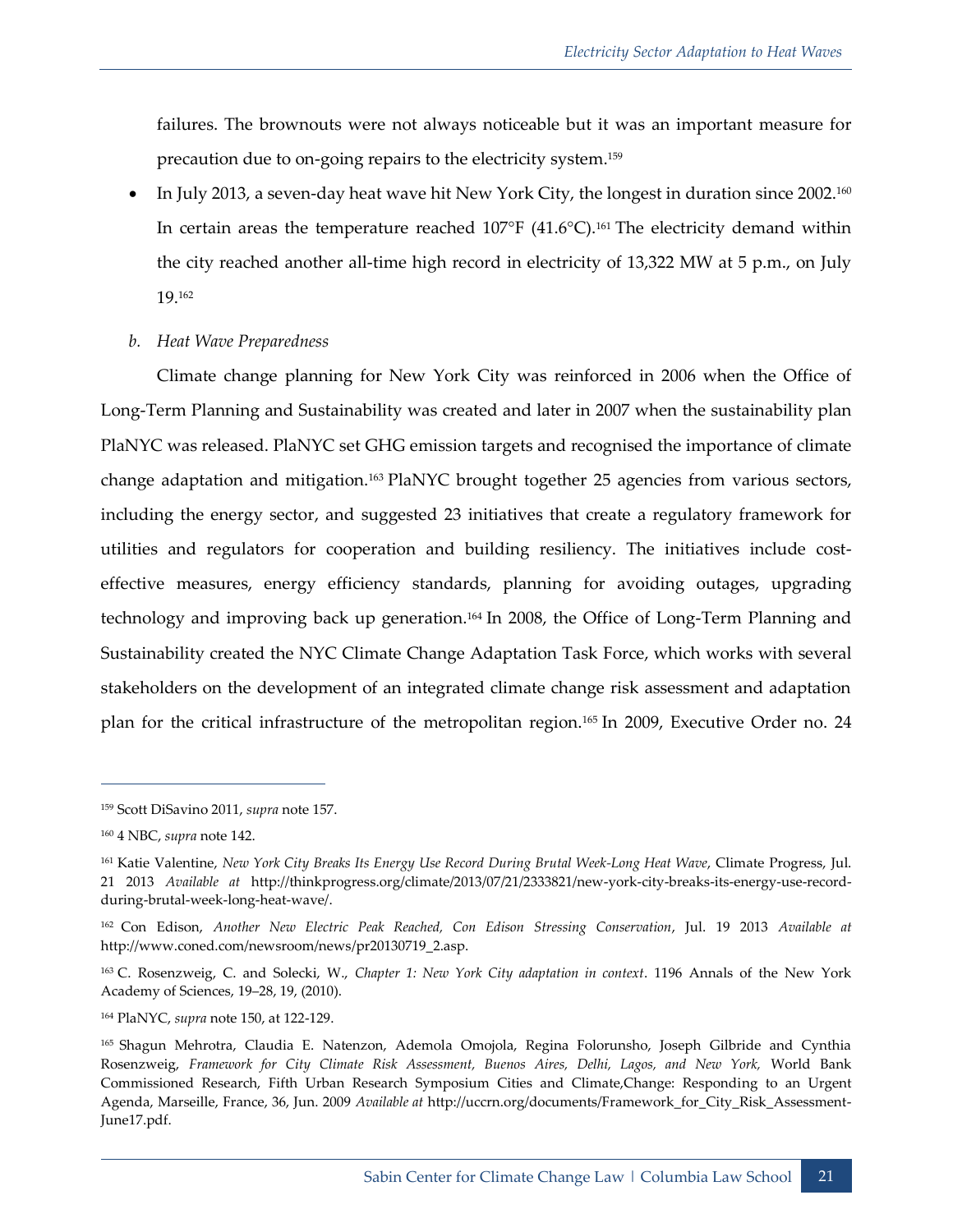failures. The brownouts were not always noticeable but it was an important measure for precaution due to on-going repairs to the electricity system.[159]

- In July 2013, a seven-day heat wave hit New York City, the longest in duration since 2002.[160] In certain areas the temperature reached 107°F (41.6°C).[161] The electricity demand within the city reached another all-time high record in electricity of 13,322 MW at 5 p.m., on July 19.[162]

*b. Heat Wave Preparedness*

Climate change planning for New York City was reinforced in 2006 when the Office of Long-Term Planning and Sustainability was created and later in 2007 when the sustainability plan PlaNYC was released. PlaNYC set GHG emission targets and recognised the importance of climate change adaptation and mitigation.[163] PlaNYC brought together 25 agencies from various sectors, including the energy sector, and suggested 23 initiatives that create a regulatory framework for utilities and regulators for cooperation and building resiliency. The initiatives include cost-effective measures, energy efficiency standards, planning for avoiding outages, upgrading technology and improving back up generation.[164] In 2008, the Office of Long-Term Planning and Sustainability created the NYC Climate Change Adaptation Task Force, which works with several stakeholders on the development of an integrated climate change risk assessment and adaptation plan for the critical infrastructure of the metropolitan region.[165] In 2009, Executive Order no. 24

---

[159] Scott DiSavino 2011, *supra* note 157.

[160] 4 NBC, *supra* note 142.

[161] Katie Valentine, *New York City Breaks Its Energy Use Record During Brutal Week-Long Heat Wave*, Climate Progress, Jul. 21 2013 *Available at* http://thinkprogress.org/climate/2013/07/21/2333821/new-york-city-breaks-its-energy-use-record-during-brutal-week-long-heat-wave/.

[162] Con Edison, *Another New Electric Peak Reached, Con Edison Stressing Conservation*, Jul. 19 2013 *Available at* http://www.coned.com/newsroom/news/pr20130719_2.asp.

[163] C. Rosenzweig, C. and Solecki, W., *Chapter 1: New York City adaptation in context*. 1196 Annals of the New York Academy of Sciences, 19–28, 19, (2010).

[164] PlaNYC, *supra* note 150, at 122-129.

[165] Shagun Mehrotra, Claudia E. Natenzon, Ademola Omojola, Regina Folorunsho, Joseph Gilbride and Cynthia Rosenzweig, *Framework for City Climate Risk Assessment, Buenos Aires, Delhi, Lagos, and New York,* World Bank Commissioned Research, Fifth Urban Research Symposium Cities and Climate,Change: Responding to an Urgent Agenda, Marseille, France, 36, Jun. 2009 *Available at* http://uccrn.org/documents/Framework_for_City_Risk_Assessment-June17.pdf.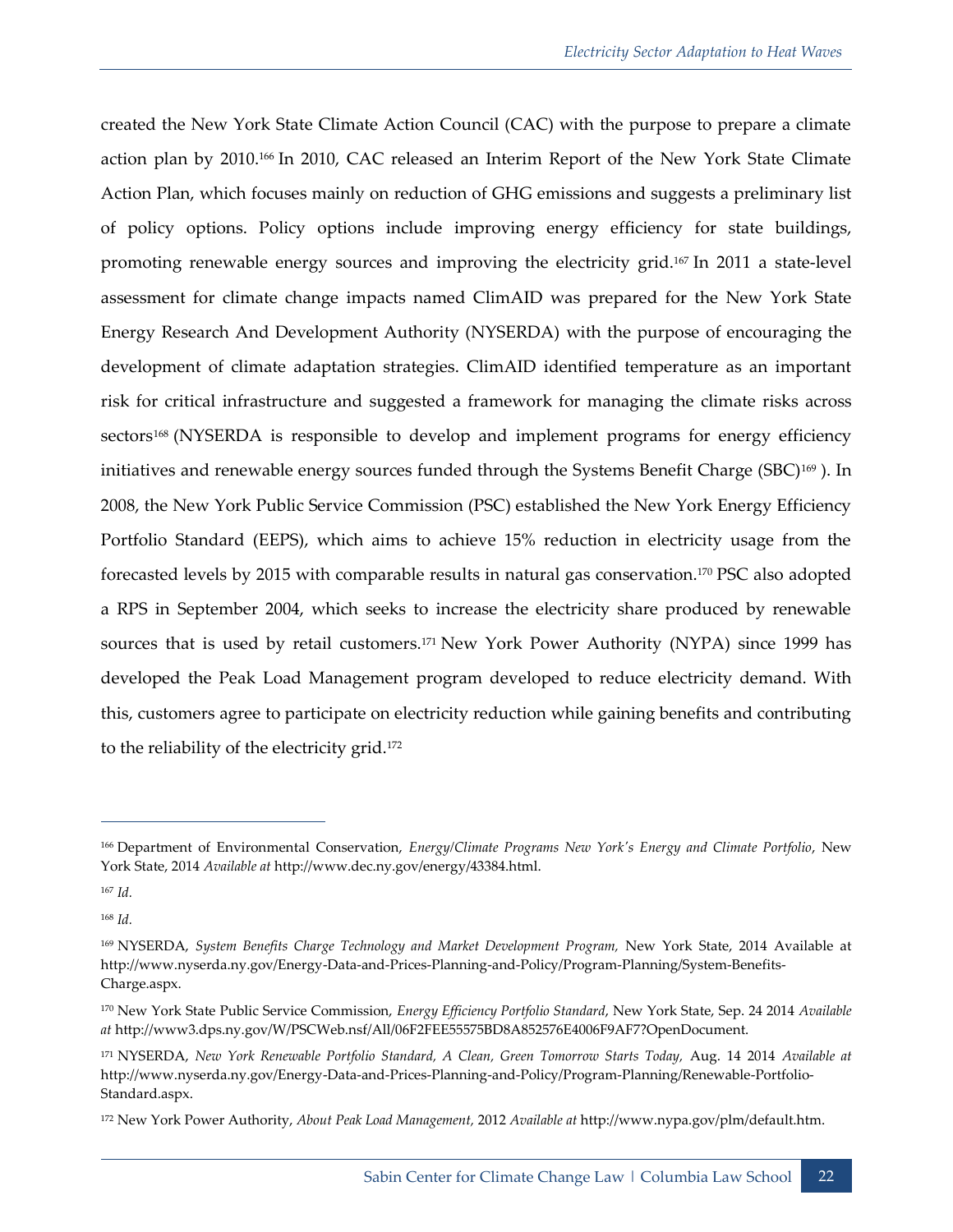created the New York State Climate Action Council (CAC) with the purpose to prepare a climate action plan by 2010.[166] In 2010, CAC released an Interim Report of the New York State Climate Action Plan, which focuses mainly on reduction of GHG emissions and suggests a preliminary list of policy options. Policy options include improving energy efficiency for state buildings, promoting renewable energy sources and improving the electricity grid.[167] In 2011 a state-level assessment for climate change impacts named ClimAID was prepared for the New York State Energy Research And Development Authority (NYSERDA) with the purpose of encouraging the development of climate adaptation strategies. ClimAID identified temperature as an important risk for critical infrastructure and suggested a framework for managing the climate risks across sectors[168] (NYSERDA is responsible to develop and implement programs for energy efficiency initiatives and renewable energy sources funded through the Systems Benefit Charge (SBC)[169] ). In 2008, the New York Public Service Commission (PSC) established the New York Energy Efficiency Portfolio Standard (EEPS), which aims to achieve 15% reduction in electricity usage from the forecasted levels by 2015 with comparable results in natural gas conservation.[170] PSC also adopted a RPS in September 2004, which seeks to increase the electricity share produced by renewable sources that is used by retail customers.[171] New York Power Authority (NYPA) since 1999 has developed the Peak Load Management program developed to reduce electricity demand. With this, customers agree to participate on electricity reduction while gaining benefits and contributing to the reliability of the electricity grid.[172]

---

[166] Department of Environmental Conservation, *Energy/Climate Programs New York's Energy and Climate Portfolio*, New York State, 2014 *Available at* http://www.dec.ny.gov/energy/43384.html.

[167] *Id.*

[168] *Id.*

[169] NYSERDA, *System Benefits Charge Technology and Market Development Program,* New York State, 2014 Available at http://www.nyserda.ny.gov/Energy-Data-and-Prices-Planning-and-Policy/Program-Planning/System-Benefits-Charge.aspx.

[170] New York State Public Service Commission, *Energy Efficiency Portfolio Standard*, New York State, Sep. 24 2014 *Available at* http://www3.dps.ny.gov/W/PSCWeb.nsf/All/06F2FEE55575BD8A852576E4006F9AF7?OpenDocument.

[171] NYSERDA, *New York Renewable Portfolio Standard, A Clean, Green Tomorrow Starts Today,* Aug. 14 2014 *Available at* http://www.nyserda.ny.gov/Energy-Data-and-Prices-Planning-and-Policy/Program-Planning/Renewable-Portfolio-Standard.aspx.

[172] New York Power Authority, *About Peak Load Management,* 2012 *Available at* http://www.nypa.gov/plm/default.htm.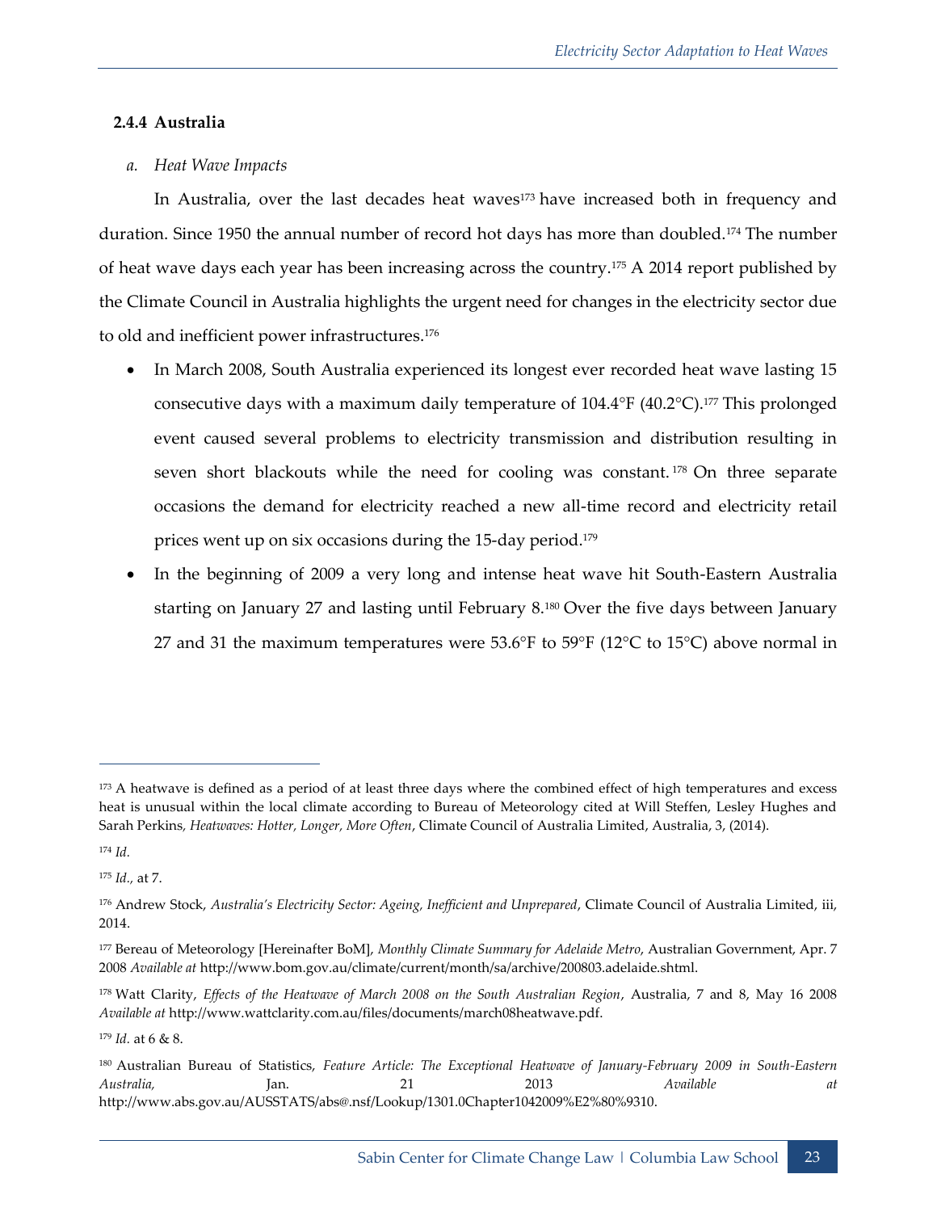### 2.4.4 Australia

*a. Heat Wave Impacts*

In Australia, over the last decades heat waves[173] have increased both in frequency and duration. Since 1950 the annual number of record hot days has more than doubled.[174] The number of heat wave days each year has been increasing across the country.[175] A 2014 report published by the Climate Council in Australia highlights the urgent need for changes in the electricity sector due to old and inefficient power infrastructures.[176]

- In March 2008, South Australia experienced its longest ever recorded heat wave lasting 15 consecutive days with a maximum daily temperature of 104.4°F (40.2°C).[177] This prolonged event caused several problems to electricity transmission and distribution resulting in seven short blackouts while the need for cooling was constant.[178] On three separate occasions the demand for electricity reached a new all-time record and electricity retail prices went up on six occasions during the 15-day period.[179]
- In the beginning of 2009 a very long and intense heat wave hit South-Eastern Australia starting on January 27 and lasting until February 8.[180] Over the five days between January 27 and 31 the maximum temperatures were 53.6°F to 59°F (12°C to 15°C) above normal in

---

[173] A heatwave is defined as a period of at least three days where the combined effect of high temperatures and excess heat is unusual within the local climate according to Bureau of Meteorology cited at Will Steffen, Lesley Hughes and Sarah Perkins, *Heatwaves: Hotter, Longer, More Often*, Climate Council of Australia Limited, Australia, 3, (2014).

[174] *Id.*

[175] *Id.,* at 7.

[176] Andrew Stock, *Australia's Electricity Sector: Ageing, Inefficient and Unprepared*, Climate Council of Australia Limited, iii, 2014.

[177] Bereau of Meteorology [Hereinafter BoM], *Monthly Climate Summary for Adelaide Metro*, Australian Government, Apr. 7 2008 *Available at* http://www.bom.gov.au/climate/current/month/sa/archive/200803.adelaide.shtml.

[178] Watt Clarity, *Effects of the Heatwave of March 2008 on the South Australian Region*, Australia, 7 and 8, May 16 2008 *Available at* http://www.wattclarity.com.au/files/documents/march08heatwave.pdf.

[179] *Id.* at 6 & 8.

[180] Australian Bureau of Statistics, *Feature Article: The Exceptional Heatwave of January-February 2009 in South-Eastern Australia,* Jan. 21 2013 *Available at* http://www.abs.gov.au/AUSSTATS/abs@.nsf/Lookup/1301.0Chapter1042009%E2%80%9310.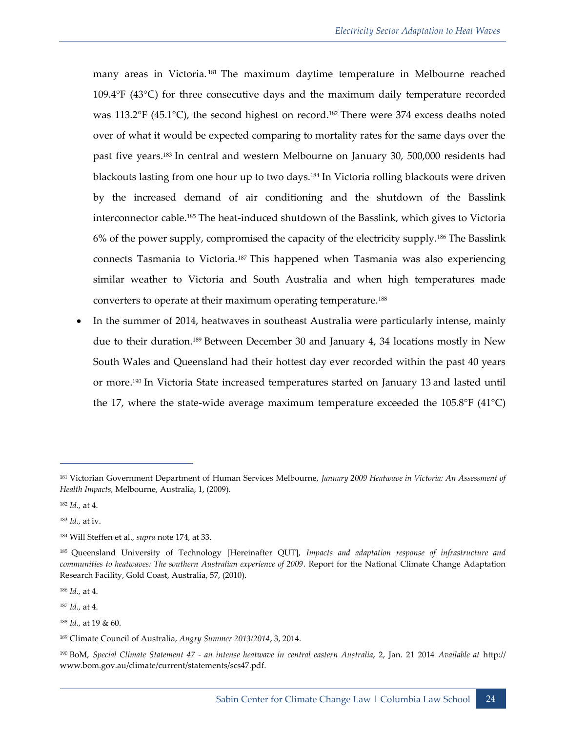many areas in Victoria.[181] The maximum daytime temperature in Melbourne reached 109.4°F (43°C) for three consecutive days and the maximum daily temperature recorded was 113.2°F (45.1°C), the second highest on record.[182] There were 374 excess deaths noted over of what it would be expected comparing to mortality rates for the same days over the past five years.[183] In central and western Melbourne on January 30, 500,000 residents had blackouts lasting from one hour up to two days.[184] In Victoria rolling blackouts were driven by the increased demand of air conditioning and the shutdown of the Basslink interconnector cable.[185] The heat-induced shutdown of the Basslink, which gives to Victoria 6% of the power supply, compromised the capacity of the electricity supply.[186] The Basslink connects Tasmania to Victoria.[187] This happened when Tasmania was also experiencing similar weather to Victoria and South Australia and when high temperatures made converters to operate at their maximum operating temperature.[188]

- In the summer of 2014, heatwaves in southeast Australia were particularly intense, mainly due to their duration.[189] Between December 30 and January 4, 34 locations mostly in New South Wales and Queensland had their hottest day ever recorded within the past 40 years or more.[190] In Victoria State increased temperatures started on January 13 and lasted until the 17, where the state-wide average maximum temperature exceeded the 105.8°F (41°C)

---

[181] Victorian Government Department of Human Services Melbourne, *January 2009 Heatwave in Victoria: An Assessment of Health Impacts,* Melbourne, Australia, 1, (2009).

[182] *Id.,* at 4.

[183] *Id.,* at iv.

[184] Will Steffen et al., *supra* note 174, at 33.

[185] Queensland University of Technology [Hereinafter QUT], *Impacts and adaptation response of infrastructure and communities to heatwaves: The southern Australian experience of 2009*. Report for the National Climate Change Adaptation Research Facility, Gold Coast, Australia, 57, (2010).

[186] *Id.,* at 4.

[187] *Id.,* at 4.

[188] *Id.,* at 19 & 60.

[189] Climate Council of Australia, *Angry Summer 2013/2014*, 3, 2014.

[190] BoM, *Special Climate Statement 47 - an intense heatwave in central eastern Australia*, 2, Jan. 21 2014 *Available at* http://www.bom.gov.au/climate/current/statements/scs47.pdf.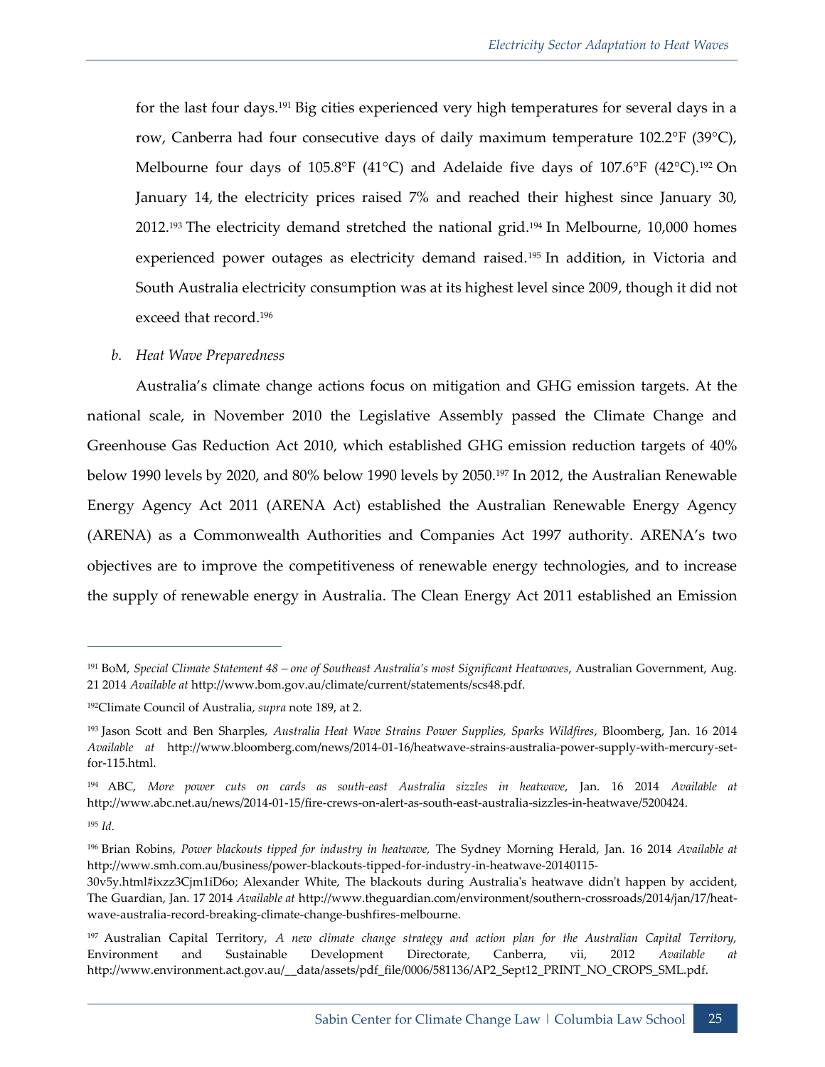for the last four days.[191] Big cities experienced very high temperatures for several days in a row, Canberra had four consecutive days of daily maximum temperature 102.2°F (39°C), Melbourne four days of 105.8°F (41°C) and Adelaide five days of 107.6°F (42°C).[192] On January 14, the electricity prices raised 7% and reached their highest since January 30, 2012.[193] The electricity demand stretched the national grid.[194] In Melbourne, 10,000 homes experienced power outages as electricity demand raised.[195] In addition, in Victoria and South Australia electricity consumption was at its highest level since 2009, though it did not exceed that record.[196]

*b. Heat Wave Preparedness*

Australia's climate change actions focus on mitigation and GHG emission targets. At the national scale, in November 2010 the Legislative Assembly passed the Climate Change and Greenhouse Gas Reduction Act 2010, which established GHG emission reduction targets of 40% below 1990 levels by 2020, and 80% below 1990 levels by 2050.[197] In 2012, the Australian Renewable Energy Agency Act 2011 (ARENA Act) established the Australian Renewable Energy Agency (ARENA) as a Commonwealth Authorities and Companies Act 1997 authority. ARENA's two objectives are to improve the competitiveness of renewable energy technologies, and to increase the supply of renewable energy in Australia. The Clean Energy Act 2011 established an Emission

---

[191] BoM, *Special Climate Statement 48 – one of Southeast Australia's most Significant Heatwaves*, Australian Government, Aug. 21 2014 *Available at* http://www.bom.gov.au/climate/current/statements/scs48.pdf.

[192] Climate Council of Australia, *supra* note 189, at 2.

[193] Jason Scott and Ben Sharples, *Australia Heat Wave Strains Power Supplies, Sparks Wildfires*, Bloomberg, Jan. 16 2014 *Available at* http://www.bloomberg.com/news/2014-01-16/heatwave-strains-australia-power-supply-with-mercury-set-for-115.html.

[194] ABC, *More power cuts on cards as south-east Australia sizzles in heatwave*, Jan. 16 2014 *Available at* http://www.abc.net.au/news/2014-01-15/fire-crews-on-alert-as-south-east-australia-sizzles-in-heatwave/5200424.

[195] *Id*.

[196] Brian Robins, *Power blackouts tipped for industry in heatwave,* The Sydney Morning Herald, Jan. 16 2014 *Available at* http://www.smh.com.au/business/power-blackouts-tipped-for-industry-in-heatwave-20140115-30v5y.html#ixzz3Cjm1iD6o; Alexander White, The blackouts during Australia's heatwave didn't happen by accident, The Guardian, Jan. 17 2014 *Available at* http://www.theguardian.com/environment/southern-crossroads/2014/jan/17/heat-wave-australia-record-breaking-climate-change-bushfires-melbourne.

[197] Australian Capital Territory, *A new climate change strategy and action plan for the Australian Capital Territory,* Environment and Sustainable Development Directorate, Canberra, vii, 2012 *Available at* http://www.environment.act.gov.au/__data/assets/pdf_file/0006/581136/AP2_Sept12_PRINT_NO_CROPS_SML.pdf.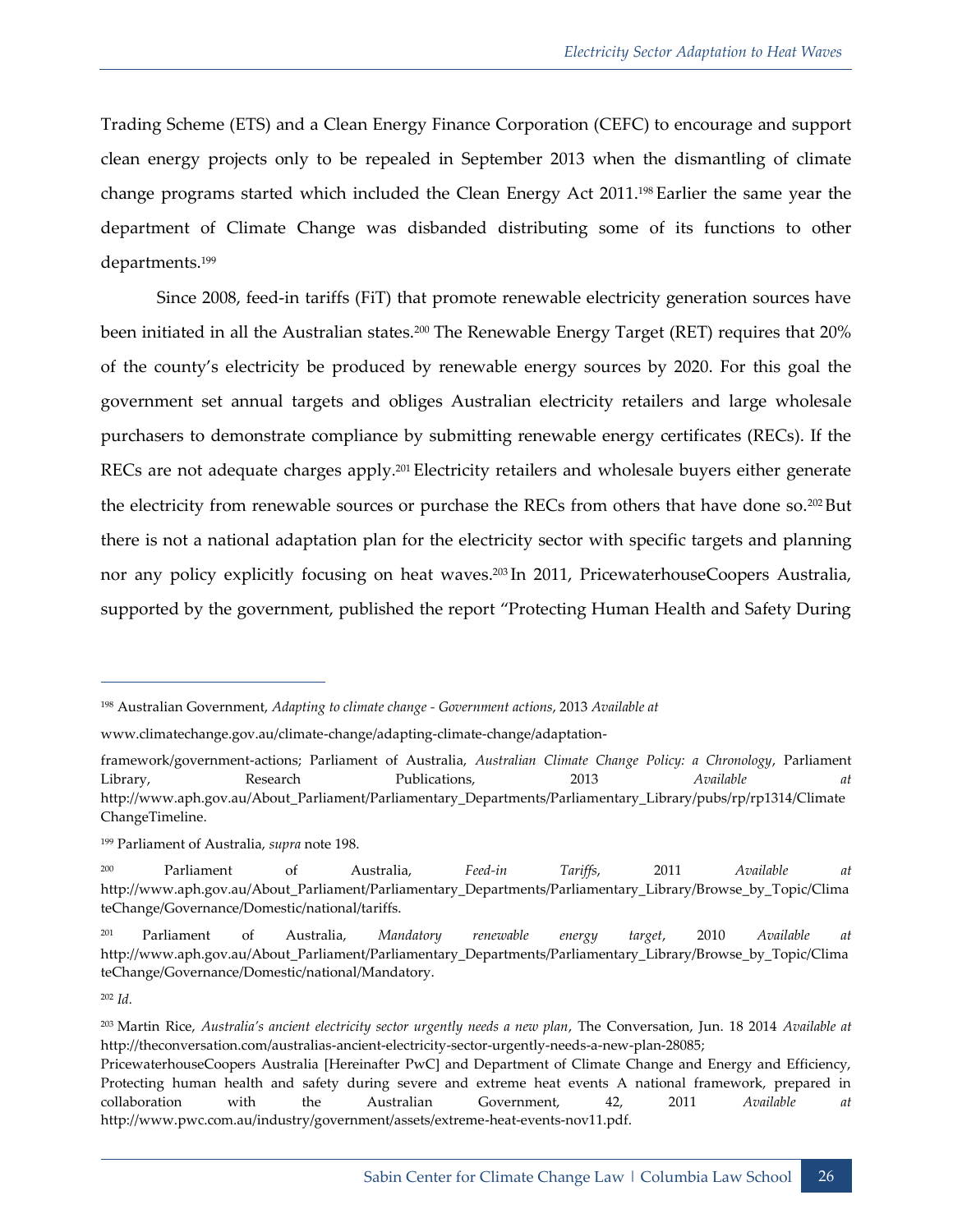Trading Scheme (ETS) and a Clean Energy Finance Corporation (CEFC) to encourage and support clean energy projects only to be repealed in September 2013 when the dismantling of climate change programs started which included the Clean Energy Act 2011.[198] Earlier the same year the department of Climate Change was disbanded distributing some of its functions to other departments.[199]

Since 2008, feed-in tariffs (FiT) that promote renewable electricity generation sources have been initiated in all the Australian states.[200] The Renewable Energy Target (RET) requires that 20% of the county's electricity be produced by renewable energy sources by 2020. For this goal the government set annual targets and obliges Australian electricity retailers and large wholesale purchasers to demonstrate compliance by submitting renewable energy certificates (RECs). If the RECs are not adequate charges apply.[201] Electricity retailers and wholesale buyers either generate the electricity from renewable sources or purchase the RECs from others that have done so.[202] But there is not a national adaptation plan for the electricity sector with specific targets and planning nor any policy explicitly focusing on heat waves.[203] In 2011, PricewaterhouseCoopers Australia, supported by the government, published the report "Protecting Human Health and Safety During

---

[198] Australian Government, *Adapting to climate change - Government actions*, 2013 *Available at* www.climatechange.gov.au/climate-change/adapting-climate-change/adaptation-framework/government-actions; Parliament of Australia, *Australian Climate Change Policy: a Chronology*, Parliament Library, Research Publications, 2013 *Available at* http://www.aph.gov.au/About_Parliament/Parliamentary_Departments/Parliamentary_Library/pubs/rp/rp1314/ClimateChangeTimeline.

[199] Parliament of Australia, *supra* note 198.

[200] Parliament of Australia, *Feed-in Tariffs*, 2011 *Available at* http://www.aph.gov.au/About_Parliament/Parliamentary_Departments/Parliamentary_Library/Browse_by_Topic/ClimateChange/Governance/Domestic/national/tariffs.

[201] Parliament of Australia, *Mandatory renewable energy target*, 2010 *Available at* http://www.aph.gov.au/About_Parliament/Parliamentary_Departments/Parliamentary_Library/Browse_by_Topic/ClimateChange/Governance/Domestic/national/Mandatory.

[202] *Id.*

[203] Martin Rice, *Australia's ancient electricity sector urgently needs a new plan*, The Conversation, Jun. 18 2014 *Available at* http://theconversation.com/australias-ancient-electricity-sector-urgently-needs-a-new-plan-28085; PricewaterhouseCoopers Australia [Hereinafter PwC] and Department of Climate Change and Energy and Efficiency, Protecting human health and safety during severe and extreme heat events A national framework, prepared in collaboration with the Australian Government, 42, 2011 *Available at* http://www.pwc.com.au/industry/government/assets/extreme-heat-events-nov11.pdf.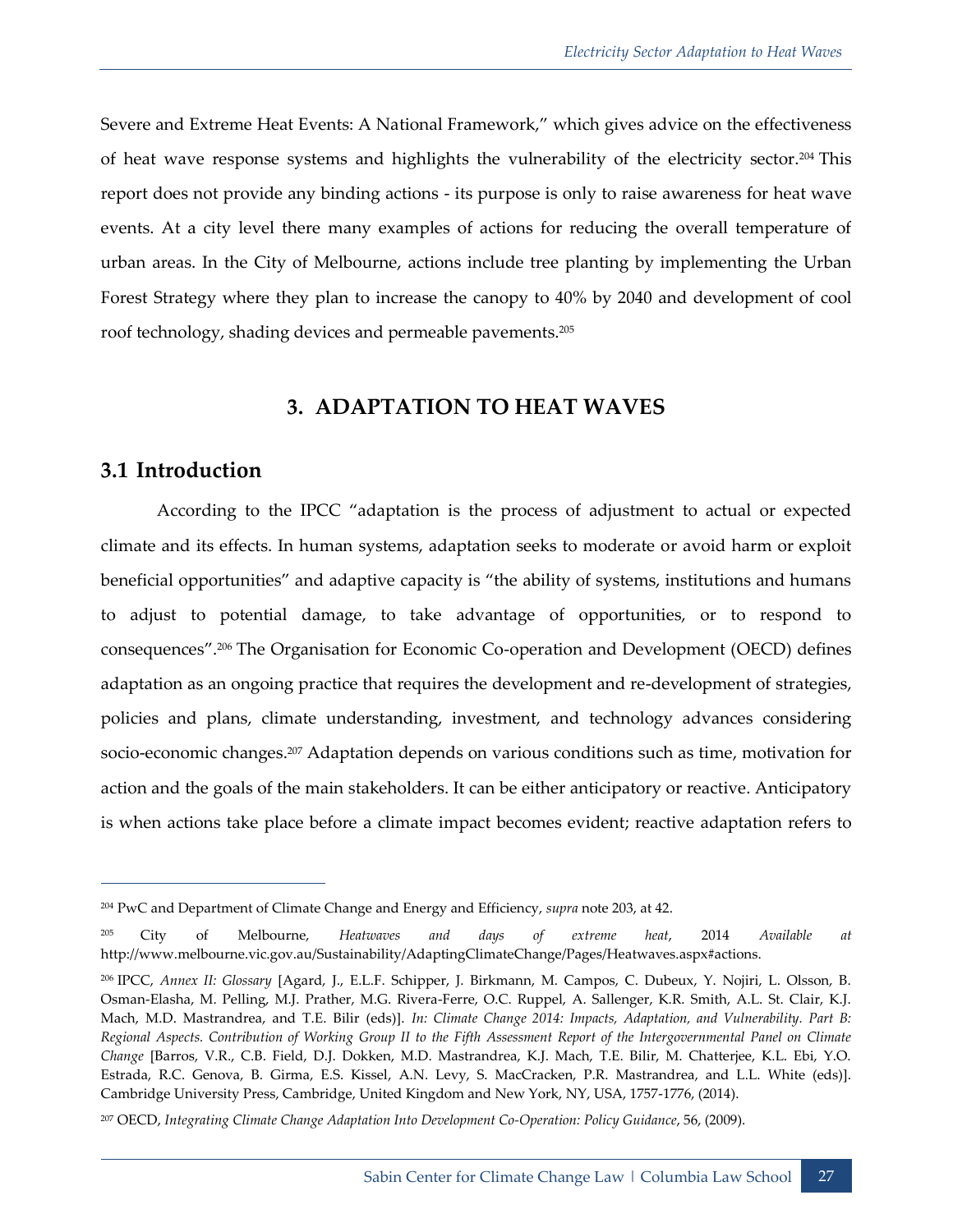Severe and Extreme Heat Events: A National Framework," which gives advice on the effectiveness of heat wave response systems and highlights the vulnerability of the electricity sector.[204] This report does not provide any binding actions - its purpose is only to raise awareness for heat wave events. At a city level there many examples of actions for reducing the overall temperature of urban areas. In the City of Melbourne, actions include tree planting by implementing the Urban Forest Strategy where they plan to increase the canopy to 40% by 2040 and development of cool roof technology, shading devices and permeable pavements.[205]

# 3. ADAPTATION TO HEAT WAVES

## 3.1 Introduction

According to the IPCC "adaptation is the process of adjustment to actual or expected climate and its effects. In human systems, adaptation seeks to moderate or avoid harm or exploit beneficial opportunities" and adaptive capacity is "the ability of systems, institutions and humans to adjust to potential damage, to take advantage of opportunities, or to respond to consequences".[206] The Organisation for Economic Co-operation and Development (OECD) defines adaptation as an ongoing practice that requires the development and re-development of strategies, policies and plans, climate understanding, investment, and technology advances considering socio-economic changes.[207] Adaptation depends on various conditions such as time, motivation for action and the goals of the main stakeholders. It can be either anticipatory or reactive. Anticipatory is when actions take place before a climate impact becomes evident; reactive adaptation refers to

---

[204] PwC and Department of Climate Change and Energy and Efficiency, *supra* note 203, at 42.

[205] City of Melbourne, *Heatwaves and days of extreme heat*, 2014 *Available at* http://www.melbourne.vic.gov.au/Sustainability/AdaptingClimateChange/Pages/Heatwaves.aspx#actions.

[206] IPCC, *Annex II: Glossary* [Agard, J., E.L.F. Schipper, J. Birkmann, M. Campos, C. Dubeux, Y. Nojiri, L. Olsson, B. Osman-Elasha, M. Pelling, M.J. Prather, M.G. Rivera-Ferre, O.C. Ruppel, A. Sallenger, K.R. Smith, A.L. St. Clair, K.J. Mach, M.D. Mastrandrea, and T.E. Bilir (eds)]. *In: Climate Change 2014: Impacts, Adaptation, and Vulnerability. Part B: Regional Aspects. Contribution of Working Group II to the Fifth Assessment Report of the Intergovernmental Panel on Climate Change* [Barros, V.R., C.B. Field, D.J. Dokken, M.D. Mastrandrea, K.J. Mach, T.E. Bilir, M. Chatterjee, K.L. Ebi, Y.O. Estrada, R.C. Genova, B. Girma, E.S. Kissel, A.N. Levy, S. MacCracken, P.R. Mastrandrea, and L.L. White (eds)]. Cambridge University Press, Cambridge, United Kingdom and New York, NY, USA, 1757-1776, (2014).

[207] OECD, *Integrating Climate Change Adaptation Into Development Co-Operation: Policy Guidance*, 56, (2009).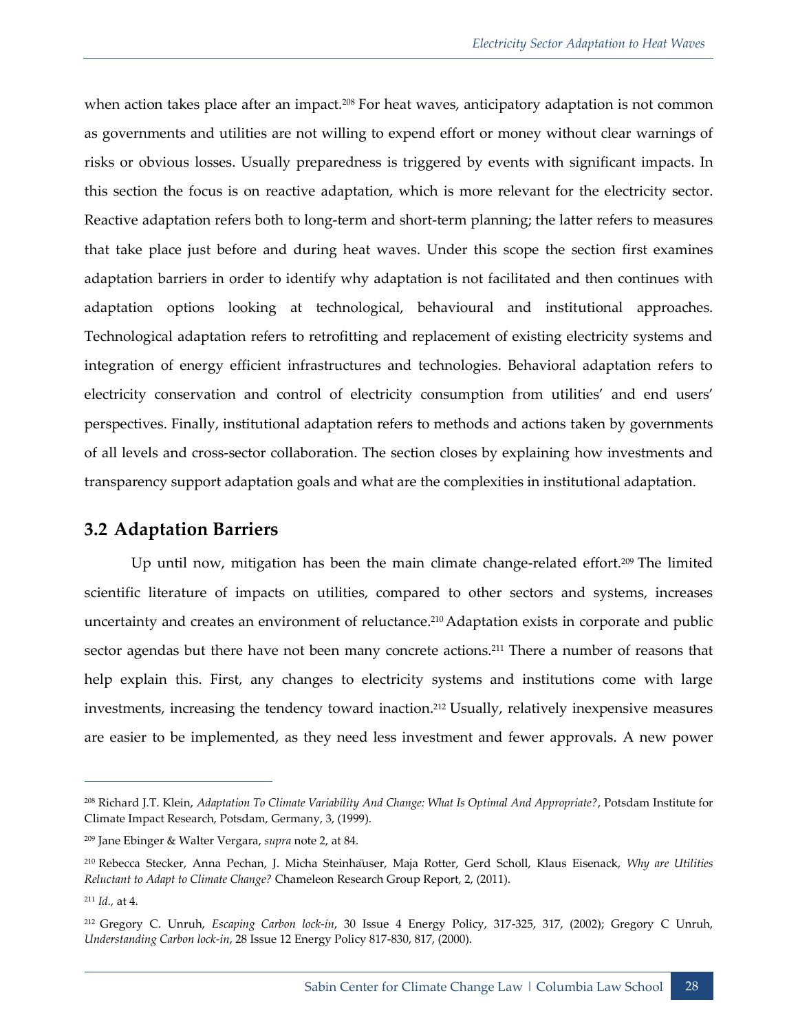when action takes place after an impact.[208] For heat waves, anticipatory adaptation is not common as governments and utilities are not willing to expend effort or money without clear warnings of risks or obvious losses. Usually preparedness is triggered by events with significant impacts. In this section the focus is on reactive adaptation, which is more relevant for the electricity sector. Reactive adaptation refers both to long-term and short-term planning; the latter refers to measures that take place just before and during heat waves. Under this scope the section first examines adaptation barriers in order to identify why adaptation is not facilitated and then continues with adaptation options looking at technological, behavioural and institutional approaches. Technological adaptation refers to retrofitting and replacement of existing electricity systems and integration of energy efficient infrastructures and technologies. Behavioral adaptation refers to electricity conservation and control of electricity consumption from utilities' and end users' perspectives. Finally, institutional adaptation refers to methods and actions taken by governments of all levels and cross-sector collaboration. The section closes by explaining how investments and transparency support adaptation goals and what are the complexities in institutional adaptation.

## 3.2 Adaptation Barriers

Up until now, mitigation has been the main climate change-related effort.[209] The limited scientific literature of impacts on utilities, compared to other sectors and systems, increases uncertainty and creates an environment of reluctance.[210] Adaptation exists in corporate and public sector agendas but there have not been many concrete actions.[211] There a number of reasons that help explain this. First, any changes to electricity systems and institutions come with large investments, increasing the tendency toward inaction.[212] Usually, relatively inexpensive measures are easier to be implemented, as they need less investment and fewer approvals. A new power

---

[208] Richard J.T. Klein, *Adaptation To Climate Variability And Change: What Is Optimal And Appropriate?*, Potsdam Institute for Climate Impact Research, Potsdam, Germany, 3, (1999).

[209] Jane Ebinger & Walter Vergara, *supra* note 2, at 84.

[210] Rebecca Stecker, Anna Pechan, J. Micha Steinhaüser, Maja Rotter, Gerd Scholl, Klaus Eisenack, *Why are Utilities Reluctant to Adapt to Climate Change?* Chameleon Research Group Report, 2, (2011).

[211] *Id.*, at 4.

[212] Gregory C. Unruh, *Escaping Carbon lock-in*, 30 Issue 4 Energy Policy, 317-325, 317, (2002); Gregory C Unruh, *Understanding Carbon lock-in*, 28 Issue 12 Energy Policy 817-830, 817, (2000).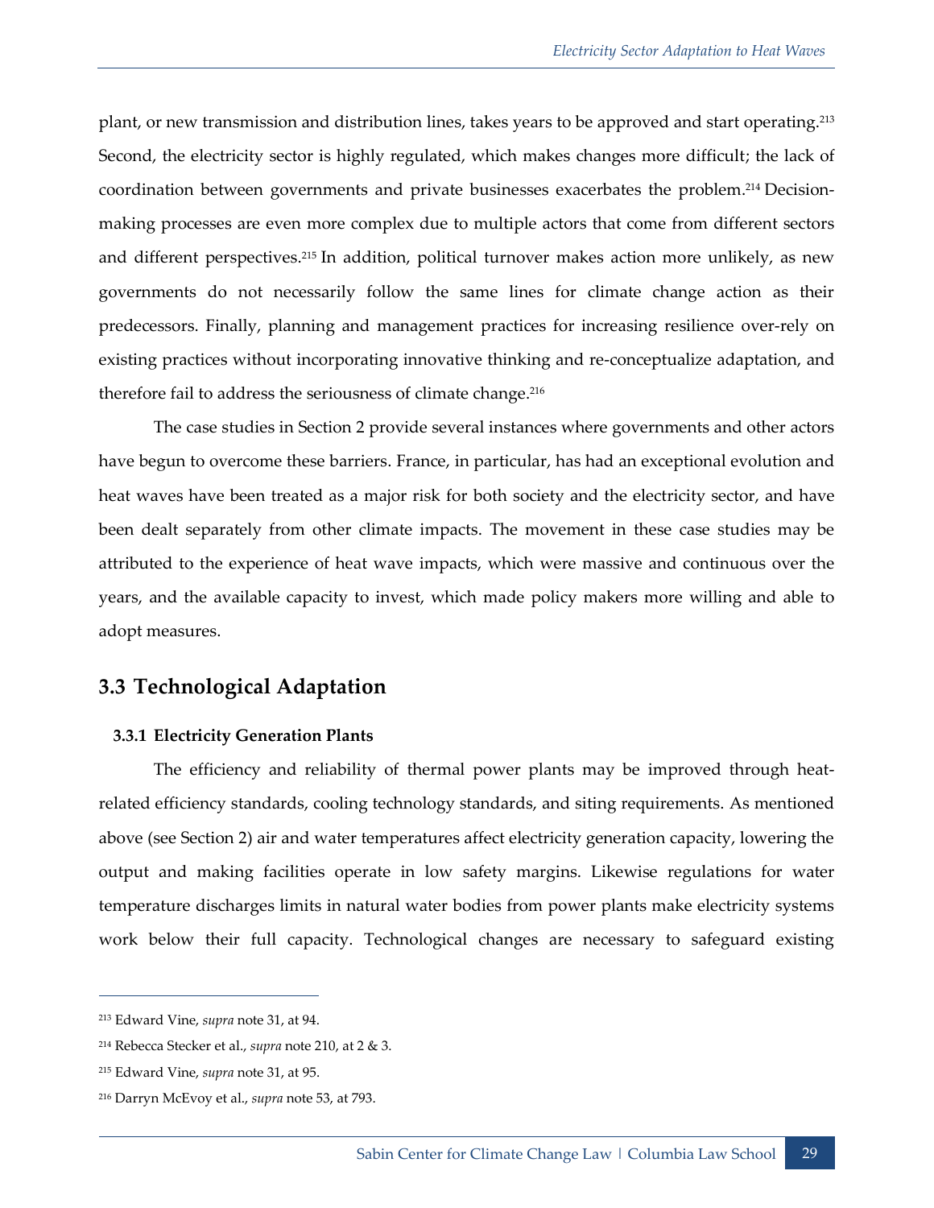plant, or new transmission and distribution lines, takes years to be approved and start operating.[213] Second, the electricity sector is highly regulated, which makes changes more difficult; the lack of coordination between governments and private businesses exacerbates the problem.[214] Decision-making processes are even more complex due to multiple actors that come from different sectors and different perspectives.[215] In addition, political turnover makes action more unlikely, as new governments do not necessarily follow the same lines for climate change action as their predecessors. Finally, planning and management practices for increasing resilience over-rely on existing practices without incorporating innovative thinking and re-conceptualize adaptation, and therefore fail to address the seriousness of climate change.[216]

The case studies in Section 2 provide several instances where governments and other actors have begun to overcome these barriers. France, in particular, has had an exceptional evolution and heat waves have been treated as a major risk for both society and the electricity sector, and have been dealt separately from other climate impacts. The movement in these case studies may be attributed to the experience of heat wave impacts, which were massive and continuous over the years, and the available capacity to invest, which made policy makers more willing and able to adopt measures.

## 3.3 Technological Adaptation

### 3.3.1 Electricity Generation Plants

The efficiency and reliability of thermal power plants may be improved through heat-related efficiency standards, cooling technology standards, and siting requirements. As mentioned above (see Section 2) air and water temperatures affect electricity generation capacity, lowering the output and making facilities operate in low safety margins. Likewise regulations for water temperature discharges limits in natural water bodies from power plants make electricity systems work below their full capacity. Technological changes are necessary to safeguard existing

---

[213] Edward Vine, *supra* note 31, at 94.

[214] Rebecca Stecker et al., *supra* note 210, at 2 & 3.

[215] Edward Vine, *supra* note 31, at 95.

[216] Darryn McEvoy et al., *supra* note 53, at 793.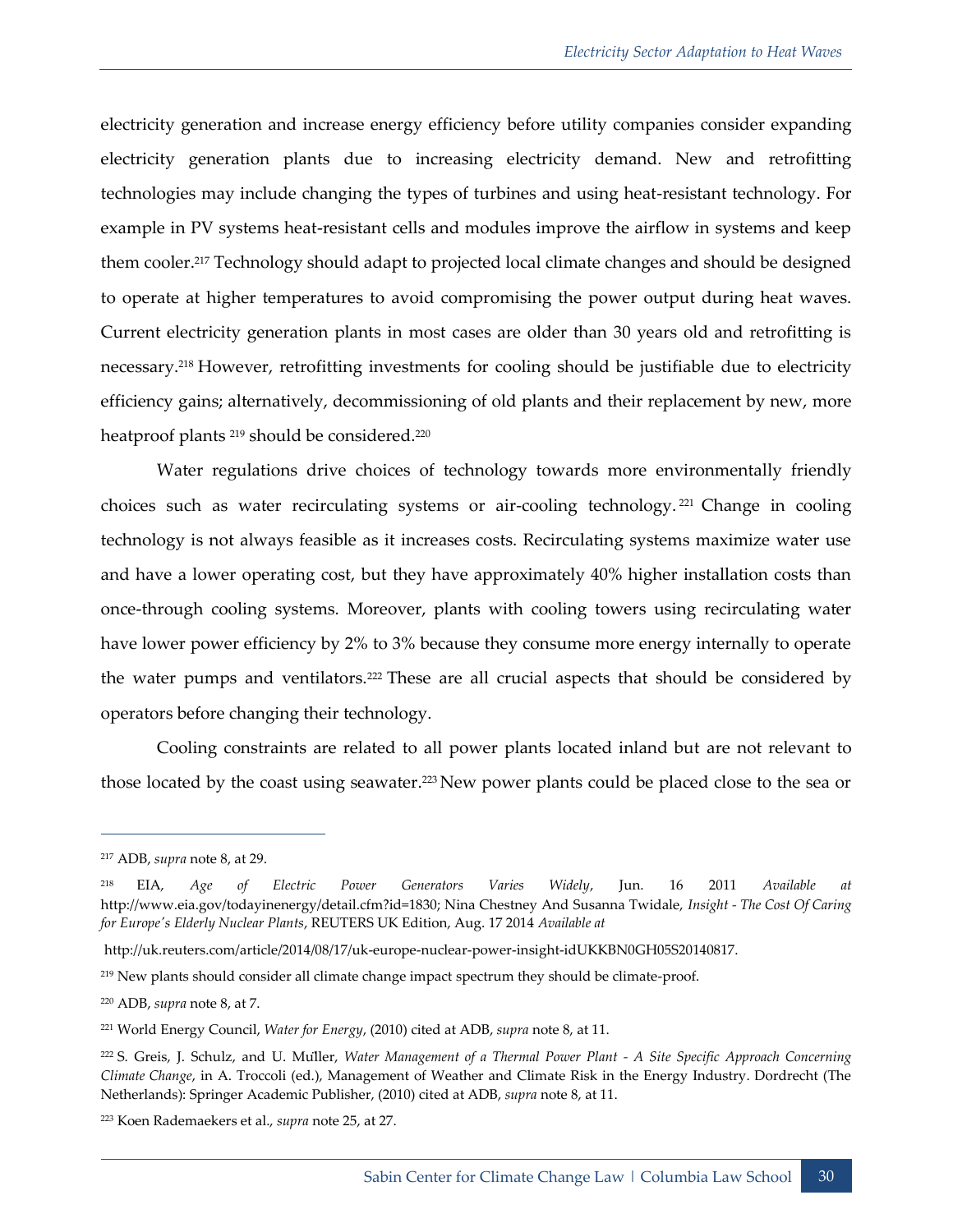electricity generation and increase energy efficiency before utility companies consider expanding electricity generation plants due to increasing electricity demand. New and retrofitting technologies may include changing the types of turbines and using heat-resistant technology. For example in PV systems heat-resistant cells and modules improve the airflow in systems and keep them cooler.[217] Technology should adapt to projected local climate changes and should be designed to operate at higher temperatures to avoid compromising the power output during heat waves. Current electricity generation plants in most cases are older than 30 years old and retrofitting is necessary.[218] However, retrofitting investments for cooling should be justifiable due to electricity efficiency gains; alternatively, decommissioning of old plants and their replacement by new, more heatproof plants [219] should be considered.[220]

Water regulations drive choices of technology towards more environmentally friendly choices such as water recirculating systems or air-cooling technology.[221] Change in cooling technology is not always feasible as it increases costs. Recirculating systems maximize water use and have a lower operating cost, but they have approximately 40% higher installation costs than once-through cooling systems. Moreover, plants with cooling towers using recirculating water have lower power efficiency by 2% to 3% because they consume more energy internally to operate the water pumps and ventilators.[222] These are all crucial aspects that should be considered by operators before changing their technology.

Cooling constraints are related to all power plants located inland but are not relevant to those located by the coast using seawater.[223] New power plants could be placed close to the sea or

---

[217] ADB, *supra* note 8, at 29.

[218] EIA, *Age of Electric Power Generators Varies Widely*, Jun. 16 2011 *Available at* http://www.eia.gov/todayinenergy/detail.cfm?id=1830; Nina Chestney And Susanna Twidale, *Insight - The Cost Of Caring for Europe's Elderly Nuclear Plants*, REUTERS UK Edition, Aug. 17 2014 *Available at* http://uk.reuters.com/article/2014/08/17/uk-europe-nuclear-power-insight-idUKKBN0GH05S20140817.

[219] New plants should consider all climate change impact spectrum they should be climate-proof.

[220] ADB, *supra* note 8, at 7.

[221] World Energy Council, *Water for Energy*, (2010) cited at ADB, *supra* note 8, at 11.

[222] S. Greis, J. Schulz, and U. Müller, *Water Management of a Thermal Power Plant - A Site Specific Approach Concerning Climate Change*, in A. Troccoli (ed.), Management of Weather and Climate Risk in the Energy Industry. Dordrecht (The Netherlands): Springer Academic Publisher, (2010) cited at ADB, *supra* note 8, at 11.

[223] Koen Rademaekers et al., *supra* note 25, at 27.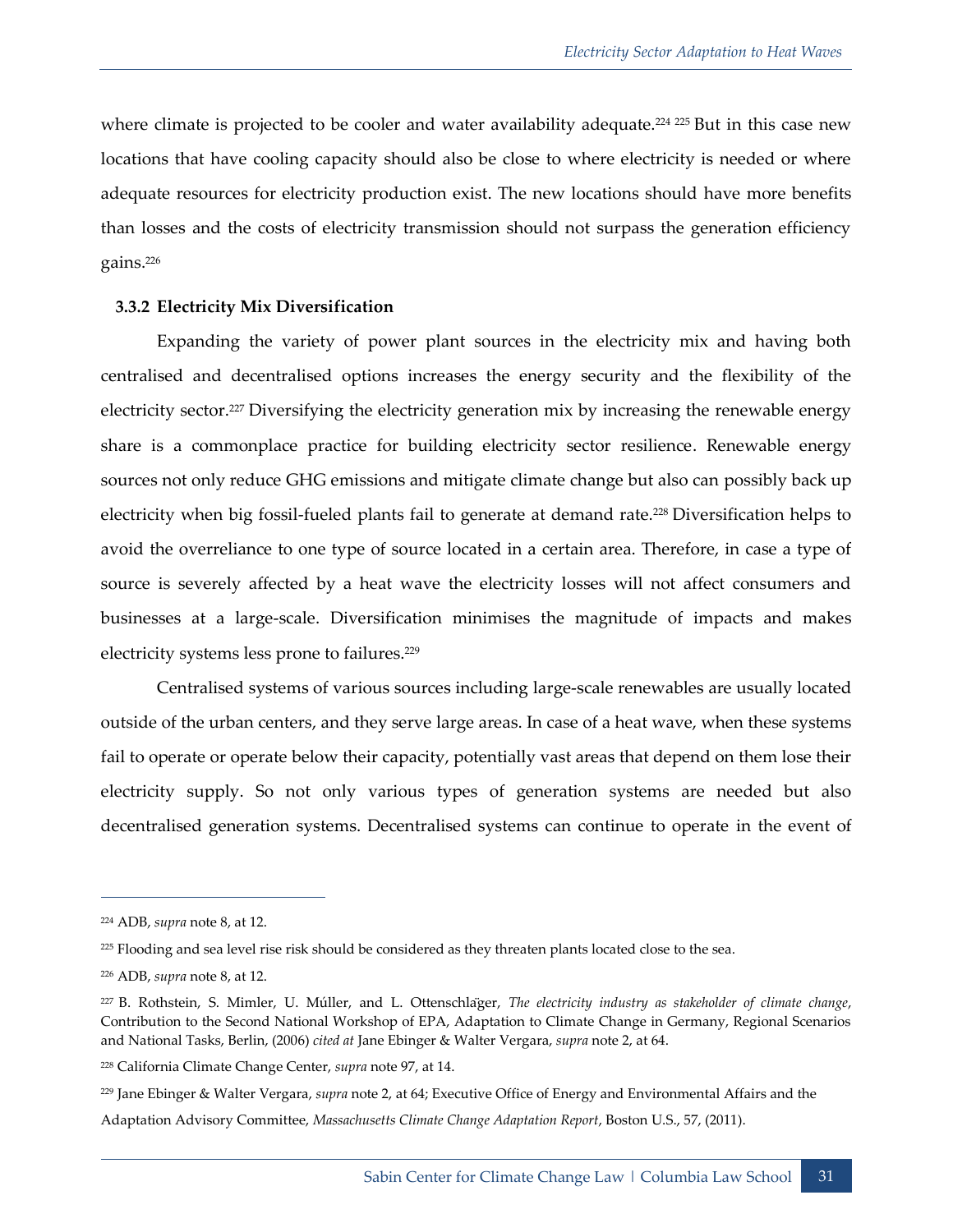where climate is projected to be cooler and water availability adequate.[224] [225] But in this case new locations that have cooling capacity should also be close to where electricity is needed or where adequate resources for electricity production exist. The new locations should have more benefits than losses and the costs of electricity transmission should not surpass the generation efficiency gains.[226]

### 3.3.2 Electricity Mix Diversification

Expanding the variety of power plant sources in the electricity mix and having both centralised and decentralised options increases the energy security and the flexibility of the electricity sector.[227] Diversifying the electricity generation mix by increasing the renewable energy share is a commonplace practice for building electricity sector resilience. Renewable energy sources not only reduce GHG emissions and mitigate climate change but also can possibly back up electricity when big fossil-fueled plants fail to generate at demand rate.[228] Diversification helps to avoid the overreliance to one type of source located in a certain area. Therefore, in case a type of source is severely affected by a heat wave the electricity losses will not affect consumers and businesses at a large-scale. Diversification minimises the magnitude of impacts and makes electricity systems less prone to failures.[229]

Centralised systems of various sources including large-scale renewables are usually located outside of the urban centers, and they serve large areas. In case of a heat wave, when these systems fail to operate or operate below their capacity, potentially vast areas that depend on them lose their electricity supply. So not only various types of generation systems are needed but also decentralised generation systems. Decentralised systems can continue to operate in the event of

---

[224] ADB, *supra* note 8, at 12.

[225] Flooding and sea level rise risk should be considered as they threaten plants located close to the sea.

[226] ADB, *supra* note 8, at 12.

[227] B. Rothstein, S. Mimler, U. Múller, and L. Ottenschlaͣger, *The electricity industry as stakeholder of climate change*, Contribution to the Second National Workshop of EPA, Adaptation to Climate Change in Germany, Regional Scenarios and National Tasks, Berlin, (2006) *cited at* Jane Ebinger & Walter Vergara, *supra* note 2, at 64.

[228] California Climate Change Center, *supra* note 97, at 14.

[229] Jane Ebinger & Walter Vergara, *supra* note 2, at 64; Executive Office of Energy and Environmental Affairs and the Adaptation Advisory Committee, *Massachusetts Climate Change Adaptation Report*, Boston U.S., 57, (2011).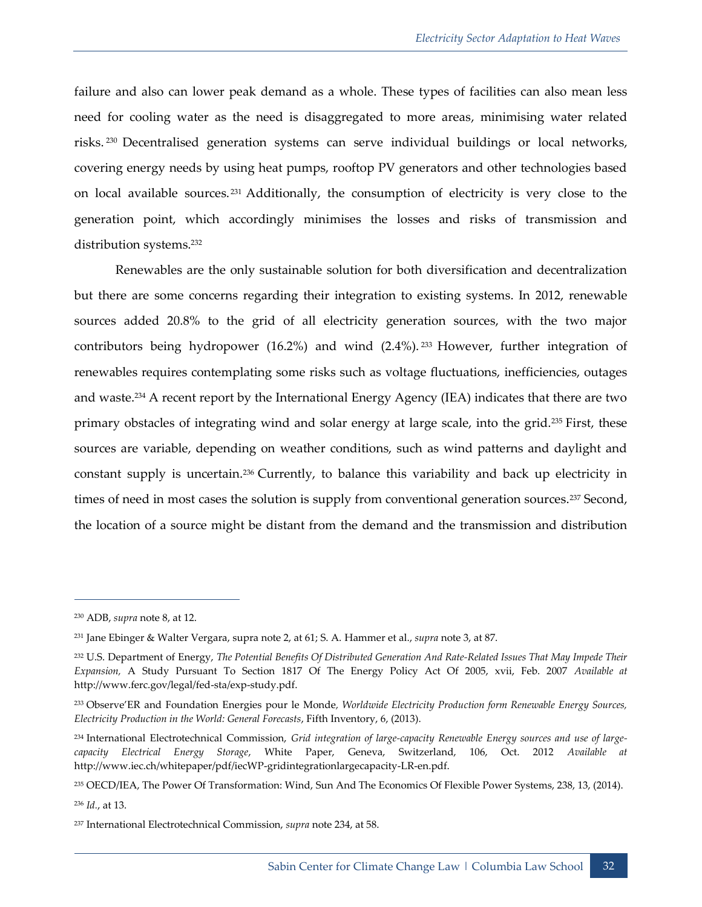failure and also can lower peak demand as a whole. These types of facilities can also mean less need for cooling water as the need is disaggregated to more areas, minimising water related risks.[230] Decentralised generation systems can serve individual buildings or local networks, covering energy needs by using heat pumps, rooftop PV generators and other technologies based on local available sources.[231] Additionally, the consumption of electricity is very close to the generation point, which accordingly minimises the losses and risks of transmission and distribution systems.[232]

Renewables are the only sustainable solution for both diversification and decentralization but there are some concerns regarding their integration to existing systems. In 2012, renewable sources added 20.8% to the grid of all electricity generation sources, with the two major contributors being hydropower (16.2%) and wind (2.4%).[233] However, further integration of renewables requires contemplating some risks such as voltage fluctuations, inefficiencies, outages and waste.[234] A recent report by the International Energy Agency (IEA) indicates that there are two primary obstacles of integrating wind and solar energy at large scale, into the grid.[235] First, these sources are variable, depending on weather conditions, such as wind patterns and daylight and constant supply is uncertain.[236] Currently, to balance this variability and back up electricity in times of need in most cases the solution is supply from conventional generation sources.[237] Second, the location of a source might be distant from the demand and the transmission and distribution

---

[230] ADB, *supra* note 8, at 12.

[231] Jane Ebinger & Walter Vergara, supra note 2, at 61; S. A. Hammer et al., *supra* note 3, at 87.

[232] U.S. Department of Energy, *The Potential Benefits Of Distributed Generation And Rate-Related Issues That May Impede Their Expansion,* A Study Pursuant To Section 1817 Of The Energy Policy Act Of 2005, xvii, Feb. 2007 *Available at* http://www.ferc.gov/legal/fed-sta/exp-study.pdf.

[233] Observe'ER and Foundation Energies pour le Monde, *Worldwide Electricity Production form Renewable Energy Sources, Electricity Production in the World: General Forecasts*, Fifth Inventory, 6, (2013).

[234] International Electrotechnical Commission, *Grid integration of large-capacity Renewable Energy sources and use of large-capacity Electrical Energy Storage*, White Paper, Geneva, Switzerland, 106, Oct. 2012 *Available at* http://www.iec.ch/whitepaper/pdf/iecWP-gridintegrationlargecapacity-LR-en.pdf.

[235] OECD/IEA, The Power Of Transformation: Wind, Sun And The Economics Of Flexible Power Systems, 238, 13, (2014).

[236] *Id.*, at 13.

[237] International Electrotechnical Commission, *supra* note 234, at 58.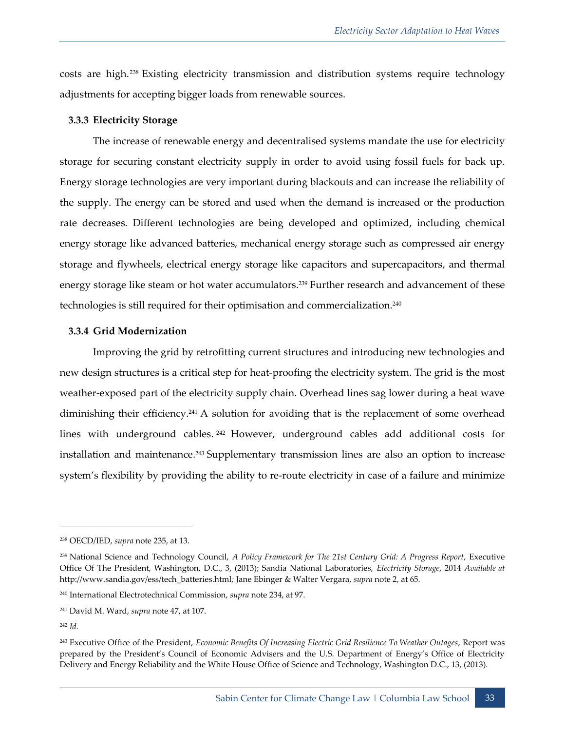costs are high.[238] Existing electricity transmission and distribution systems require technology adjustments for accepting bigger loads from renewable sources.

### 3.3.3 Electricity Storage

The increase of renewable energy and decentralised systems mandate the use for electricity storage for securing constant electricity supply in order to avoid using fossil fuels for back up. Energy storage technologies are very important during blackouts and can increase the reliability of the supply. The energy can be stored and used when the demand is increased or the production rate decreases. Different technologies are being developed and optimized, including chemical energy storage like advanced batteries, mechanical energy storage such as compressed air energy storage and flywheels, electrical energy storage like capacitors and supercapacitors, and thermal energy storage like steam or hot water accumulators.[239] Further research and advancement of these technologies is still required for their optimisation and commercialization.[240]

### 3.3.4 Grid Modernization

Improving the grid by retrofitting current structures and introducing new technologies and new design structures is a critical step for heat-proofing the electricity system. The grid is the most weather-exposed part of the electricity supply chain. Overhead lines sag lower during a heat wave diminishing their efficiency.[241] A solution for avoiding that is the replacement of some overhead lines with underground cables.[242] However, underground cables add additional costs for installation and maintenance.[243] Supplementary transmission lines are also an option to increase system's flexibility by providing the ability to re-route electricity in case of a failure and minimize

---

[238] OECD/IED, *supra* note 235, at 13.

[239] National Science and Technology Council, *A Policy Framework for The 21st Century Grid: A Progress Report*, Executive Office Of The President, Washington, D.C., 3, (2013); Sandia National Laboratories, *Electricity Storage*, 2014 *Available at* http://www.sandia.gov/ess/tech_batteries.html; Jane Ebinger & Walter Vergara, *supra* note 2, at 65.

[240] International Electrotechnical Commission, *supra* note 234, at 97.

[241] David M. Ward, *supra* note 47, at 107.

[242] *Id.*

[243] Executive Office of the President, *Economic Benefits Of Increasing Electric Grid Resilience To Weather Outages*, Report was prepared by the President's Council of Economic Advisers and the U.S. Department of Energy's Office of Electricity Delivery and Energy Reliability and the White House Office of Science and Technology, Washington D.C., 13, (2013).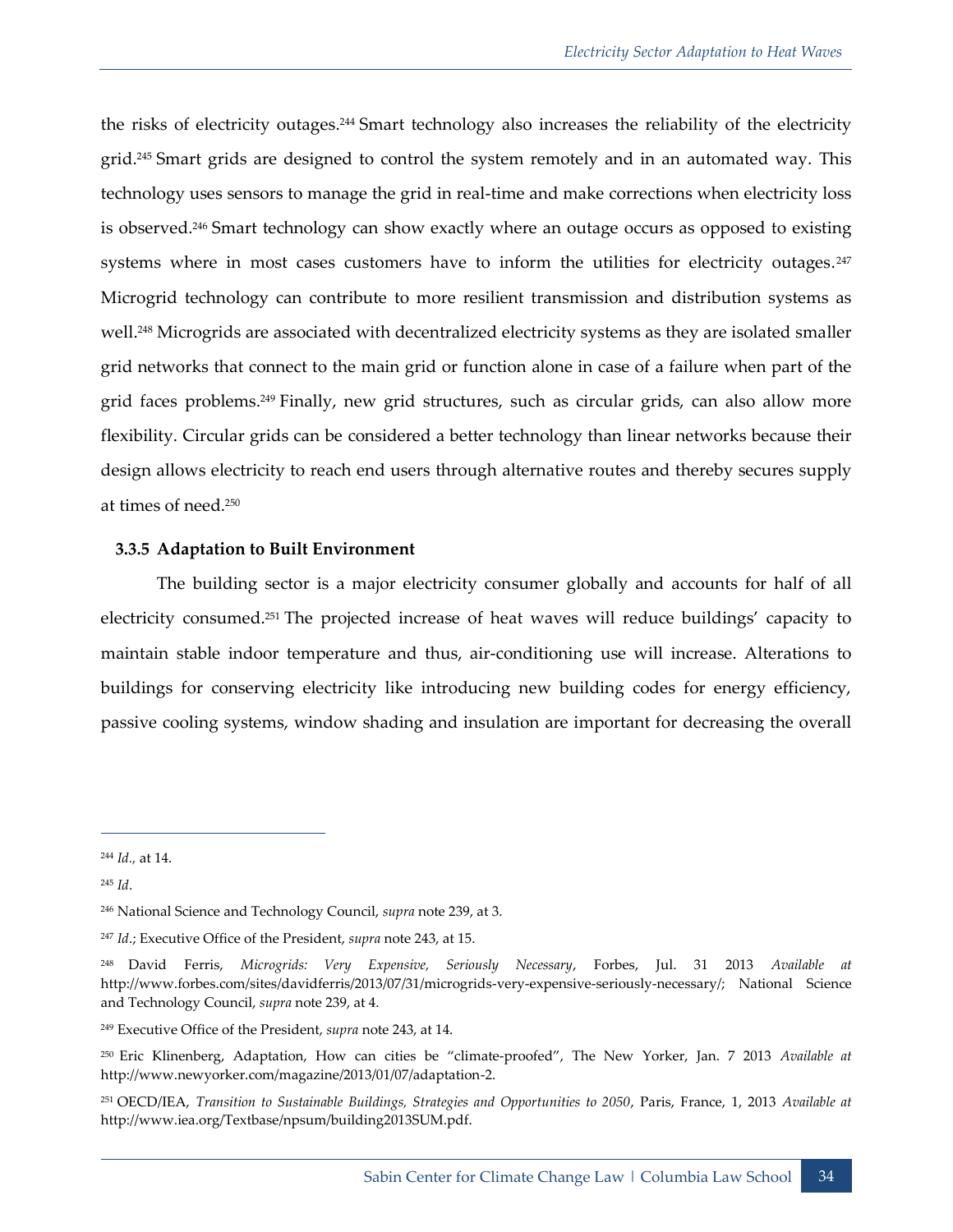the risks of electricity outages.[244] Smart technology also increases the reliability of the electricity grid.[245] Smart grids are designed to control the system remotely and in an automated way. This technology uses sensors to manage the grid in real-time and make corrections when electricity loss is observed.[246] Smart technology can show exactly where an outage occurs as opposed to existing systems where in most cases customers have to inform the utilities for electricity outages.[247] Microgrid technology can contribute to more resilient transmission and distribution systems as well.[248] Microgrids are associated with decentralized electricity systems as they are isolated smaller grid networks that connect to the main grid or function alone in case of a failure when part of the grid faces problems.[249] Finally, new grid structures, such as circular grids, can also allow more flexibility. Circular grids can be considered a better technology than linear networks because their design allows electricity to reach end users through alternative routes and thereby secures supply at times of need.[250]

### 3.3.5 Adaptation to Built Environment

The building sector is a major electricity consumer globally and accounts for half of all electricity consumed.[251] The projected increase of heat waves will reduce buildings' capacity to maintain stable indoor temperature and thus, air-conditioning use will increase. Alterations to buildings for conserving electricity like introducing new building codes for energy efficiency, passive cooling systems, window shading and insulation are important for decreasing the overall

---

[244] *Id.,* at 14.

[245] *Id*.

[246] National Science and Technology Council, *supra* note 239, at 3.

[247] *Id*.; Executive Office of the President, *supra* note 243, at 15.

[248] David Ferris, *Microgrids: Very Expensive, Seriously Necessary*, Forbes, Jul. 31 2013 *Available at* http://www.forbes.com/sites/davidferris/2013/07/31/microgrids-very-expensive-seriously-necessary/; National Science and Technology Council, *supra* note 239, at 4.

[249] Executive Office of the President, *supra* note 243, at 14.

[250] Eric Klinenberg, Adaptation, How can cities be "climate-proofed", The New Yorker, Jan. 7 2013 *Available at* http://www.newyorker.com/magazine/2013/01/07/adaptation-2.

[251] OECD/IEA, *Transition to Sustainable Buildings, Strategies and Opportunities to 2050*, Paris, France, 1, 2013 *Available at* http://www.iea.org/Textbase/npsum/building2013SUM.pdf.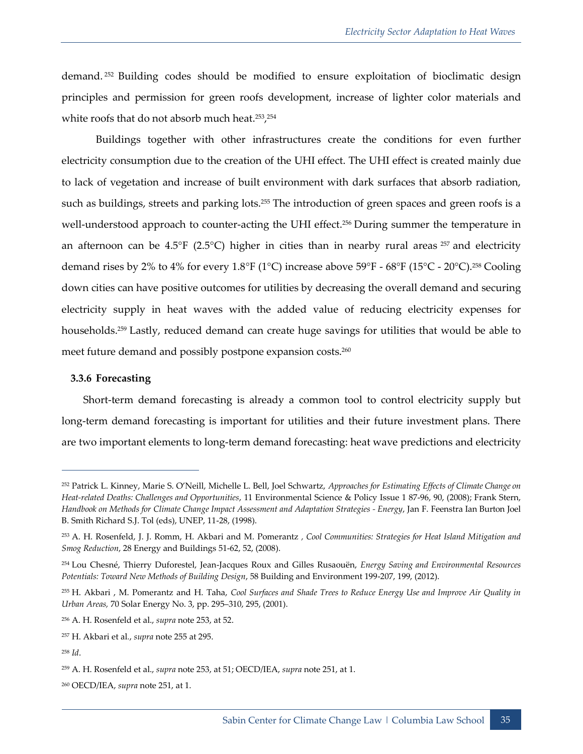demand.[252] Building codes should be modified to ensure exploitation of bioclimatic design principles and permission for green roofs development, increase of lighter color materials and white roofs that do not absorb much heat.[253],[254]

Buildings together with other infrastructures create the conditions for even further electricity consumption due to the creation of the UHI effect. The UHI effect is created mainly due to lack of vegetation and increase of built environment with dark surfaces that absorb radiation, such as buildings, streets and parking lots.[255] The introduction of green spaces and green roofs is a well-understood approach to counter-acting the UHI effect.[256] During summer the temperature in an afternoon can be 4.5°F (2.5°C) higher in cities than in nearby rural areas [257] and electricity demand rises by 2% to 4% for every 1.8°F (1°C) increase above 59°F - 68°F (15°C - 20°C).[258] Cooling down cities can have positive outcomes for utilities by decreasing the overall demand and securing electricity supply in heat waves with the added value of reducing electricity expenses for households.[259] Lastly, reduced demand can create huge savings for utilities that would be able to meet future demand and possibly postpone expansion costs.[260]

### 3.3.6 Forecasting

Short-term demand forecasting is already a common tool to control electricity supply but long-term demand forecasting is important for utilities and their future investment plans. There are two important elements to long-term demand forecasting: heat wave predictions and electricity

---

[252] Patrick L. Kinney, Marie S. O'Neill, Michelle L. Bell, Joel Schwartz, *Approaches for Estimating Effects of Climate Change on Heat-related Deaths: Challenges and Opportunities*, 11 Environmental Science & Policy Issue 1 87-96, 90, (2008); Frank Stern, *Handbook on Methods for Climate Change Impact Assessment and Adaptation Strategies - Energy*, Jan F. Feenstra Ian Burton Joel B. Smith Richard S.J. Tol (eds), UNEP, 11-28, (1998).

[253] A. H. Rosenfeld, J. J. Romm, H. Akbari and M. Pomerantz , *Cool Communities: Strategies for Heat Island Mitigation and Smog Reduction*, 28 Energy and Buildings 51-62, 52, (2008).

[254] Lou Chesné, Thierry Duforestel, Jean-Jacques Roux and Gilles Rusaouën, *Energy Saving and Environmental Resources Potentials: Toward New Methods of Building Design*, 58 Building and Environment 199-207, 199, (2012).

[255] H. Akbari , M. Pomerantz and H. Taha, *Cool Surfaces and Shade Trees to Reduce Energy Use and Improve Air Quality in Urban Areas,* 70 Solar Energy No. 3, pp. 295–310, 295, (2001).

[256] A. H. Rosenfeld et al., *supra* note 253, at 52.

[257] H. Akbari et al., *supra* note 255 at 295.

[258] *Id*.

[259] A. H. Rosenfeld et al., *supra* note 253, at 51; OECD/IEA, *supra* note 251, at 1.

[260] OECD/IEA, *supra* note 251, at 1.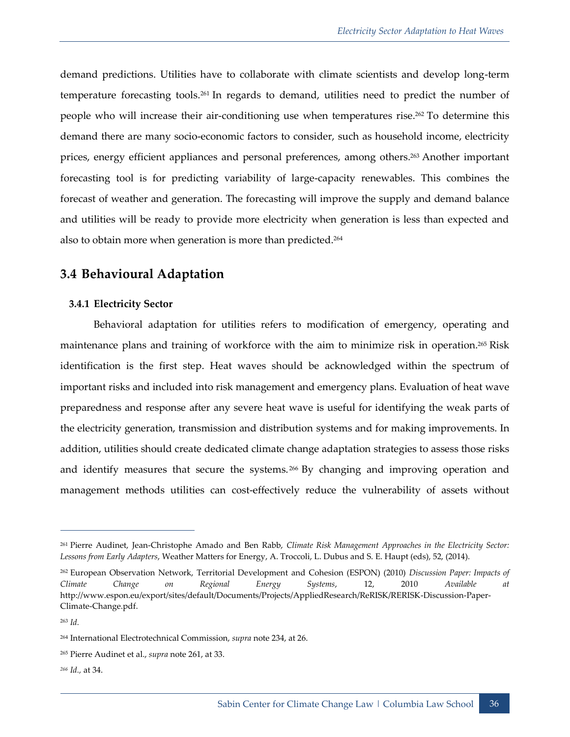demand predictions. Utilities have to collaborate with climate scientists and develop long-term temperature forecasting tools.[261] In regards to demand, utilities need to predict the number of people who will increase their air-conditioning use when temperatures rise.[262] To determine this demand there are many socio-economic factors to consider, such as household income, electricity prices, energy efficient appliances and personal preferences, among others.[263] Another important forecasting tool is for predicting variability of large-capacity renewables. This combines the forecast of weather and generation. The forecasting will improve the supply and demand balance and utilities will be ready to provide more electricity when generation is less than expected and also to obtain more when generation is more than predicted.[264]

## 3.4 Behavioural Adaptation

### 3.4.1 Electricity Sector

Behavioral adaptation for utilities refers to modification of emergency, operating and maintenance plans and training of workforce with the aim to minimize risk in operation.[265] Risk identification is the first step. Heat waves should be acknowledged within the spectrum of important risks and included into risk management and emergency plans. Evaluation of heat wave preparedness and response after any severe heat wave is useful for identifying the weak parts of the electricity generation, transmission and distribution systems and for making improvements. In addition, utilities should create dedicated climate change adaptation strategies to assess those risks and identify measures that secure the systems.[266] By changing and improving operation and management methods utilities can cost-effectively reduce the vulnerability of assets without

---

[261] Pierre Audinet, Jean-Christophe Amado and Ben Rabb, *Climate Risk Management Approaches in the Electricity Sector: Lessons from Early Adapters*, Weather Matters for Energy, A. Troccoli, L. Dubus and S. E. Haupt (eds), 52, (2014).

[262] European Observation Network, Territorial Development and Cohesion (ESPON) (2010) *Discussion Paper: Impacts of Climate Change on Regional Energy Systems*, 12, 2010 *Available at* http://www.espon.eu/export/sites/default/Documents/Projects/AppliedResearch/ReRISK/RERISK-Discussion-Paper-Climate-Change.pdf.

[263] *Id.*

[264] International Electrotechnical Commission, *supra* note 234, at 26.

[265] Pierre Audinet et al., *supra* note 261, at 33.

[266] *Id.*, at 34.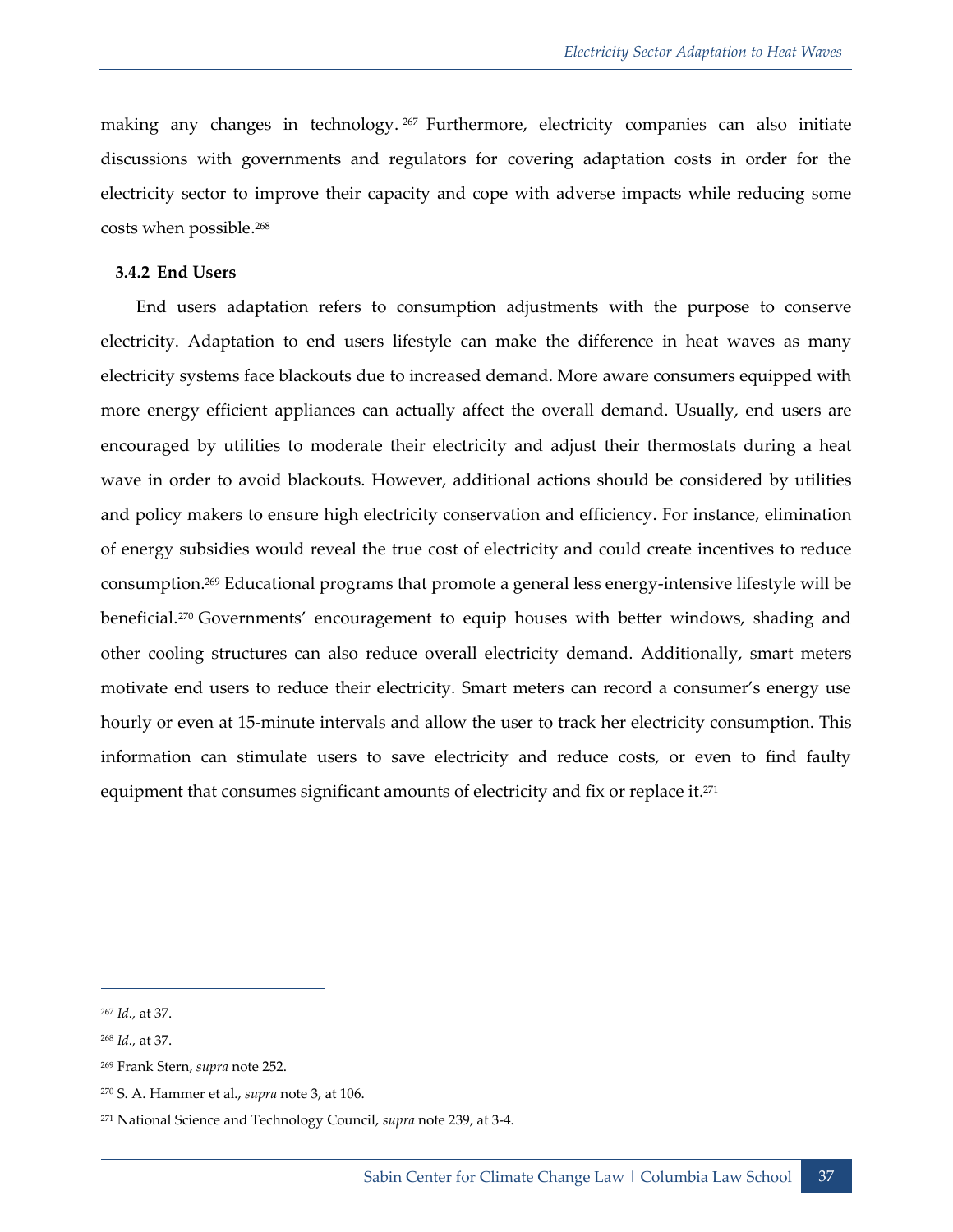making any changes in technology.[267] Furthermore, electricity companies can also initiate discussions with governments and regulators for covering adaptation costs in order for the electricity sector to improve their capacity and cope with adverse impacts while reducing some costs when possible.[268]

### 3.4.2 End Users

End users adaptation refers to consumption adjustments with the purpose to conserve electricity. Adaptation to end users lifestyle can make the difference in heat waves as many electricity systems face blackouts due to increased demand. More aware consumers equipped with more energy efficient appliances can actually affect the overall demand. Usually, end users are encouraged by utilities to moderate their electricity and adjust their thermostats during a heat wave in order to avoid blackouts. However, additional actions should be considered by utilities and policy makers to ensure high electricity conservation and efficiency. For instance, elimination of energy subsidies would reveal the true cost of electricity and could create incentives to reduce consumption.[269] Educational programs that promote a general less energy-intensive lifestyle will be beneficial.[270] Governments' encouragement to equip houses with better windows, shading and other cooling structures can also reduce overall electricity demand. Additionally, smart meters motivate end users to reduce their electricity. Smart meters can record a consumer's energy use hourly or even at 15-minute intervals and allow the user to track her electricity consumption. This information can stimulate users to save electricity and reduce costs, or even to find faulty equipment that consumes significant amounts of electricity and fix or replace it.[271]

---

[267] *Id.,* at 37.

[268] *Id.,* at 37.

[269] Frank Stern, *supra* note 252.

[270] S. A. Hammer et al., *supra* note 3, at 106.

[271] National Science and Technology Council, *supra* note 239, at 3-4.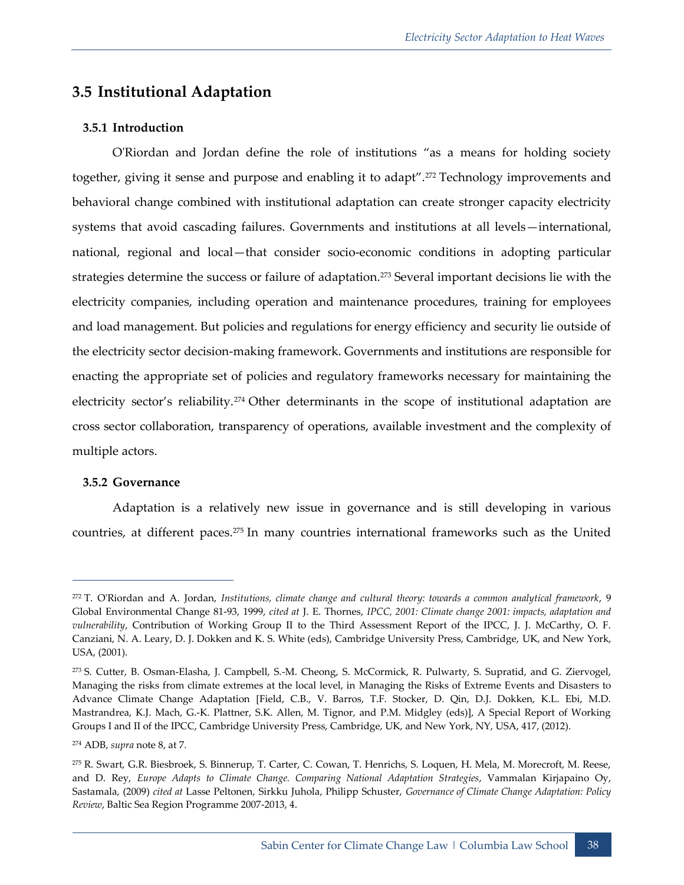## 3.5 Institutional Adaptation

### 3.5.1 Introduction

O'Riordan and Jordan define the role of institutions "as a means for holding society together, giving it sense and purpose and enabling it to adapt".[272] Technology improvements and behavioral change combined with institutional adaptation can create stronger capacity electricity systems that avoid cascading failures. Governments and institutions at all levels—international, national, regional and local—that consider socio-economic conditions in adopting particular strategies determine the success or failure of adaptation.[273] Several important decisions lie with the electricity companies, including operation and maintenance procedures, training for employees and load management. But policies and regulations for energy efficiency and security lie outside of the electricity sector decision-making framework. Governments and institutions are responsible for enacting the appropriate set of policies and regulatory frameworks necessary for maintaining the electricity sector's reliability.[274] Other determinants in the scope of institutional adaptation are cross sector collaboration, transparency of operations, available investment and the complexity of multiple actors.

### 3.5.2 Governance

Adaptation is a relatively new issue in governance and is still developing in various countries, at different paces.[275] In many countries international frameworks such as the United

---

[272] T. O'Riordan and A. Jordan, *Institutions, climate change and cultural theory: towards a common analytical framework*, 9 Global Environmental Change 81-93, 1999, *cited at* J. E. Thornes, *IPCC, 2001: Climate change 2001: impacts, adaptation and vulnerability*, Contribution of Working Group II to the Third Assessment Report of the IPCC, J. J. McCarthy, O. F. Canziani, N. A. Leary, D. J. Dokken and K. S. White (eds), Cambridge University Press, Cambridge, UK, and New York, USA, (2001).

[273] S. Cutter, B. Osman-Elasha, J. Campbell, S.-M. Cheong, S. McCormick, R. Pulwarty, S. Supratid, and G. Ziervogel, Managing the risks from climate extremes at the local level, in Managing the Risks of Extreme Events and Disasters to Advance Climate Change Adaptation [Field, C.B., V. Barros, T.F. Stocker, D. Qin, D.J. Dokken, K.L. Ebi, M.D. Mastrandrea, K.J. Mach, G.-K. Plattner, S.K. Allen, M. Tignor, and P.M. Midgley (eds)], A Special Report of Working Groups I and II of the IPCC, Cambridge University Press, Cambridge, UK, and New York, NY, USA, 417, (2012).

[274] ADB, *supra* note 8, at 7.

[275] R. Swart, G.R. Biesbroek, S. Binnerup, T. Carter, C. Cowan, T. Henrichs, S. Loquen, H. Mela, M. Morecroft, M. Reese, and D. Rey, *Europe Adapts to Climate Change. Comparing National Adaptation Strategies*, Vammalan Kirjapaino Oy, Sastamala, (2009) *cited at* Lasse Peltonen, Sirkku Juhola, Philipp Schuster, *Governance of Climate Change Adaptation: Policy Review*, Baltic Sea Region Programme 2007-2013, 4.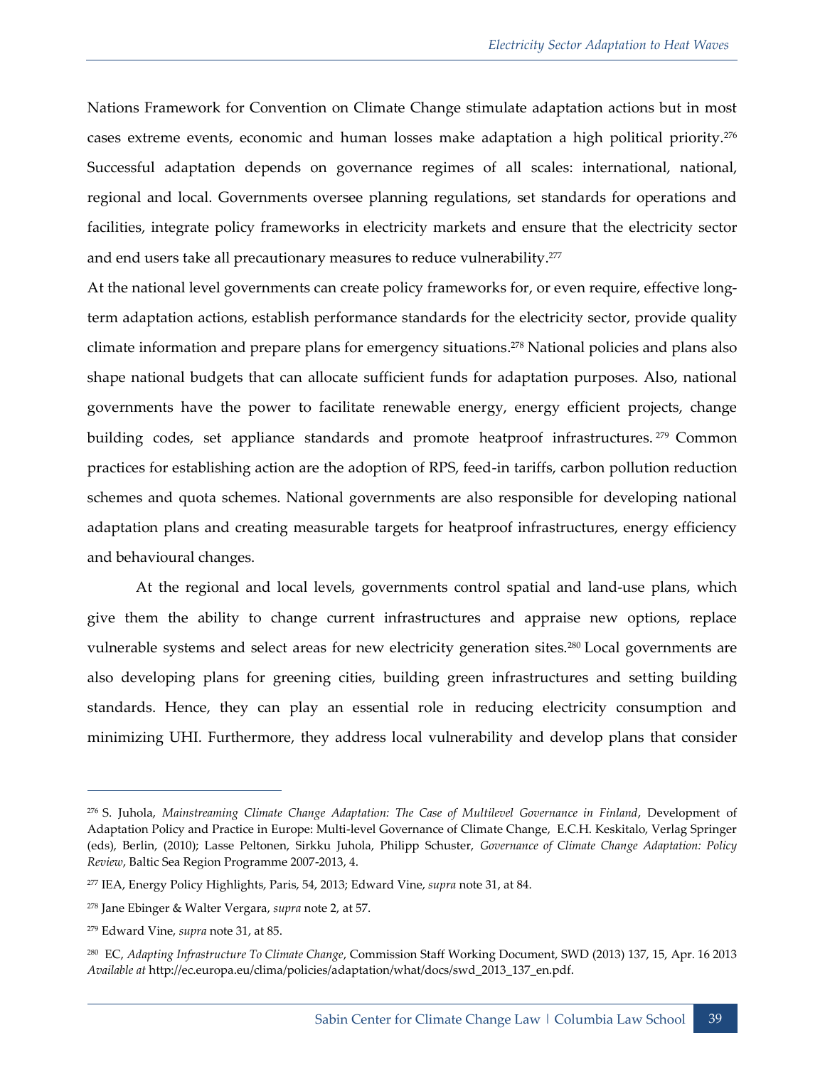Nations Framework for Convention on Climate Change stimulate adaptation actions but in most cases extreme events, economic and human losses make adaptation a high political priority.[276] Successful adaptation depends on governance regimes of all scales: international, national, regional and local. Governments oversee planning regulations, set standards for operations and facilities, integrate policy frameworks in electricity markets and ensure that the electricity sector and end users take all precautionary measures to reduce vulnerability.[277]

At the national level governments can create policy frameworks for, or even require, effective long-term adaptation actions, establish performance standards for the electricity sector, provide quality climate information and prepare plans for emergency situations.[278] National policies and plans also shape national budgets that can allocate sufficient funds for adaptation purposes. Also, national governments have the power to facilitate renewable energy, energy efficient projects, change building codes, set appliance standards and promote heatproof infrastructures.[279] Common practices for establishing action are the adoption of RPS, feed-in tariffs, carbon pollution reduction schemes and quota schemes. National governments are also responsible for developing national adaptation plans and creating measurable targets for heatproof infrastructures, energy efficiency and behavioural changes.

At the regional and local levels, governments control spatial and land-use plans, which give them the ability to change current infrastructures and appraise new options, replace vulnerable systems and select areas for new electricity generation sites.[280] Local governments are also developing plans for greening cities, building green infrastructures and setting building standards. Hence, they can play an essential role in reducing electricity consumption and minimizing UHI. Furthermore, they address local vulnerability and develop plans that consider

---

[276] S. Juhola, *Mainstreaming Climate Change Adaptation: The Case of Multilevel Governance in Finland*, Development of Adaptation Policy and Practice in Europe: Multi-level Governance of Climate Change, E.C.H. Keskitalo, Verlag Springer (eds), Berlin, (2010); Lasse Peltonen, Sirkku Juhola, Philipp Schuster, *Governance of Climate Change Adaptation: Policy Review*, Baltic Sea Region Programme 2007-2013, 4.

[277] IEA, Energy Policy Highlights, Paris, 54, 2013; Edward Vine, *supra* note 31, at 84.

[278] Jane Ebinger & Walter Vergara, *supra* note 2, at 57.

[279] Edward Vine, *supra* note 31, at 85.

[280] EC, *Adapting Infrastructure To Climate Change*, Commission Staff Working Document, SWD (2013) 137, 15, Apr. 16 2013 *Available at* http://ec.europa.eu/clima/policies/adaptation/what/docs/swd_2013_137_en.pdf.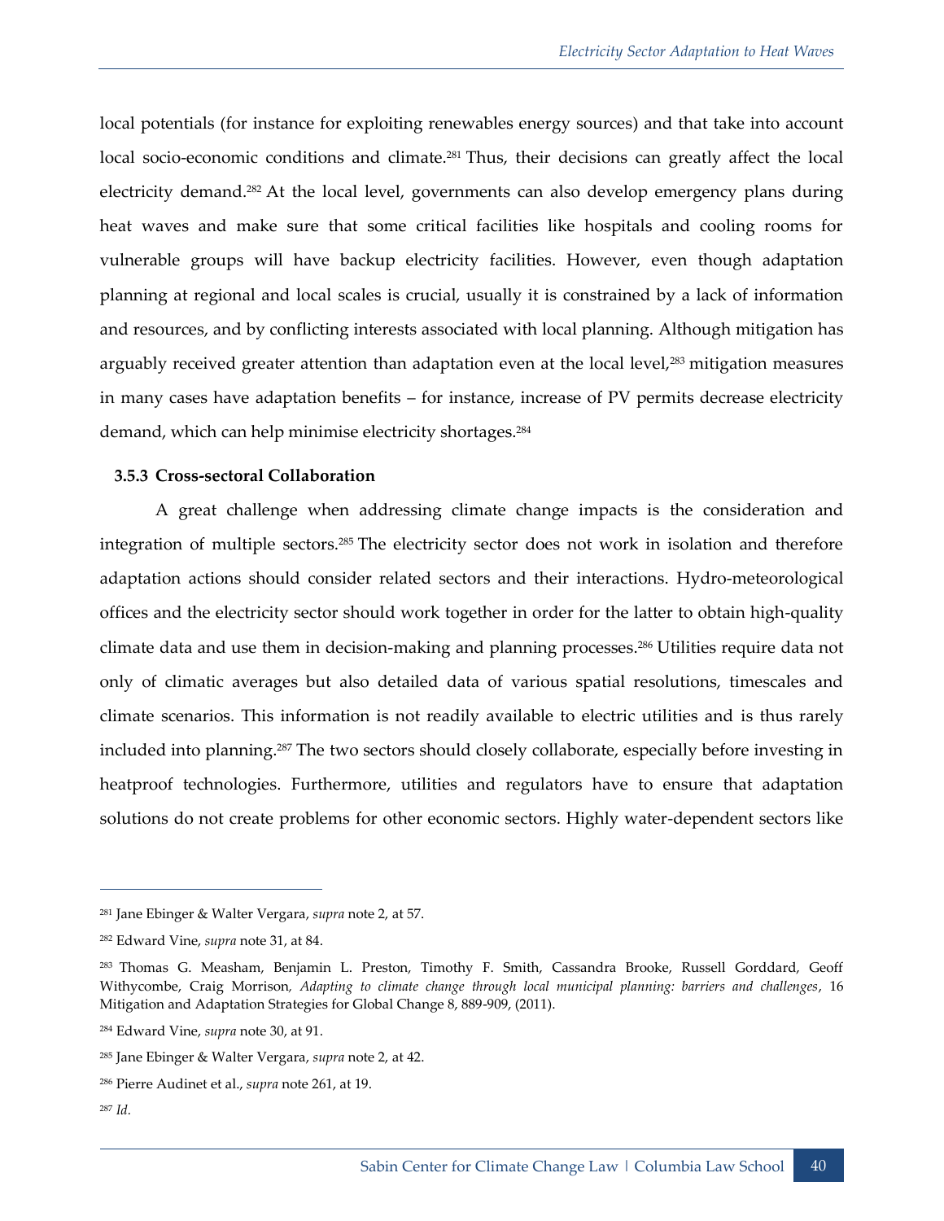local potentials (for instance for exploiting renewables energy sources) and that take into account local socio-economic conditions and climate.[281] Thus, their decisions can greatly affect the local electricity demand.[282] At the local level, governments can also develop emergency plans during heat waves and make sure that some critical facilities like hospitals and cooling rooms for vulnerable groups will have backup electricity facilities. However, even though adaptation planning at regional and local scales is crucial, usually it is constrained by a lack of information and resources, and by conflicting interests associated with local planning. Although mitigation has arguably received greater attention than adaptation even at the local level,[283] mitigation measures in many cases have adaptation benefits – for instance, increase of PV permits decrease electricity demand, which can help minimise electricity shortages.[284]

### 3.5.3 Cross-sectoral Collaboration

A great challenge when addressing climate change impacts is the consideration and integration of multiple sectors.[285] The electricity sector does not work in isolation and therefore adaptation actions should consider related sectors and their interactions. Hydro-meteorological offices and the electricity sector should work together in order for the latter to obtain high-quality climate data and use them in decision-making and planning processes.[286] Utilities require data not only of climatic averages but also detailed data of various spatial resolutions, timescales and climate scenarios. This information is not readily available to electric utilities and is thus rarely included into planning.[287] The two sectors should closely collaborate, especially before investing in heatproof technologies. Furthermore, utilities and regulators have to ensure that adaptation solutions do not create problems for other economic sectors. Highly water-dependent sectors like

---

[281] Jane Ebinger & Walter Vergara, *supra* note 2, at 57.

[282] Edward Vine, *supra* note 31, at 84.

[283] Thomas G. Measham, Benjamin L. Preston, Timothy F. Smith, Cassandra Brooke, Russell Gorddard, Geoff Withycombe, Craig Morrison, *Adapting to climate change through local municipal planning: barriers and challenges*, 16 Mitigation and Adaptation Strategies for Global Change 8, 889-909, (2011).

[284] Edward Vine, *supra* note 30, at 91.

[285] Jane Ebinger & Walter Vergara, *supra* note 2, at 42.

[286] Pierre Audinet et al., *supra* note 261, at 19.

[287] *Id.*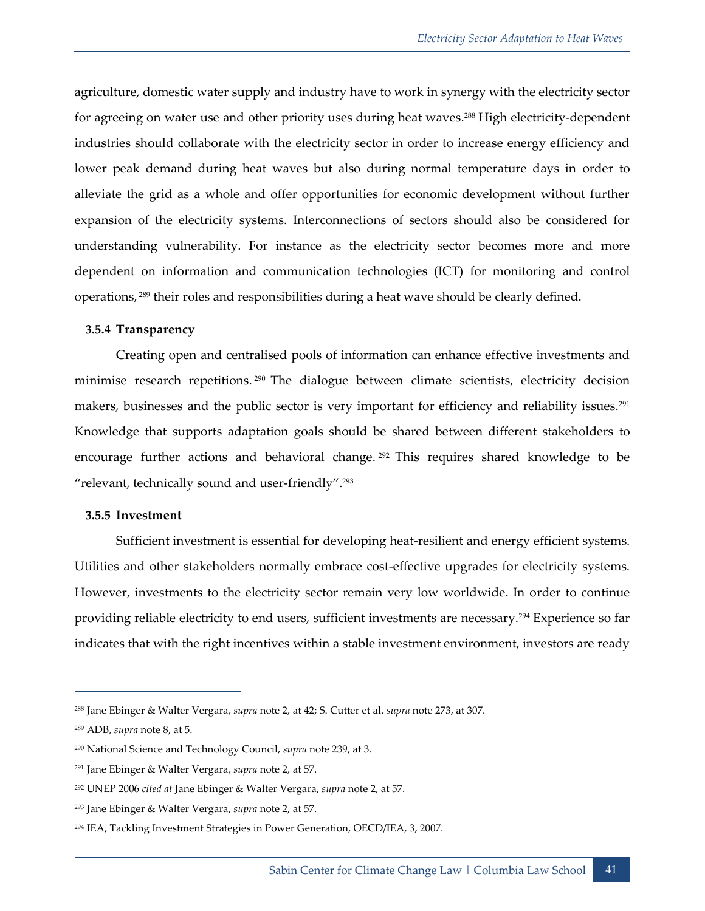agriculture, domestic water supply and industry have to work in synergy with the electricity sector for agreeing on water use and other priority uses during heat waves.[288] High electricity-dependent industries should collaborate with the electricity sector in order to increase energy efficiency and lower peak demand during heat waves but also during normal temperature days in order to alleviate the grid as a whole and offer opportunities for economic development without further expansion of the electricity systems. Interconnections of sectors should also be considered for understanding vulnerability. For instance as the electricity sector becomes more and more dependent on information and communication technologies (ICT) for monitoring and control operations,[289] their roles and responsibilities during a heat wave should be clearly defined.

### 3.5.4 Transparency

Creating open and centralised pools of information can enhance effective investments and minimise research repetitions.[290] The dialogue between climate scientists, electricity decision makers, businesses and the public sector is very important for efficiency and reliability issues.[291] Knowledge that supports adaptation goals should be shared between different stakeholders to encourage further actions and behavioral change.[292] This requires shared knowledge to be "relevant, technically sound and user-friendly".[293]

### 3.5.5 Investment

Sufficient investment is essential for developing heat-resilient and energy efficient systems. Utilities and other stakeholders normally embrace cost-effective upgrades for electricity systems. However, investments to the electricity sector remain very low worldwide. In order to continue providing reliable electricity to end users, sufficient investments are necessary.[294] Experience so far indicates that with the right incentives within a stable investment environment, investors are ready

---

[288] Jane Ebinger & Walter Vergara, *supra* note 2, at 42; S. Cutter et al. *supra* note 273, at 307.

[289] ADB, *supra* note 8, at 5.

[290] National Science and Technology Council, *supra* note 239, at 3.

[291] Jane Ebinger & Walter Vergara, *supra* note 2, at 57.

[292] UNEP 2006 *cited at* Jane Ebinger & Walter Vergara, *supra* note 2, at 57.

[293] Jane Ebinger & Walter Vergara, *supra* note 2, at 57.

[294] IEA, Tackling Investment Strategies in Power Generation, OECD/IEA, 3, 2007.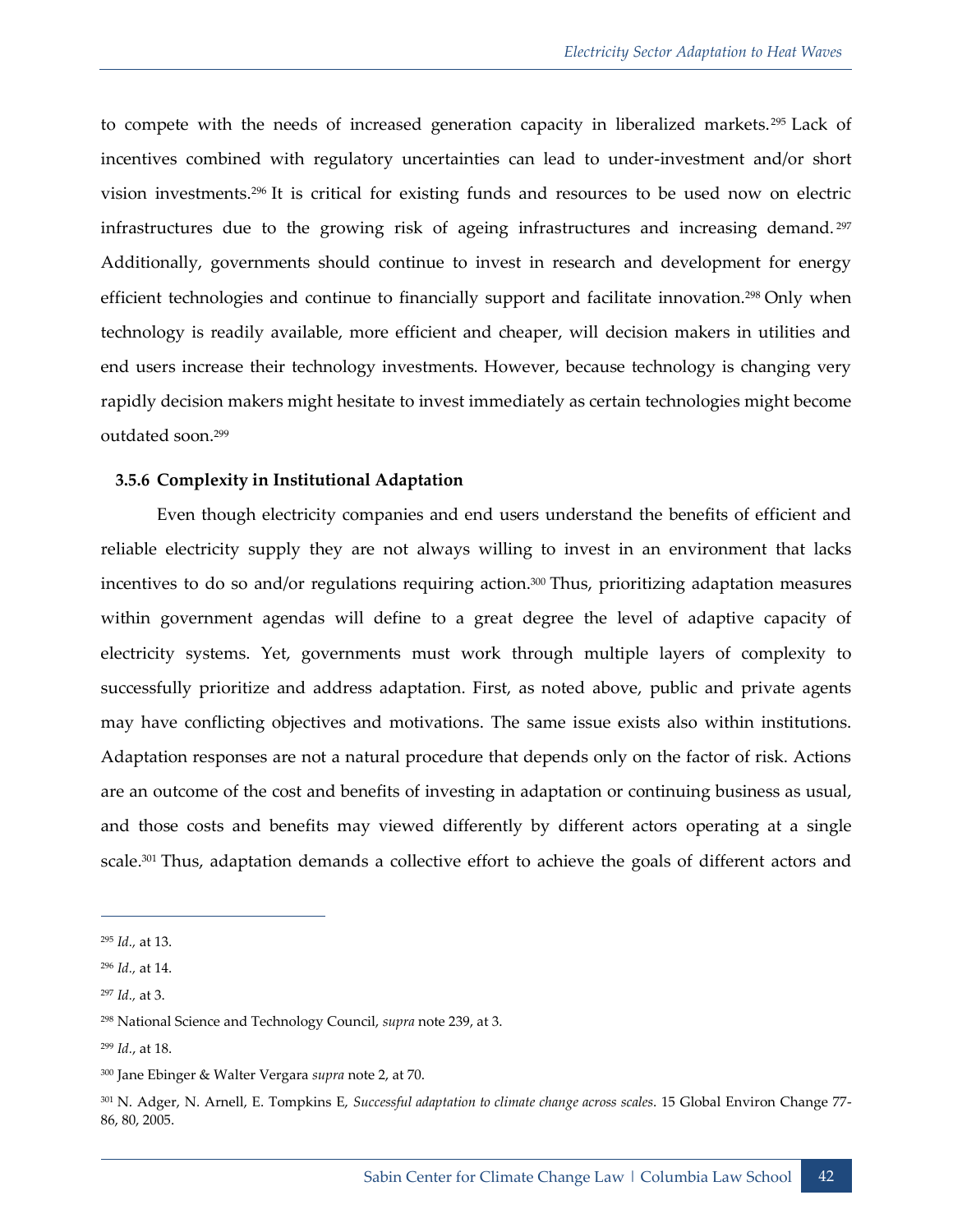to compete with the needs of increased generation capacity in liberalized markets.[295] Lack of incentives combined with regulatory uncertainties can lead to under-investment and/or short vision investments.[296] It is critical for existing funds and resources to be used now on electric infrastructures due to the growing risk of ageing infrastructures and increasing demand.[297] Additionally, governments should continue to invest in research and development for energy efficient technologies and continue to financially support and facilitate innovation.[298] Only when technology is readily available, more efficient and cheaper, will decision makers in utilities and end users increase their technology investments. However, because technology is changing very rapidly decision makers might hesitate to invest immediately as certain technologies might become outdated soon.[299]

### 3.5.6 Complexity in Institutional Adaptation

Even though electricity companies and end users understand the benefits of efficient and reliable electricity supply they are not always willing to invest in an environment that lacks incentives to do so and/or regulations requiring action.[300] Thus, prioritizing adaptation measures within government agendas will define to a great degree the level of adaptive capacity of electricity systems. Yet, governments must work through multiple layers of complexity to successfully prioritize and address adaptation. First, as noted above, public and private agents may have conflicting objectives and motivations. The same issue exists also within institutions. Adaptation responses are not a natural procedure that depends only on the factor of risk. Actions are an outcome of the cost and benefits of investing in adaptation or continuing business as usual, and those costs and benefits may viewed differently by different actors operating at a single scale.[301] Thus, adaptation demands a collective effort to achieve the goals of different actors and

---

[295] *Id.,* at 13.

[296] *Id.,* at 14.

[297] *Id.,* at 3.

[298] National Science and Technology Council, *supra* note 239, at 3.

[299] *Id.*, at 18.

[300] Jane Ebinger & Walter Vergara *supra* note 2, at 70.

[301] N. Adger, N. Arnell, E. Tompkins E, *Successful adaptation to climate change across scales*. 15 Global Environ Change 77-86, 80, 2005.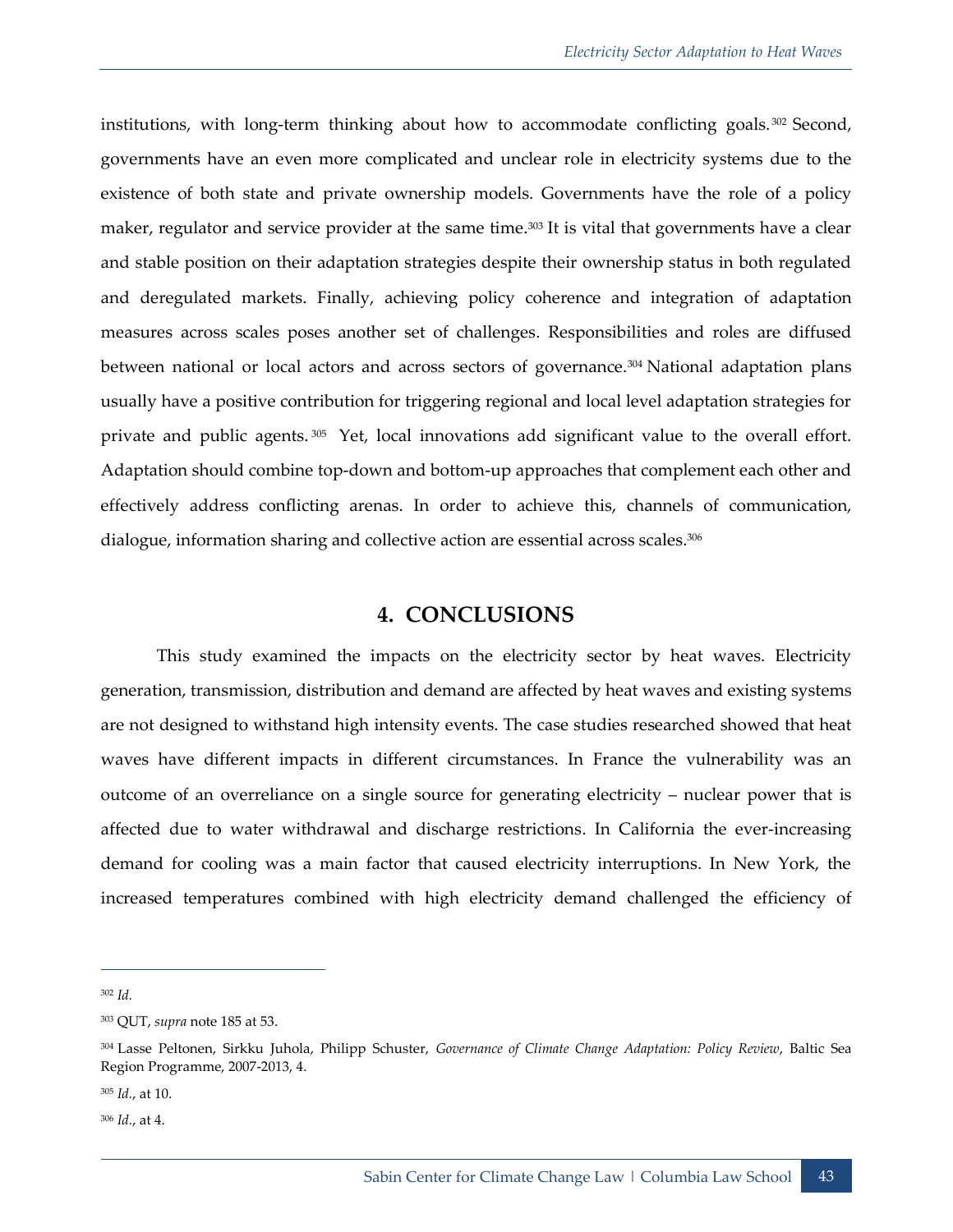institutions, with long-term thinking about how to accommodate conflicting goals.[302] Second, governments have an even more complicated and unclear role in electricity systems due to the existence of both state and private ownership models. Governments have the role of a policy maker, regulator and service provider at the same time.[303] It is vital that governments have a clear and stable position on their adaptation strategies despite their ownership status in both regulated and deregulated markets. Finally, achieving policy coherence and integration of adaptation measures across scales poses another set of challenges. Responsibilities and roles are diffused between national or local actors and across sectors of governance.[304] National adaptation plans usually have a positive contribution for triggering regional and local level adaptation strategies for private and public agents.[305] Yet, local innovations add significant value to the overall effort. Adaptation should combine top-down and bottom-up approaches that complement each other and effectively address conflicting arenas. In order to achieve this, channels of communication, dialogue, information sharing and collective action are essential across scales.[306]

## 4. CONCLUSIONS

This study examined the impacts on the electricity sector by heat waves. Electricity generation, transmission, distribution and demand are affected by heat waves and existing systems are not designed to withstand high intensity events. The case studies researched showed that heat waves have different impacts in different circumstances. In France the vulnerability was an outcome of an overreliance on a single source for generating electricity – nuclear power that is affected due to water withdrawal and discharge restrictions. In California the ever-increasing demand for cooling was a main factor that caused electricity interruptions. In New York, the increased temperatures combined with high electricity demand challenged the efficiency of

---

[302] *Id.*

[303] QUT, *supra* note 185 at 53.

[304] Lasse Peltonen, Sirkku Juhola, Philipp Schuster, *Governance of Climate Change Adaptation: Policy Review*, Baltic Sea Region Programme, 2007-2013, 4.

[305] *Id.*, at 10.

[306] *Id.*, at 4.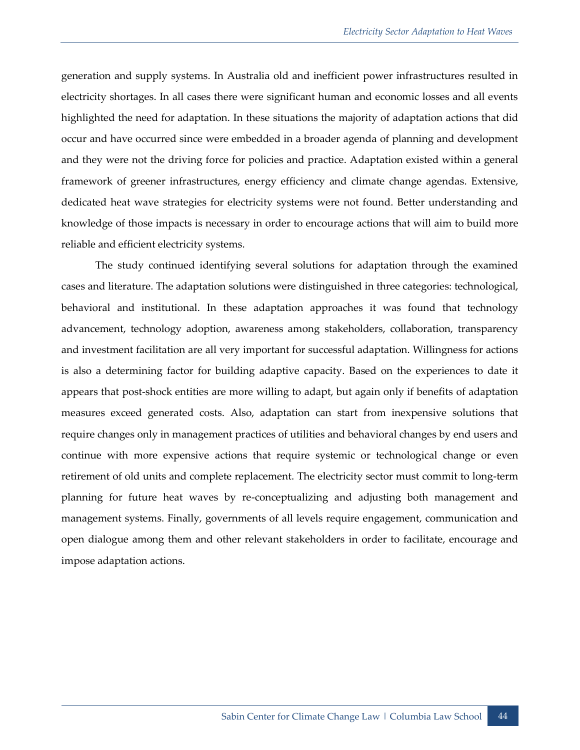generation and supply systems. In Australia old and inefficient power infrastructures resulted in electricity shortages. In all cases there were significant human and economic losses and all events highlighted the need for adaptation. In these situations the majority of adaptation actions that did occur and have occurred since were embedded in a broader agenda of planning and development and they were not the driving force for policies and practice. Adaptation existed within a general framework of greener infrastructures, energy efficiency and climate change agendas. Extensive, dedicated heat wave strategies for electricity systems were not found. Better understanding and knowledge of those impacts is necessary in order to encourage actions that will aim to build more reliable and efficient electricity systems.

The study continued identifying several solutions for adaptation through the examined cases and literature. The adaptation solutions were distinguished in three categories: technological, behavioral and institutional. In these adaptation approaches it was found that technology advancement, technology adoption, awareness among stakeholders, collaboration, transparency and investment facilitation are all very important for successful adaptation. Willingness for actions is also a determining factor for building adaptive capacity. Based on the experiences to date it appears that post-shock entities are more willing to adapt, but again only if benefits of adaptation measures exceed generated costs. Also, adaptation can start from inexpensive solutions that require changes only in management practices of utilities and behavioral changes by end users and continue with more expensive actions that require systemic or technological change or even retirement of old units and complete replacement. The electricity sector must commit to long-term planning for future heat waves by re-conceptualizing and adjusting both management and management systems. Finally, governments of all levels require engagement, communication and open dialogue among them and other relevant stakeholders in order to facilitate, encourage and impose adaptation actions.